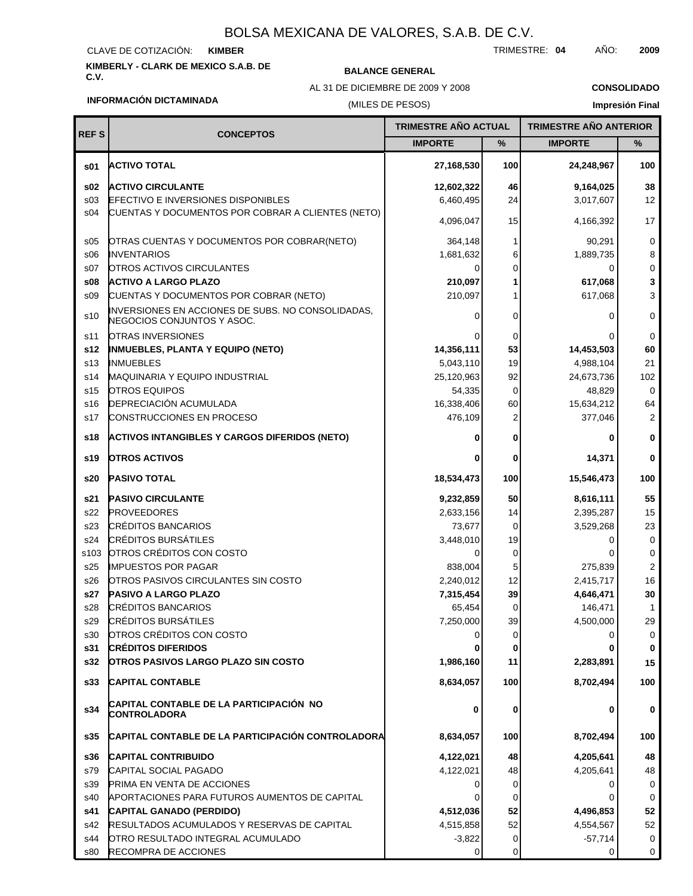# BOLSA MEXICANA DE VALORES, S.A.B. DE C.V.

CLAVE DE COTIZACIÓN: **KIMBER**

TRIMESTRE: **04** AÑO: **2009**

**KIMBERLY - CLARK DE MEXICO S.A.B. DE C.V.**

**BALANCE GENERAL**

AL 31 DE DICIEMBRE DE 2009 Y 2008

(MILES DE PESOS)

**CONSOLIDADO**

**INFORMACIÓN DICTAMINADA**

**Impresión Final**

| REF S | CONCEPTOS | TRIMESTRE AÑO ACTUAL | | TRIMESTRE AÑO ANTERIOR | |
|---|---|---|---|---|---|
| | | IMPORTE | % | IMPORTE | % |
| **s01** | **ACTIVO TOTAL** | **27,168,530** | **100** | **24,248,967** | **100** |
| **s02** | **ACTIVO CIRCULANTE** | **12,602,322** | **46** | **9,164,025** | **38** |
| s03 | EFECTIVO E INVERSIONES DISPONIBLES | 6,460,495 | 24 | 3,017,607 | 12 |
| s04 | CUENTAS Y DOCUMENTOS POR COBRAR A CLIENTES (NETO) | 4,096,047 | 15 | 4,166,392 | 17 |
| s05 | OTRAS CUENTAS Y DOCUMENTOS POR COBRAR(NETO) | 364,148 | 1 | 90,291 | 0 |
| s06 | INVENTARIOS | 1,681,632 | 6 | 1,889,735 | 8 |
| s07 | OTROS ACTIVOS CIRCULANTES | 0 | 0 | 0 | 0 |
| **s08** | **ACTIVO A LARGO PLAZO** | **210,097** | **1** | **617,068** | **3** |
| s09 | CUENTAS Y DOCUMENTOS POR COBRAR (NETO) | 210,097 | 1 | 617,068 | 3 |
| s10 | INVERSIONES EN ACCIONES DE SUBS. NO CONSOLIDADAS, NEGOCIOS CONJUNTOS Y ASOC. | 0 | 0 | 0 | 0 |
| s11 | OTRAS INVERSIONES | 0 | 0 | 0 | 0 |
| **s12** | **INMUEBLES, PLANTA Y EQUIPO (NETO)** | **14,356,111** | **53** | **14,453,503** | **60** |
| s13 | INMUEBLES | 5,043,110 | 19 | 4,988,104 | 21 |
| s14 | MAQUINARIA Y EQUIPO INDUSTRIAL | 25,120,963 | 92 | 24,673,736 | 102 |
| s15 | OTROS EQUIPOS | 54,335 | 0 | 48,829 | 0 |
| s16 | DEPRECIACIÓN ACUMULADA | 16,338,406 | 60 | 15,634,212 | 64 |
| s17 | CONSTRUCCIONES EN PROCESO | 476,109 | 2 | 377,046 | 2 |
| **s18** | **ACTIVOS INTANGIBLES Y CARGOS DIFERIDOS (NETO)** | **0** | **0** | **0** | **0** |
| **s19** | **OTROS ACTIVOS** | **0** | **0** | **14,371** | **0** |
| **s20** | **PASIVO TOTAL** | **18,534,473** | **100** | **15,546,473** | **100** |
| **s21** | **PASIVO CIRCULANTE** | **9,232,859** | **50** | **8,616,111** | **55** |
| s22 | PROVEEDORES | 2,633,156 | 14 | 2,395,287 | 15 |
| s23 | CRÉDITOS BANCARIOS | 73,677 | 0 | 3,529,268 | 23 |
| s24 | CRÉDITOS BURSÁTILES | 3,448,010 | 19 | 0 | 0 |
| s103 | OTROS CRÉDITOS CON COSTO | 0 | 0 | 0 | 0 |
| s25 | IMPUESTOS POR PAGAR | 838,004 | 5 | 275,839 | 2 |
| s26 | OTROS PASIVOS CIRCULANTES SIN COSTO | 2,240,012 | 12 | 2,415,717 | 16 |
| **s27** | **PASIVO A LARGO PLAZO** | **7,315,454** | **39** | **4,646,471** | **30** |
| s28 | CRÉDITOS BANCARIOS | 65,454 | 0 | 146,471 | 1 |
| s29 | CRÉDITOS BURSÁTILES | 7,250,000 | 39 | 4,500,000 | 29 |
| s30 | OTROS CRÉDITOS CON COSTO | 0 | 0 | 0 | 0 |
| **s31** | **CRÉDITOS DIFERIDOS** | **0** | **0** | **0** | **0** |
| **s32** | **OTROS PASIVOS LARGO PLAZO SIN COSTO** | **1,986,160** | **11** | **2,283,891** | **15** |
| **s33** | **CAPITAL CONTABLE** | **8,634,057** | **100** | **8,702,494** | **100** |
| **s34** | **CAPITAL CONTABLE DE LA PARTICIPACIÓN NO CONTROLADORA** | **0** | **0** | **0** | **0** |
| **s35** | **CAPITAL CONTABLE DE LA PARTICIPACIÓN CONTROLADORA** | **8,634,057** | **100** | **8,702,494** | **100** |
| **s36** | **CAPITAL CONTRIBUIDO** | **4,122,021** | **48** | **4,205,641** | **48** |
| s79 | CAPITAL SOCIAL PAGADO | 4,122,021 | 48 | 4,205,641 | 48 |
| s39 | PRIMA EN VENTA DE ACCIONES | 0 | 0 | 0 | 0 |
| s40 | APORTACIONES PARA FUTUROS AUMENTOS DE CAPITAL | 0 | 0 | 0 | 0 |
| **s41** | **CAPITAL GANADO (PERDIDO)** | **4,512,036** | **52** | **4,496,853** | **52** |
| s42 | RESULTADOS ACUMULADOS Y RESERVAS DE CAPITAL | 4,515,858 | 52 | 4,554,567 | 52 |
| s44 | OTRO RESULTADO INTEGRAL ACUMULADO | -3,822 | 0 | -57,714 | 0 |
| s80 | RECOMPRA DE ACCIONES | 0 | 0 | 0 | 0 |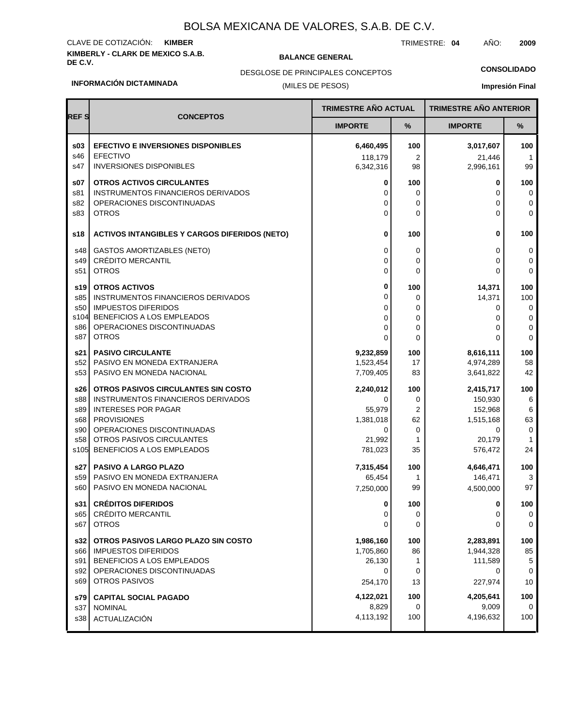# BOLSA MEXICANA DE VALORES, S.A.B. DE C.V.

CLAVE DE COTIZACIÓN: **KIMBER**

TRIMESTRE: **04** AÑO: **2009**

**KIMBERLY - CLARK DE MEXICO S.A.B. DE C.V.**

**BALANCE GENERAL**

DESGLOSE DE PRINCIPALES CONCEPTOS

(MILES DE PESOS)

**CONSOLIDADO**

**INFORMACIÓN DICTAMINADA**

**Impresión Final**

| REF S | CONCEPTOS | TRIMESTRE AÑO ACTUAL | | TRIMESTRE AÑO ANTERIOR | |
|---|---|---|---|---|---|
| | | IMPORTE | % | IMPORTE | % |
| **s03** | **EFECTIVO E INVERSIONES DISPONIBLES** | **6,460,495** | **100** | **3,017,607** | **100** |
| s46 | EFECTIVO | 118,179 | 2 | 21,446 | 1 |
| s47 | INVERSIONES DISPONIBLES | 6,342,316 | 98 | 2,996,161 | 99 |
| **s07** | **OTROS ACTIVOS CIRCULANTES** | **0** | **100** | **0** | **100** |
| s81 | INSTRUMENTOS FINANCIEROS DERIVADOS | 0 | 0 | 0 | 0 |
| s82 | OPERACIONES DISCONTINUADAS | 0 | 0 | 0 | 0 |
| s83 | OTROS | 0 | 0 | 0 | 0 |
| **s18** | **ACTIVOS INTANGIBLES Y CARGOS DIFERIDOS (NETO)** | **0** | **100** | **0** | **100** |
| s48 | GASTOS AMORTIZABLES (NETO) | 0 | 0 | 0 | 0 |
| s49 | CRÉDITO MERCANTIL | 0 | 0 | 0 | 0 |
| s51 | OTROS | 0 | 0 | 0 | 0 |
| **s19** | **OTROS ACTIVOS** | **0** | **100** | **14,371** | **100** |
| s85 | INSTRUMENTOS FINANCIEROS DERIVADOS | 0 | 0 | 14,371 | 100 |
| s50 | IMPUESTOS DIFERIDOS | 0 | 0 | 0 | 0 |
| s104 | BENEFICIOS A LOS EMPLEADOS | 0 | 0 | 0 | 0 |
| s86 | OPERACIONES DISCONTINUADAS | 0 | 0 | 0 | 0 |
| s87 | OTROS | 0 | 0 | 0 | 0 |
| **s21** | **PASIVO CIRCULANTE** | **9,232,859** | **100** | **8,616,111** | **100** |
| s52 | PASIVO EN MONEDA EXTRANJERA | 1,523,454 | 17 | 4,974,289 | 58 |
| s53 | PASIVO EN MONEDA NACIONAL | 7,709,405 | 83 | 3,641,822 | 42 |
| **s26** | **OTROS PASIVOS CIRCULANTES SIN COSTO** | **2,240,012** | **100** | **2,415,717** | **100** |
| s88 | INSTRUMENTOS FINANCIEROS DERIVADOS | 0 | 0 | 150,930 | 6 |
| s89 | INTERESES POR PAGAR | 55,979 | 2 | 152,968 | 6 |
| s68 | PROVISIONES | 1,381,018 | 62 | 1,515,168 | 63 |
| s90 | OPERACIONES DISCONTINUADAS | 0 | 0 | 0 | 0 |
| s58 | OTROS PASIVOS CIRCULANTES | 21,992 | 1 | 20,179 | 1 |
| s105 | BENEFICIOS A LOS EMPLEADOS | 781,023 | 35 | 576,472 | 24 |
| **s27** | **PASIVO A LARGO PLAZO** | **7,315,454** | **100** | **4,646,471** | **100** |
| s59 | PASIVO EN MONEDA EXTRANJERA | 65,454 | 1 | 146,471 | 3 |
| s60 | PASIVO EN MONEDA NACIONAL | 7,250,000 | 99 | 4,500,000 | 97 |
| **s31** | **CRÉDITOS DIFERIDOS** | **0** | **100** | **0** | **100** |
| s65 | CRÉDITO MERCANTIL | 0 | 0 | 0 | 0 |
| s67 | OTROS | 0 | 0 | 0 | 0 |
| **s32** | **OTROS PASIVOS LARGO PLAZO SIN COSTO** | **1,986,160** | **100** | **2,283,891** | **100** |
| s66 | IMPUESTOS DIFERIDOS | 1,705,860 | 86 | 1,944,328 | 85 |
| s91 | BENEFICIOS A LOS EMPLEADOS | 26,130 | 1 | 111,589 | 5 |
| s92 | OPERACIONES DISCONTINUADAS | 0 | 0 | 0 | 0 |
| s69 | OTROS PASIVOS | 254,170 | 13 | 227,974 | 10 |
| **s79** | **CAPITAL SOCIAL PAGADO** | **4,122,021** | **100** | **4,205,641** | **100** |
| s37 | NOMINAL | 8,829 | 0 | 9,009 | 0 |
| s38 | ACTUALIZACIÓN | 4,113,192 | 100 | 4,196,632 | 100 |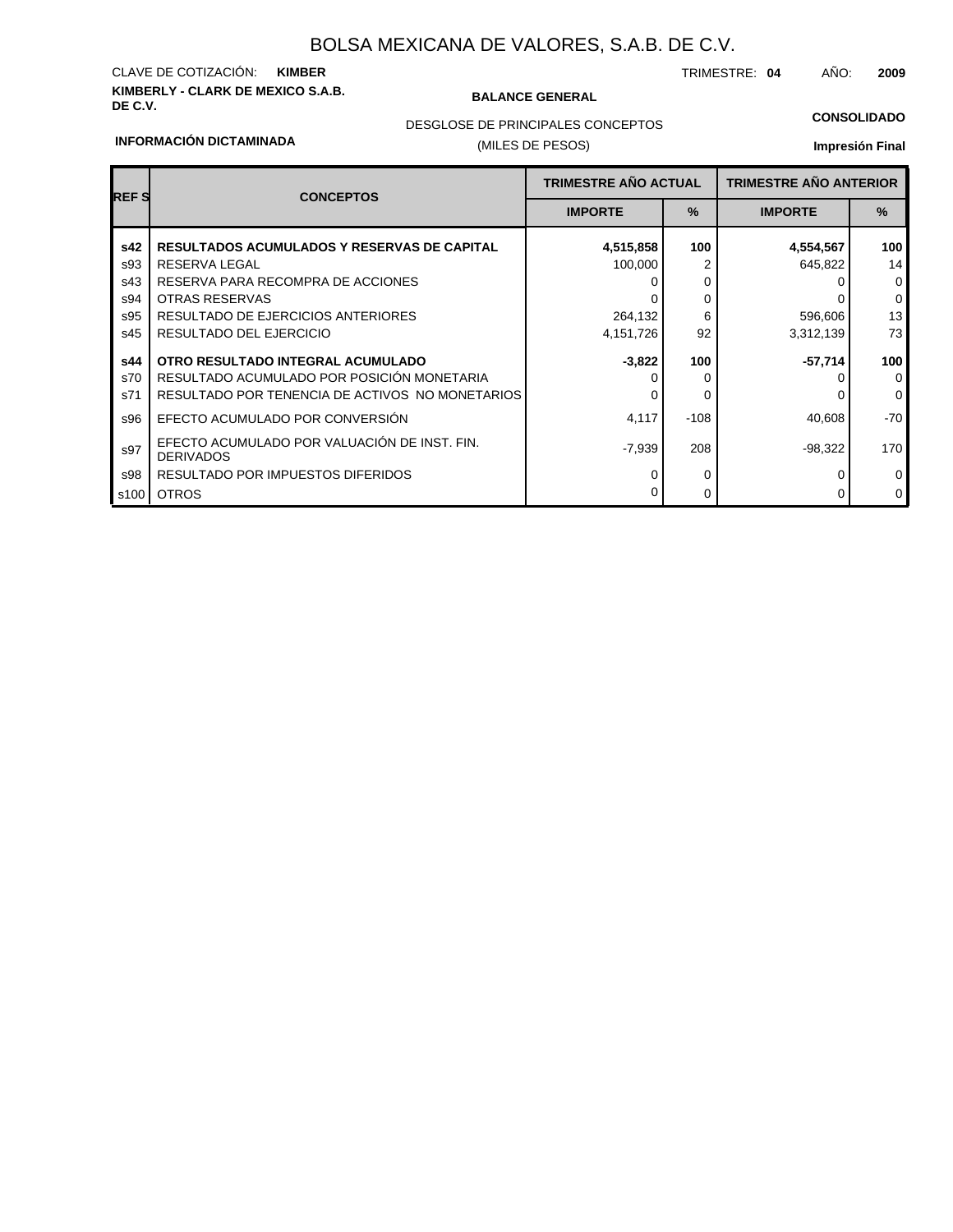# BOLSA MEXICANA DE VALORES, S.A.B. DE C.V.

CLAVE DE COTIZACIÓN: **KIMBER**

TRIMESTRE: **04** AÑO: **2009**

**KIMBERLY - CLARK DE MEXICO S.A.B. DE C.V.**

**BALANCE GENERAL**

DESGLOSE DE PRINCIPALES CONCEPTOS

(MILES DE PESOS)

**CONSOLIDADO**

**INFORMACIÓN DICTAMINADA**

**Impresión Final**

| REF S | CONCEPTOS | TRIMESTRE AÑO ACTUAL | | TRIMESTRE AÑO ANTERIOR | |
|---|---|---|---|---|---|
| | | IMPORTE | % | IMPORTE | % |
| **s42** | **RESULTADOS ACUMULADOS Y RESERVAS DE CAPITAL** | **4,515,858** | **100** | **4,554,567** | **100** |
| s93 | RESERVA LEGAL | 100,000 | 2 | 645,822 | 14 |
| s43 | RESERVA PARA RECOMPRA DE ACCIONES | 0 | 0 | 0 | 0 |
| s94 | OTRAS RESERVAS | 0 | 0 | 0 | 0 |
| s95 | RESULTADO DE EJERCICIOS ANTERIORES | 264,132 | 6 | 596,606 | 13 |
| s45 | RESULTADO DEL EJERCICIO | 4,151,726 | 92 | 3,312,139 | 73 |
| **s44** | **OTRO RESULTADO INTEGRAL ACUMULADO** | **-3,822** | **100** | **-57,714** | **100** |
| s70 | RESULTADO ACUMULADO POR POSICIÓN MONETARIA | 0 | 0 | 0 | 0 |
| s71 | RESULTADO POR TENENCIA DE ACTIVOS NO MONETARIOS | 0 | 0 | 0 | 0 |
| s96 | EFECTO ACUMULADO POR CONVERSIÓN | 4,117 | -108 | 40,608 | -70 |
| s97 | EFECTO ACUMULADO POR VALUACIÓN DE INST. FIN. DERIVADOS | -7,939 | 208 | -98,322 | 170 |
| s98 | RESULTADO POR IMPUESTOS DIFERIDOS | 0 | 0 | 0 | 0 |
| s100 | OTROS | 0 | 0 | 0 | 0 |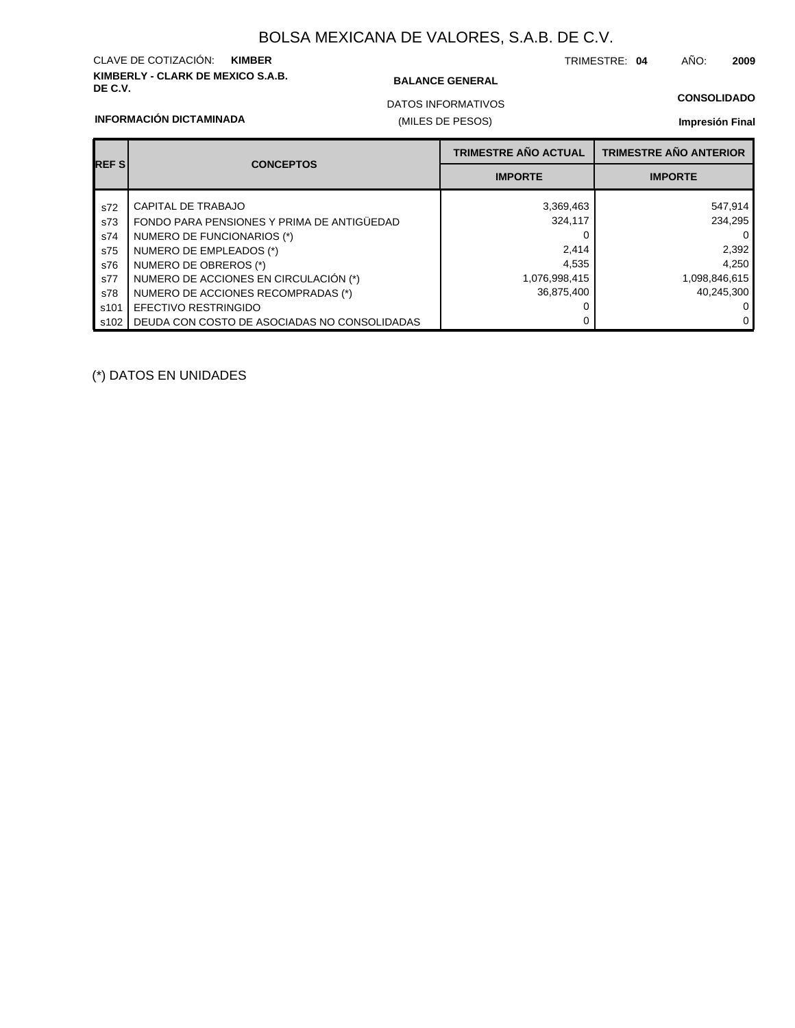# BOLSA MEXICANA DE VALORES, S.A.B. DE C.V.

CLAVE DE COTIZACIÓN: **KIMBER**

TRIMESTRE: **04** AÑO: **2009**

**KIMBERLY - CLARK DE MEXICO S.A.B. DE C.V.**

**BALANCE GENERAL**

DATOS INFORMATIVOS

(MILES DE PESOS)

**CONSOLIDADO**

**INFORMACIÓN DICTAMINADA**

**Impresión Final**

| REF S | CONCEPTOS | TRIMESTRE AÑO ACTUAL | TRIMESTRE AÑO ANTERIOR |
|---|---|---|---|
| | | IMPORTE | IMPORTE |
| s72 | CAPITAL DE TRABAJO | 3,369,463 | 547,914 |
| s73 | FONDO PARA PENSIONES Y PRIMA DE ANTIGÜEDAD | 324,117 | 234,295 |
| s74 | NUMERO DE FUNCIONARIOS (*) | 0 | 0 |
| s75 | NUMERO DE EMPLEADOS (*) | 2,414 | 2,392 |
| s76 | NUMERO DE OBREROS (*) | 4,535 | 4,250 |
| s77 | NUMERO DE ACCIONES EN CIRCULACIÓN (*) | 1,076,998,415 | 1,098,846,615 |
| s78 | NUMERO DE ACCIONES RECOMPRADAS (*) | 36,875,400 | 40,245,300 |
| s101 | EFECTIVO RESTRINGIDO | 0 | 0 |
| s102 | DEUDA CON COSTO DE ASOCIADAS NO CONSOLIDADAS | 0 | 0 |

(*) DATOS EN UNIDADES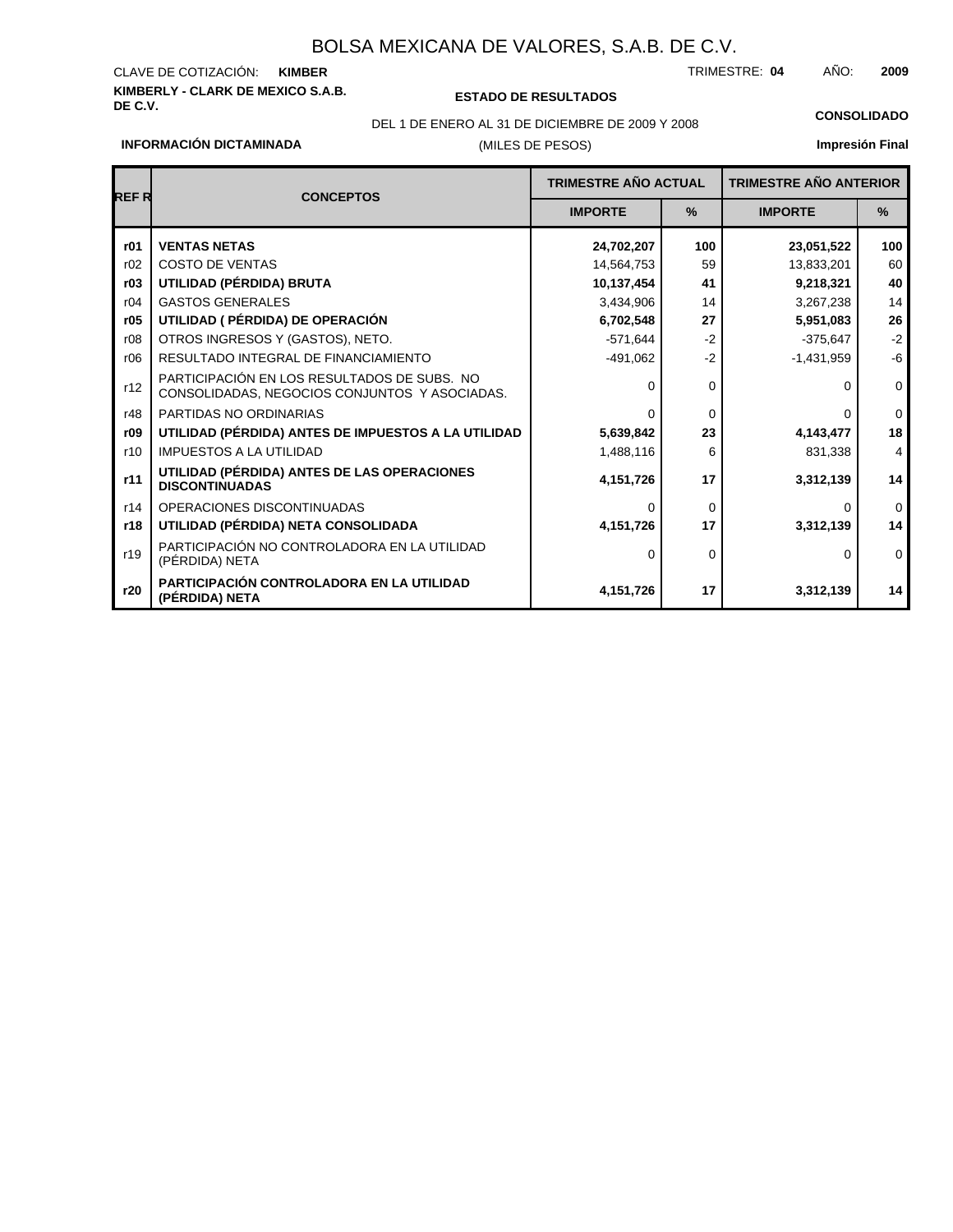# BOLSA MEXICANA DE VALORES, S.A.B. DE C.V.

CLAVE DE COTIZACIÓN: **KIMBER**

TRIMESTRE: **04** AÑO: **2009**

**KIMBERLY - CLARK DE MEXICO S.A.B. DE C.V.**

**ESTADO DE RESULTADOS**

DEL 1 DE ENERO AL 31 DE DICIEMBRE DE 2009 Y 2008

(MILES DE PESOS)

**CONSOLIDADO**

**INFORMACIÓN DICTAMINADA**

**Impresión Final**

| REF R | CONCEPTOS | TRIMESTRE AÑO ACTUAL | | TRIMESTRE AÑO ANTERIOR | |
|---|---|---|---|---|---|
| | | IMPORTE | % | IMPORTE | % |
| **r01** | **VENTAS NETAS** | **24,702,207** | **100** | **23,051,522** | **100** |
| r02 | COSTO DE VENTAS | 14,564,753 | 59 | 13,833,201 | 60 |
| **r03** | **UTILIDAD (PÉRDIDA) BRUTA** | **10,137,454** | **41** | **9,218,321** | **40** |
| r04 | GASTOS GENERALES | 3,434,906 | 14 | 3,267,238 | 14 |
| **r05** | **UTILIDAD ( PÉRDIDA) DE OPERACIÓN** | **6,702,548** | **27** | **5,951,083** | **26** |
| r08 | OTROS INGRESOS Y (GASTOS), NETO. | -571,644 | -2 | -375,647 | -2 |
| r06 | RESULTADO INTEGRAL DE FINANCIAMIENTO | -491,062 | -2 | -1,431,959 | -6 |
| r12 | PARTICIPACIÓN EN LOS RESULTADOS DE SUBS. NO CONSOLIDADAS, NEGOCIOS CONJUNTOS Y ASOCIADAS. | 0 | 0 | 0 | 0 |
| r48 | PARTIDAS NO ORDINARIAS | 0 | 0 | 0 | 0 |
| **r09** | **UTILIDAD (PÉRDIDA) ANTES DE IMPUESTOS A LA UTILIDAD** | **5,639,842** | **23** | **4,143,477** | **18** |
| r10 | IMPUESTOS A LA UTILIDAD | 1,488,116 | 6 | 831,338 | 4 |
| **r11** | **UTILIDAD (PÉRDIDA) ANTES DE LAS OPERACIONES DISCONTINUADAS** | **4,151,726** | **17** | **3,312,139** | **14** |
| r14 | OPERACIONES DISCONTINUADAS | 0 | 0 | 0 | 0 |
| **r18** | **UTILIDAD (PÉRDIDA) NETA CONSOLIDADA** | **4,151,726** | **17** | **3,312,139** | **14** |
| r19 | PARTICIPACIÓN NO CONTROLADORA EN LA UTILIDAD (PÉRDIDA) NETA | 0 | 0 | 0 | 0 |
| **r20** | **PARTICIPACIÓN CONTROLADORA EN LA UTILIDAD (PÉRDIDA) NETA** | **4,151,726** | **17** | **3,312,139** | **14** |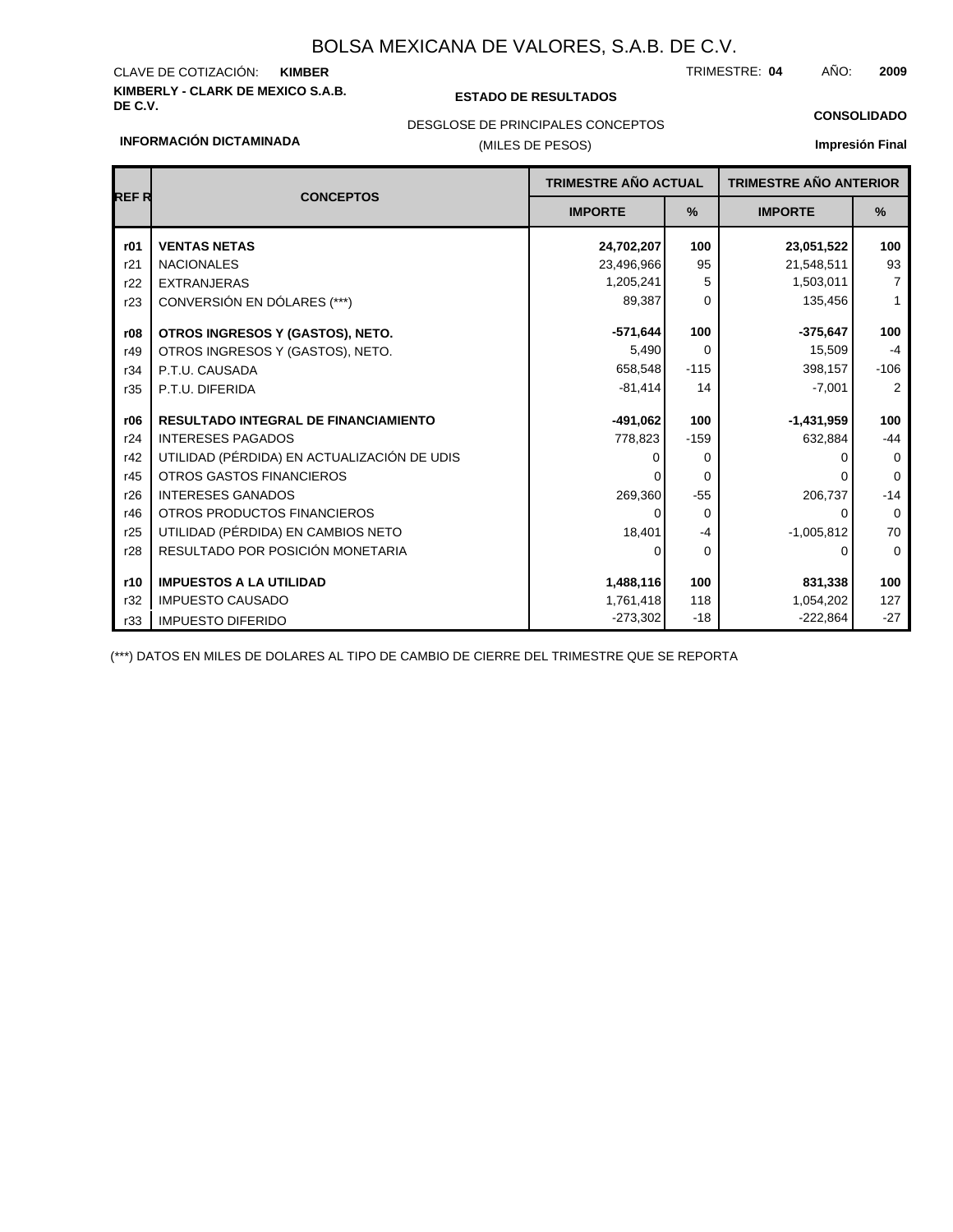# BOLSA MEXICANA DE VALORES, S.A.B. DE C.V.

CLAVE DE COTIZACIÓN: **KIMBER**

TRIMESTRE: **04** AÑO: **2009**

**KIMBERLY - CLARK DE MEXICO S.A.B. DE C.V.**

**ESTADO DE RESULTADOS**

DESGLOSE DE PRINCIPALES CONCEPTOS

(MILES DE PESOS)

**CONSOLIDADO**

**INFORMACIÓN DICTAMINADA**

**Impresión Final**

| REF R | CONCEPTOS | TRIMESTRE AÑO ACTUAL | | TRIMESTRE AÑO ANTERIOR | |
|---|---|---|---|---|---|
| | | IMPORTE | % | IMPORTE | % |
| **r01** | **VENTAS NETAS** | **24,702,207** | **100** | **23,051,522** | **100** |
| r21 | NACIONALES | 23,496,966 | 95 | 21,548,511 | 93 |
| r22 | EXTRANJERAS | 1,205,241 | 5 | 1,503,011 | 7 |
| r23 | CONVERSIÓN EN DÓLARES (***) | 89,387 | 0 | 135,456 | 1 |
| **r08** | **OTROS INGRESOS Y (GASTOS), NETO.** | **-571,644** | **100** | **-375,647** | **100** |
| r49 | OTROS INGRESOS Y (GASTOS), NETO. | 5,490 | 0 | 15,509 | -4 |
| r34 | P.T.U. CAUSADA | 658,548 | -115 | 398,157 | -106 |
| r35 | P.T.U. DIFERIDA | -81,414 | 14 | -7,001 | 2 |
| **r06** | **RESULTADO INTEGRAL DE FINANCIAMIENTO** | **-491,062** | **100** | **-1,431,959** | **100** |
| r24 | INTERESES PAGADOS | 778,823 | -159 | 632,884 | -44 |
| r42 | UTILIDAD (PÉRDIDA) EN ACTUALIZACIÓN DE UDIS | 0 | 0 | 0 | 0 |
| r45 | OTROS GASTOS FINANCIEROS | 0 | 0 | 0 | 0 |
| r26 | INTERESES GANADOS | 269,360 | -55 | 206,737 | -14 |
| r46 | OTROS PRODUCTOS FINANCIEROS | 0 | 0 | 0 | 0 |
| r25 | UTILIDAD (PÉRDIDA) EN CAMBIOS NETO | 18,401 | -4 | -1,005,812 | 70 |
| r28 | RESULTADO POR POSICIÓN MONETARIA | 0 | 0 | 0 | 0 |
| **r10** | **IMPUESTOS A LA UTILIDAD** | **1,488,116** | **100** | **831,338** | **100** |
| r32 | IMPUESTO CAUSADO | 1,761,418 | 118 | 1,054,202 | 127 |
| r33 | IMPUESTO DIFERIDO | -273,302 | -18 | -222,864 | -27 |

(***) DATOS EN MILES DE DOLARES AL TIPO DE CAMBIO DE CIERRE DEL TRIMESTRE QUE SE REPORTA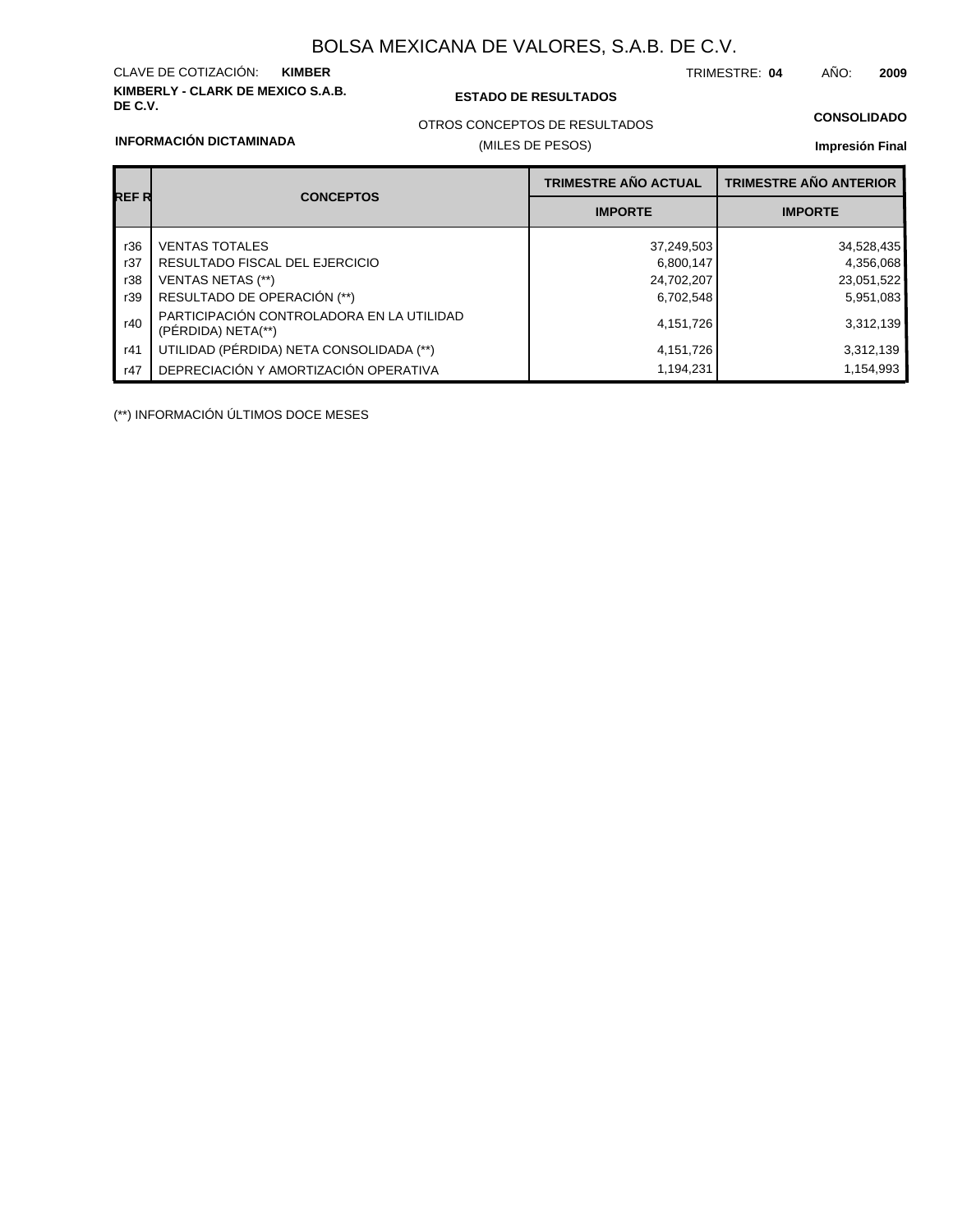BOLSA MEXICANA DE VALORES, S.A.B. DE C.V.

CLAVE DE COTIZACIÓN: **KIMBER**

TRIMESTRE: **04** AÑO: **2009**

**KIMBERLY - CLARK DE MEXICO S.A.B. DE C.V.**

**ESTADO DE RESULTADOS**

OTROS CONCEPTOS DE RESULTADOS

(MILES DE PESOS)

**CONSOLIDADO**

**INFORMACIÓN DICTAMINADA**

**Impresión Final**

| REF R | CONCEPTOS | TRIMESTRE AÑO ACTUAL | TRIMESTRE AÑO ANTERIOR |
|---|---|---|---|
| | | IMPORTE | IMPORTE |
| r36 | VENTAS TOTALES | 37,249,503 | 34,528,435 |
| r37 | RESULTADO FISCAL DEL EJERCICIO | 6,800,147 | 4,356,068 |
| r38 | VENTAS NETAS (**) | 24,702,207 | 23,051,522 |
| r39 | RESULTADO DE OPERACIÓN (**) | 6,702,548 | 5,951,083 |
| r40 | PARTICIPACIÓN CONTROLADORA EN LA UTILIDAD (PÉRDIDA) NETA(**) | 4,151,726 | 3,312,139 |
| r41 | UTILIDAD (PÉRDIDA) NETA CONSOLIDADA (**) | 4,151,726 | 3,312,139 |
| r47 | DEPRECIACIÓN Y AMORTIZACIÓN OPERATIVA | 1,194,231 | 1,154,993 |

(**) INFORMACIÓN ÚLTIMOS DOCE MESES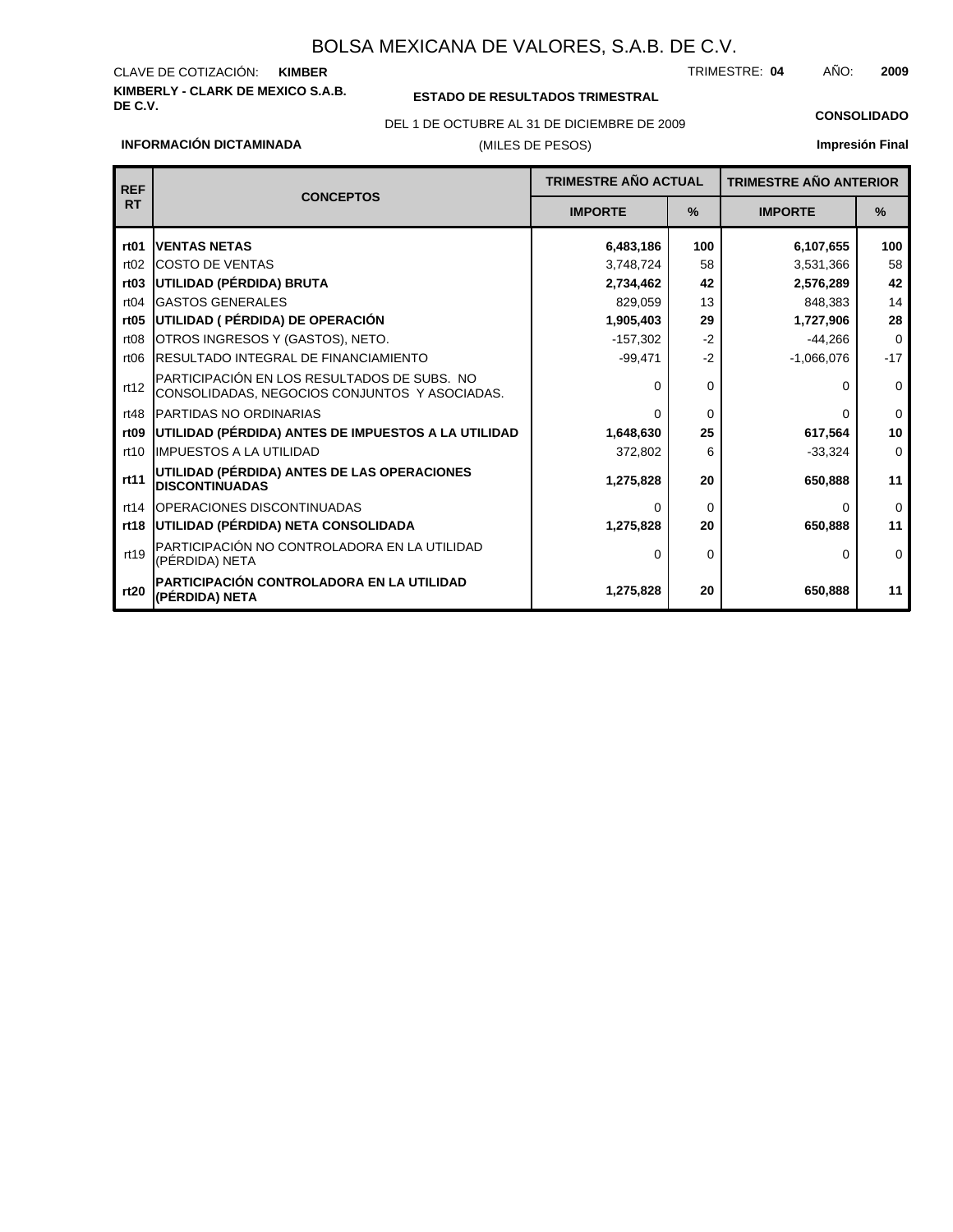# BOLSA MEXICANA DE VALORES, S.A.B. DE C.V.

CLAVE DE COTIZACIÓN: **KIMBER**

TRIMESTRE: **04** AÑO: **2009**

**KIMBERLY - CLARK DE MEXICO S.A.B. DE C.V.**

**ESTADO DE RESULTADOS TRIMESTRAL**

DEL 1 DE OCTUBRE AL 31 DE DICIEMBRE DE 2009

(MILES DE PESOS)

**CONSOLIDADO**

**INFORMACIÓN DICTAMINADA**

**Impresión Final**

| REF RT | CONCEPTOS | TRIMESTRE AÑO ACTUAL | | TRIMESTRE AÑO ANTERIOR | |
|---|---|---|---|---|---|
| | | IMPORTE | % | IMPORTE | % |
| **rt01** | **VENTAS NETAS** | **6,483,186** | **100** | **6,107,655** | **100** |
| rt02 | COSTO DE VENTAS | 3,748,724 | 58 | 3,531,366 | 58 |
| **rt03** | **UTILIDAD (PÉRDIDA) BRUTA** | **2,734,462** | **42** | **2,576,289** | **42** |
| rt04 | GASTOS GENERALES | 829,059 | 13 | 848,383 | 14 |
| **rt05** | **UTILIDAD ( PÉRDIDA) DE OPERACIÓN** | **1,905,403** | **29** | **1,727,906** | **28** |
| rt08 | OTROS INGRESOS Y (GASTOS), NETO. | -157,302 | -2 | -44,266 | 0 |
| rt06 | RESULTADO INTEGRAL DE FINANCIAMIENTO | -99,471 | -2 | -1,066,076 | -17 |
| rt12 | PARTICIPACIÓN EN LOS RESULTADOS DE SUBS. NO CONSOLIDADAS, NEGOCIOS CONJUNTOS Y ASOCIADAS. | 0 | 0 | 0 | 0 |
| rt48 | PARTIDAS NO ORDINARIAS | 0 | 0 | 0 | 0 |
| **rt09** | **UTILIDAD (PÉRDIDA) ANTES DE IMPUESTOS A LA UTILIDAD** | **1,648,630** | **25** | **617,564** | **10** |
| rt10 | IMPUESTOS A LA UTILIDAD | 372,802 | 6 | -33,324 | 0 |
| **rt11** | **UTILIDAD (PÉRDIDA) ANTES DE LAS OPERACIONES DISCONTINUADAS** | **1,275,828** | **20** | **650,888** | **11** |
| rt14 | OPERACIONES DISCONTINUADAS | 0 | 0 | 0 | 0 |
| **rt18** | **UTILIDAD (PÉRDIDA) NETA CONSOLIDADA** | **1,275,828** | **20** | **650,888** | **11** |
| rt19 | PARTICIPACIÓN NO CONTROLADORA EN LA UTILIDAD (PÉRDIDA) NETA | 0 | 0 | 0 | 0 |
| **rt20** | **PARTICIPACIÓN CONTROLADORA EN LA UTILIDAD (PÉRDIDA) NETA** | **1,275,828** | **20** | **650,888** | **11** |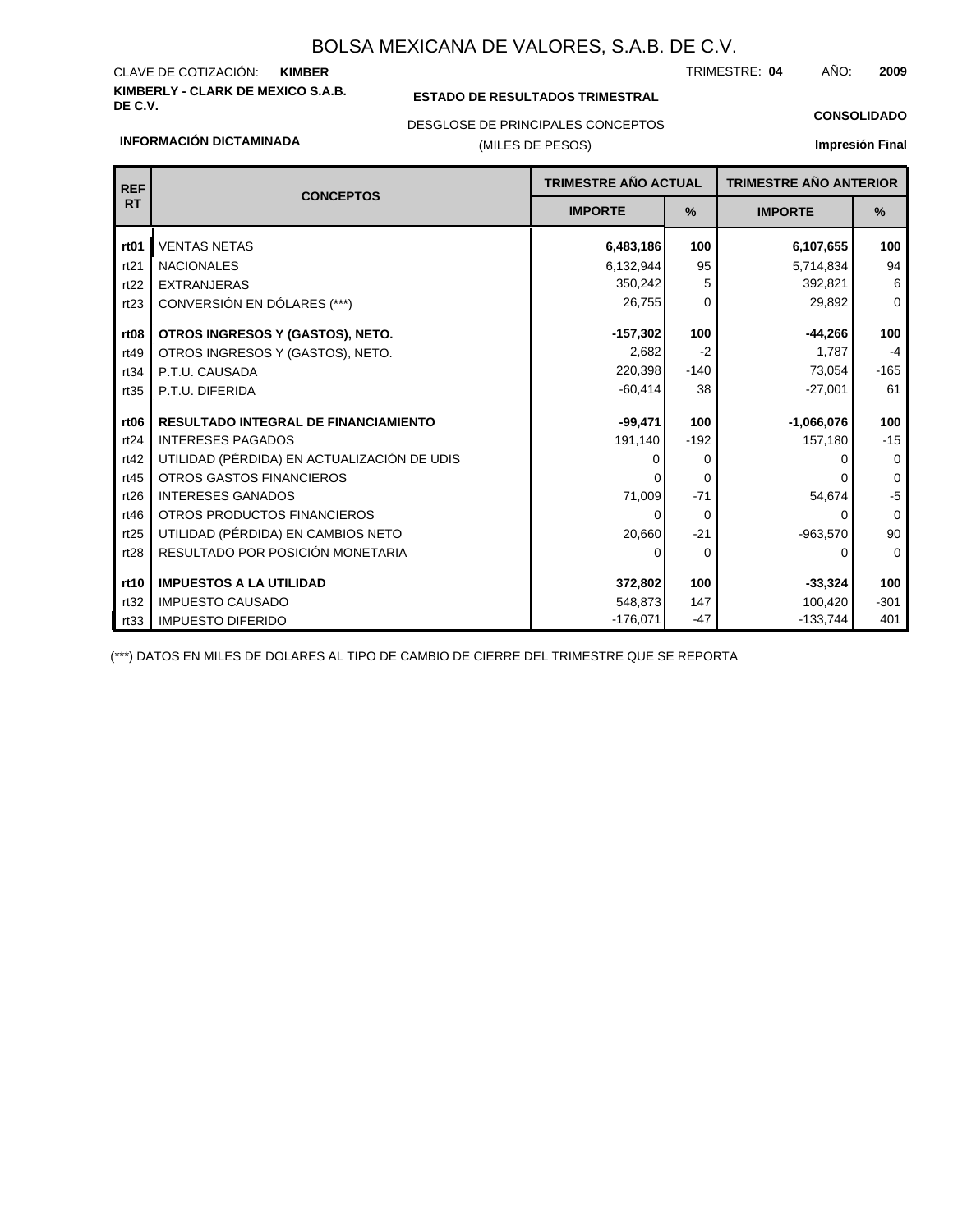# BOLSA MEXICANA DE VALORES, S.A.B. DE C.V.

CLAVE DE COTIZACIÓN: **KIMBER**

TRIMESTRE: **04** AÑO: **2009**

**KIMBERLY - CLARK DE MEXICO S.A.B. DE C.V.**

**ESTADO DE RESULTADOS TRIMESTRAL**

DESGLOSE DE PRINCIPALES CONCEPTOS

(MILES DE PESOS)

**CONSOLIDADO**

**INFORMACIÓN DICTAMINADA**

**Impresión Final**

| REF RT | CONCEPTOS | TRIMESTRE AÑO ACTUAL | | TRIMESTRE AÑO ANTERIOR | |
|---|---|---|---|---|---|
| | | IMPORTE | % | IMPORTE | % |
| **rt01** | VENTAS NETAS | **6,483,186** | **100** | **6,107,655** | **100** |
| rt21 | NACIONALES | 6,132,944 | 95 | 5,714,834 | 94 |
| rt22 | EXTRANJERAS | 350,242 | 5 | 392,821 | 6 |
| rt23 | CONVERSIÓN EN DÓLARES (***) | 26,755 | 0 | 29,892 | 0 |
| **rt08** | **OTROS INGRESOS Y (GASTOS), NETO.** | **-157,302** | **100** | **-44,266** | **100** |
| rt49 | OTROS INGRESOS Y (GASTOS), NETO. | 2,682 | -2 | 1,787 | -4 |
| rt34 | P.T.U. CAUSADA | 220,398 | -140 | 73,054 | -165 |
| rt35 | P.T.U. DIFERIDA | -60,414 | 38 | -27,001 | 61 |
| **rt06** | **RESULTADO INTEGRAL DE FINANCIAMIENTO** | **-99,471** | **100** | **-1,066,076** | **100** |
| rt24 | INTERESES PAGADOS | 191,140 | -192 | 157,180 | -15 |
| rt42 | UTILIDAD (PÉRDIDA) EN ACTUALIZACIÓN DE UDIS | 0 | 0 | 0 | 0 |
| rt45 | OTROS GASTOS FINANCIEROS | 0 | 0 | 0 | 0 |
| rt26 | INTERESES GANADOS | 71,009 | -71 | 54,674 | -5 |
| rt46 | OTROS PRODUCTOS FINANCIEROS | 0 | 0 | 0 | 0 |
| rt25 | UTILIDAD (PÉRDIDA) EN CAMBIOS NETO | 20,660 | -21 | -963,570 | 90 |
| rt28 | RESULTADO POR POSICIÓN MONETARIA | 0 | 0 | 0 | 0 |
| **rt10** | **IMPUESTOS A LA UTILIDAD** | **372,802** | **100** | **-33,324** | **100** |
| rt32 | IMPUESTO CAUSADO | 548,873 | 147 | 100,420 | -301 |
| rt33 | IMPUESTO DIFERIDO | -176,071 | -47 | -133,744 | 401 |

(***) DATOS EN MILES DE DOLARES AL TIPO DE CAMBIO DE CIERRE DEL TRIMESTRE QUE SE REPORTA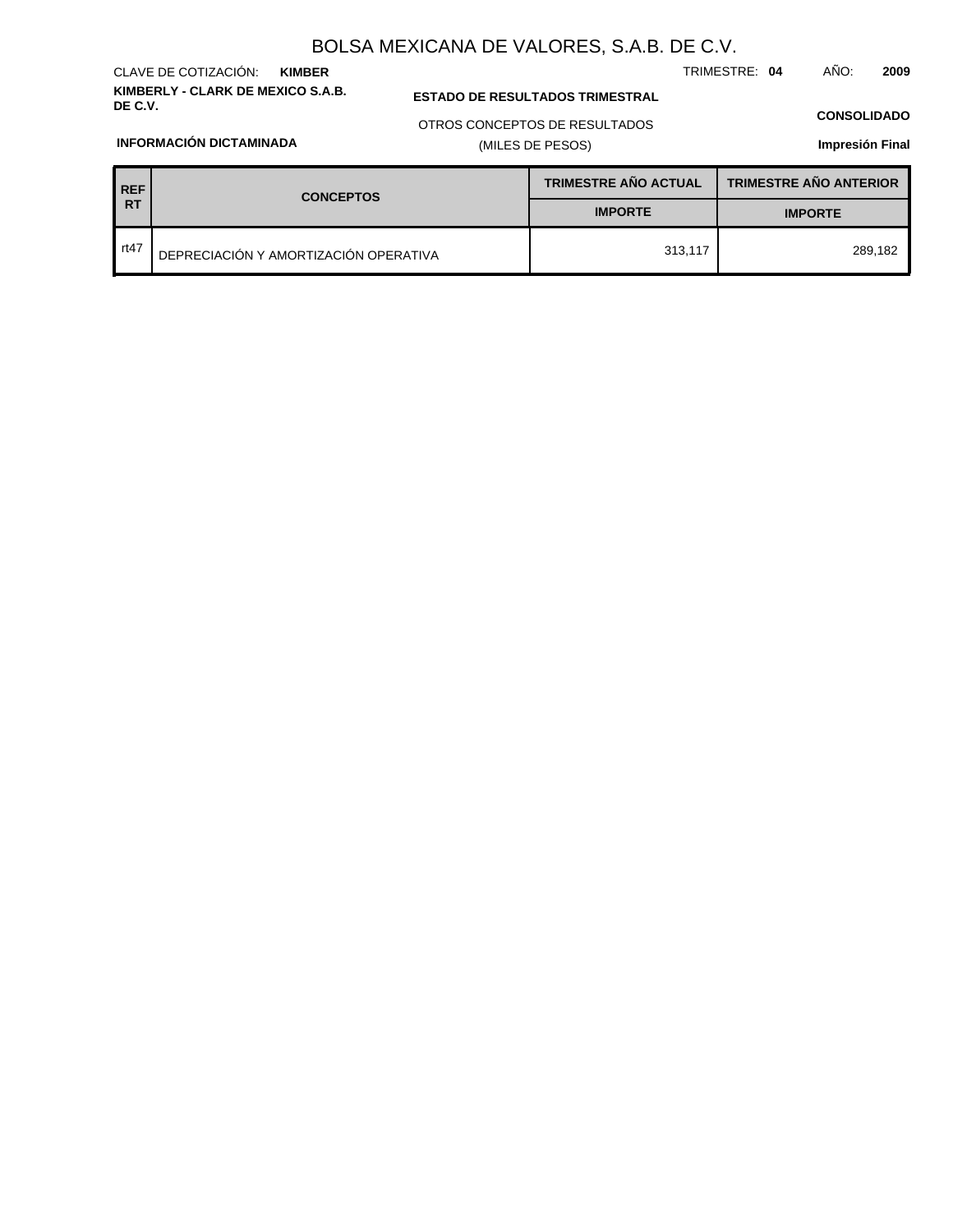# BOLSA MEXICANA DE VALORES, S.A.B. DE C.V.

CLAVE DE COTIZACIÓN: **KIMBER**

TRIMESTRE: **04** AÑO: **2009**

**KIMBERLY - CLARK DE MEXICO S.A.B. DE C.V.**

**ESTADO DE RESULTADOS TRIMESTRAL**

OTROS CONCEPTOS DE RESULTADOS

(MILES DE PESOS)

**CONSOLIDADO**

**INFORMACIÓN DICTAMINADA**

**Impresión Final**

| REF RT | CONCEPTOS | TRIMESTRE AÑO ACTUAL | TRIMESTRE AÑO ANTERIOR |
|---|---|---|---|
| | | IMPORTE | IMPORTE |
| rt47 | DEPRECIACIÓN Y AMORTIZACIÓN OPERATIVA | 313,117 | 289,182 |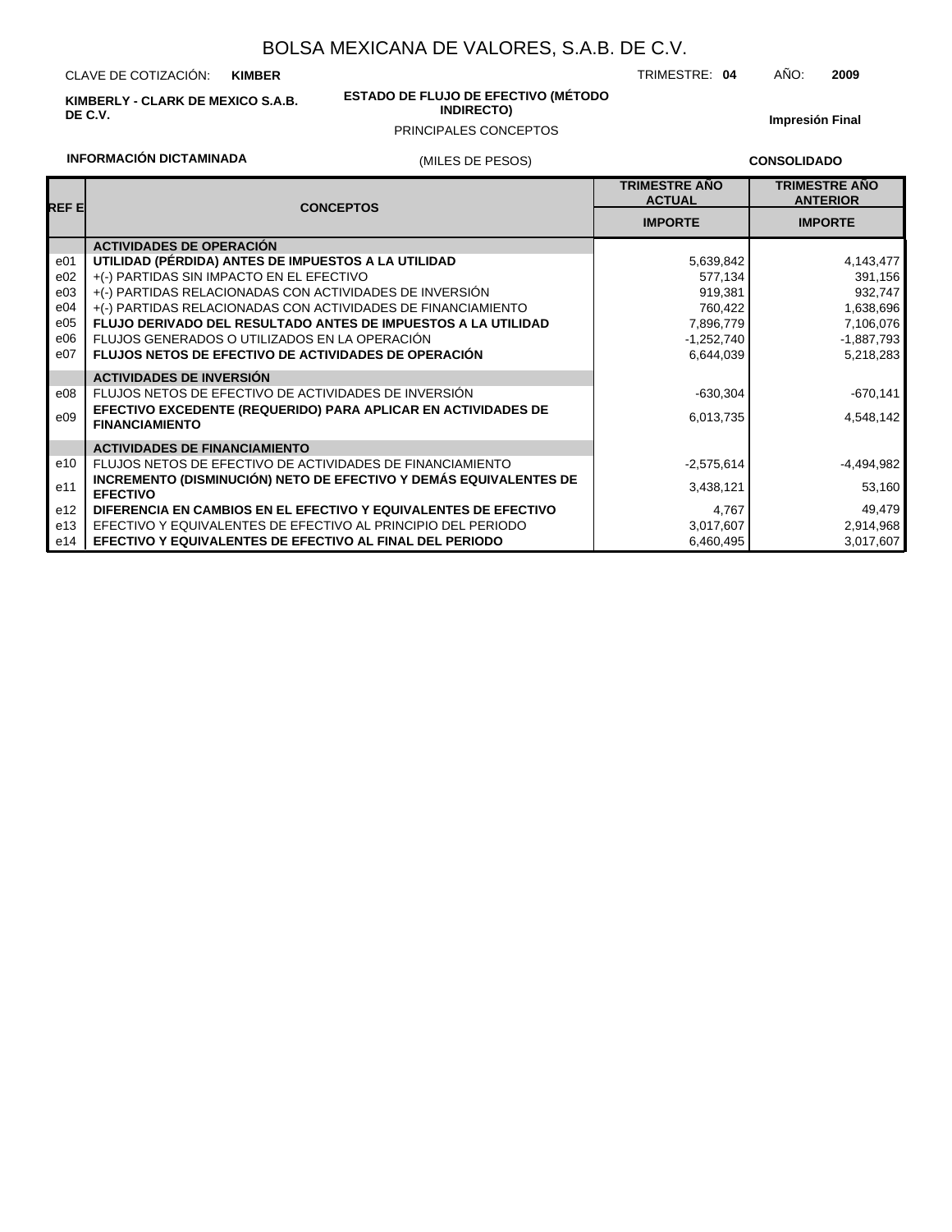# BOLSA MEXICANA DE VALORES, S.A.B. DE C.V.

CLAVE DE COTIZACIÓN: **KIMBER** TRIMESTRE: **04** AÑO: **2009**

**KIMBERLY - CLARK DE MEXICO S.A.B. DE C.V.**

**ESTADO DE FLUJO DE EFECTIVO (MÉTODO INDIRECTO)**

PRINCIPALES CONCEPTOS

**Impresión Final**

**INFORMACIÓN DICTAMINADA** (MILES DE PESOS) **CONSOLIDADO**

| REF E | CONCEPTOS | TRIMESTRE AÑO ACTUAL | TRIMESTRE AÑO ANTERIOR |
|---|---|---|---|
| | | IMPORTE | IMPORTE |
| | **ACTIVIDADES DE OPERACIÓN** | | |
| e01 | **UTILIDAD (PÉRDIDA) ANTES DE IMPUESTOS A LA UTILIDAD** | 5,639,842 | 4,143,477 |
| e02 | +(-) PARTIDAS SIN IMPACTO EN EL EFECTIVO | 577,134 | 391,156 |
| e03 | +(-) PARTIDAS RELACIONADAS CON ACTIVIDADES DE INVERSIÓN | 919,381 | 932,747 |
| e04 | +(-) PARTIDAS RELACIONADAS CON ACTIVIDADES DE FINANCIAMIENTO | 760,422 | 1,638,696 |
| e05 | **FLUJO DERIVADO DEL RESULTADO ANTES DE IMPUESTOS A LA UTILIDAD** | 7,896,779 | 7,106,076 |
| e06 | FLUJOS GENERADOS O UTILIZADOS EN LA OPERACIÓN | -1,252,740 | -1,887,793 |
| e07 | **FLUJOS NETOS DE EFECTIVO DE ACTIVIDADES DE OPERACIÓN** | 6,644,039 | 5,218,283 |
| | **ACTIVIDADES DE INVERSIÓN** | | |
| e08 | FLUJOS NETOS DE EFECTIVO DE ACTIVIDADES DE INVERSIÓN | -630,304 | -670,141 |
| e09 | **EFECTIVO EXCEDENTE (REQUERIDO) PARA APLICAR EN ACTIVIDADES DE FINANCIAMIENTO** | 6,013,735 | 4,548,142 |
| | **ACTIVIDADES DE FINANCIAMIENTO** | | |
| e10 | FLUJOS NETOS DE EFECTIVO DE ACTIVIDADES DE FINANCIAMIENTO | -2,575,614 | -4,494,982 |
| e11 | **INCREMENTO (DISMINUCIÓN) NETO DE EFECTIVO Y DEMÁS EQUIVALENTES DE EFECTIVO** | 3,438,121 | 53,160 |
| e12 | **DIFERENCIA EN CAMBIOS EN EL EFECTIVO Y EQUIVALENTES DE EFECTIVO** | 4,767 | 49,479 |
| e13 | EFECTIVO Y EQUIVALENTES DE EFECTIVO AL PRINCIPIO DEL PERIODO | 3,017,607 | 2,914,968 |
| e14 | **EFECTIVO Y EQUIVALENTES DE EFECTIVO AL FINAL DEL PERIODO** | 6,460,495 | 3,017,607 |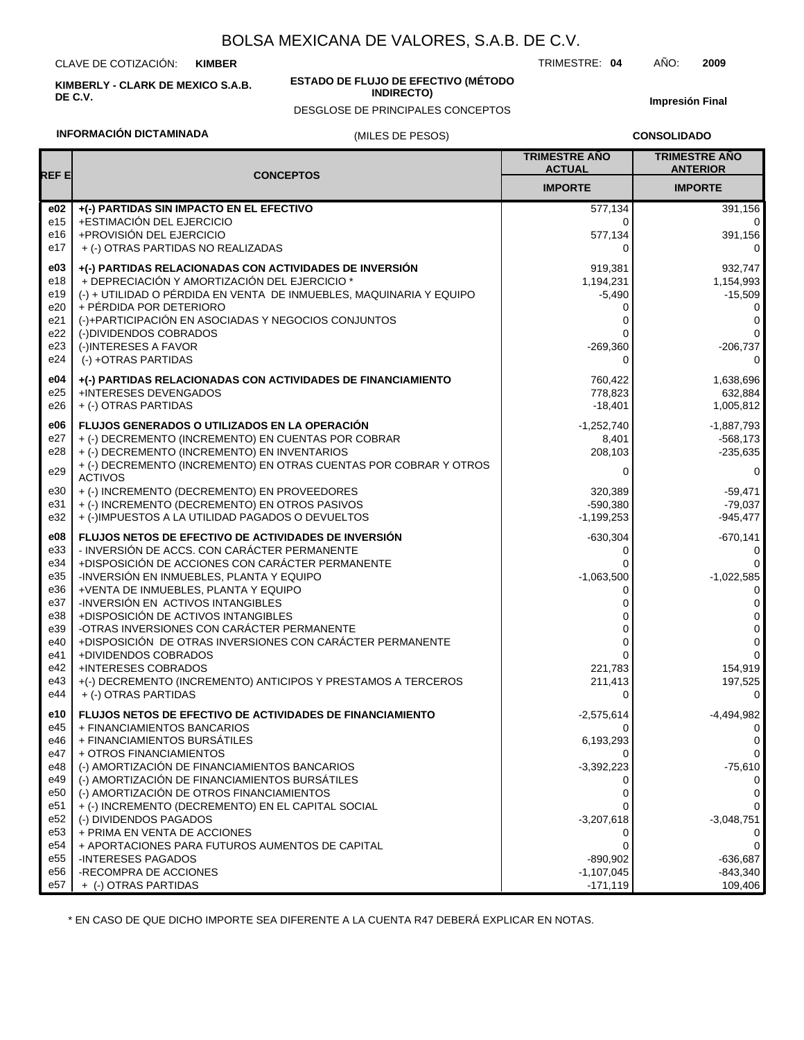# BOLSA MEXICANA DE VALORES, S.A.B. DE C.V.

CLAVE DE COTIZACIÓN: **KIMBER** TRIMESTRE: **04** AÑO: **2009**

**KIMBERLY - CLARK DE MEXICO S.A.B. DE C.V.**

**ESTADO DE FLUJO DE EFECTIVO (MÉTODO INDIRECTO)**

DESGLOSE DE PRINCIPALES CONCEPTOS

**Impresión Final**

**INFORMACIÓN DICTAMINADA** (MILES DE PESOS) **CONSOLIDADO**

| REF E | CONCEPTOS | TRIMESTRE AÑO ACTUAL | TRIMESTRE AÑO ANTERIOR |
|---|---|---|---|
| | | IMPORTE | IMPORTE |
| **e02** | **+(-) PARTIDAS SIN IMPACTO EN EL EFECTIVO** | 577,134 | 391,156 |
| e15 | +ESTIMACIÓN DEL EJERCICIO | 0 | 0 |
| e16 | +PROVISIÓN DEL EJERCICIO | 577,134 | 391,156 |
| e17 | + (-) OTRAS PARTIDAS NO REALIZADAS | 0 | 0 |
| **e03** | **+(-) PARTIDAS RELACIONADAS CON ACTIVIDADES DE INVERSIÓN** | 919,381 | 932,747 |
| e18 | + DEPRECIACIÓN Y AMORTIZACIÓN DEL EJERCICIO * | 1,194,231 | 1,154,993 |
| e19 | (-) + UTILIDAD O PÉRDIDA EN VENTA DE INMUEBLES, MAQUINARIA Y EQUIPO | -5,490 | -15,509 |
| e20 | + PÉRDIDA POR DETERIORO | 0 | 0 |
| e21 | (-)+PARTICIPACIÓN EN ASOCIADAS Y NEGOCIOS CONJUNTOS | 0 | 0 |
| e22 | (-)DIVIDENDOS COBRADOS | 0 | 0 |
| e23 | (-)INTERESES A FAVOR | -269,360 | -206,737 |
| e24 | (-) +OTRAS PARTIDAS | 0 | 0 |
| **e04** | **+(-) PARTIDAS RELACIONADAS CON ACTIVIDADES DE FINANCIAMIENTO** | 760,422 | 1,638,696 |
| e25 | +INTERESES DEVENGADOS | 778,823 | 632,884 |
| e26 | + (-) OTRAS PARTIDAS | -18,401 | 1,005,812 |
| **e06** | **FLUJOS GENERADOS O UTILIZADOS EN LA OPERACIÓN** | -1,252,740 | -1,887,793 |
| e27 | + (-) DECREMENTO (INCREMENTO) EN CUENTAS POR COBRAR | 8,401 | -568,173 |
| e28 | + (-) DECREMENTO (INCREMENTO) EN INVENTARIOS | 208,103 | -235,635 |
| e29 | + (-) DECREMENTO (INCREMENTO) EN OTRAS CUENTAS POR COBRAR Y OTROS ACTIVOS | 0 | 0 |
| e30 | + (-) INCREMENTO (DECREMENTO) EN PROVEEDORES | 320,389 | -59,471 |
| e31 | + (-) INCREMENTO (DECREMENTO) EN OTROS PASIVOS | -590,380 | -79,037 |
| e32 | + (-)IMPUESTOS A LA UTILIDAD PAGADOS O DEVUELTOS | -1,199,253 | -945,477 |
| **e08** | **FLUJOS NETOS DE EFECTIVO DE ACTIVIDADES DE INVERSIÓN** | -630,304 | -670,141 |
| e33 | - INVERSIÓN DE ACCS. CON CARÁCTER PERMANENTE | 0 | 0 |
| e34 | +DISPOSICIÓN DE ACCIONES CON CARÁCTER PERMANENTE | 0 | 0 |
| e35 | -INVERSIÓN EN INMUEBLES, PLANTA Y EQUIPO | -1,063,500 | -1,022,585 |
| e36 | +VENTA DE INMUEBLES, PLANTA Y EQUIPO | 0 | 0 |
| e37 | -INVERSIÓN EN ACTIVOS INTANGIBLES | 0 | 0 |
| e38 | +DISPOSICIÓN DE ACTIVOS INTANGIBLES | 0 | 0 |
| e39 | -OTRAS INVERSIONES CON CARÁCTER PERMANENTE | 0 | 0 |
| e40 | +DISPOSICIÓN DE OTRAS INVERSIONES CON CARÁCTER PERMANENTE | 0 | 0 |
| e41 | +DIVIDENDOS COBRADOS | 0 | 0 |
| e42 | +INTERESES COBRADOS | 221,783 | 154,919 |
| e43 | +(-) DECREMENTO (INCREMENTO) ANTICIPOS Y PRESTAMOS A TERCEROS | 211,413 | 197,525 |
| e44 | + (-) OTRAS PARTIDAS | 0 | 0 |
| **e10** | **FLUJOS NETOS DE EFECTIVO DE ACTIVIDADES DE FINANCIAMIENTO** | -2,575,614 | -4,494,982 |
| e45 | + FINANCIAMIENTOS BANCARIOS | 0 | 0 |
| e46 | + FINANCIAMIENTOS BURSÁTILES | 6,193,293 | 0 |
| e47 | + OTROS FINANCIAMIENTOS | 0 | 0 |
| e48 | (-) AMORTIZACIÓN DE FINANCIAMIENTOS BANCARIOS | -3,392,223 | -75,610 |
| e49 | (-) AMORTIZACIÓN DE FINANCIAMIENTOS BURSÁTILES | 0 | 0 |
| e50 | (-) AMORTIZACIÓN DE OTROS FINANCIAMIENTOS | 0 | 0 |
| e51 | + (-) INCREMENTO (DECREMENTO) EN EL CAPITAL SOCIAL | 0 | 0 |
| e52 | (-) DIVIDENDOS PAGADOS | -3,207,618 | -3,048,751 |
| e53 | + PRIMA EN VENTA DE ACCIONES | 0 | 0 |
| e54 | + APORTACIONES PARA FUTUROS AUMENTOS DE CAPITAL | 0 | 0 |
| e55 | -INTERESES PAGADOS | -890,902 | -636,687 |
| e56 | -RECOMPRA DE ACCIONES | -1,107,045 | -843,340 |
| e57 | + (-) OTRAS PARTIDAS | -171,119 | 109,406 |

\* EN CASO DE QUE DICHO IMPORTE SEA DIFERENTE A LA CUENTA R47 DEBERÁ EXPLICAR EN NOTAS.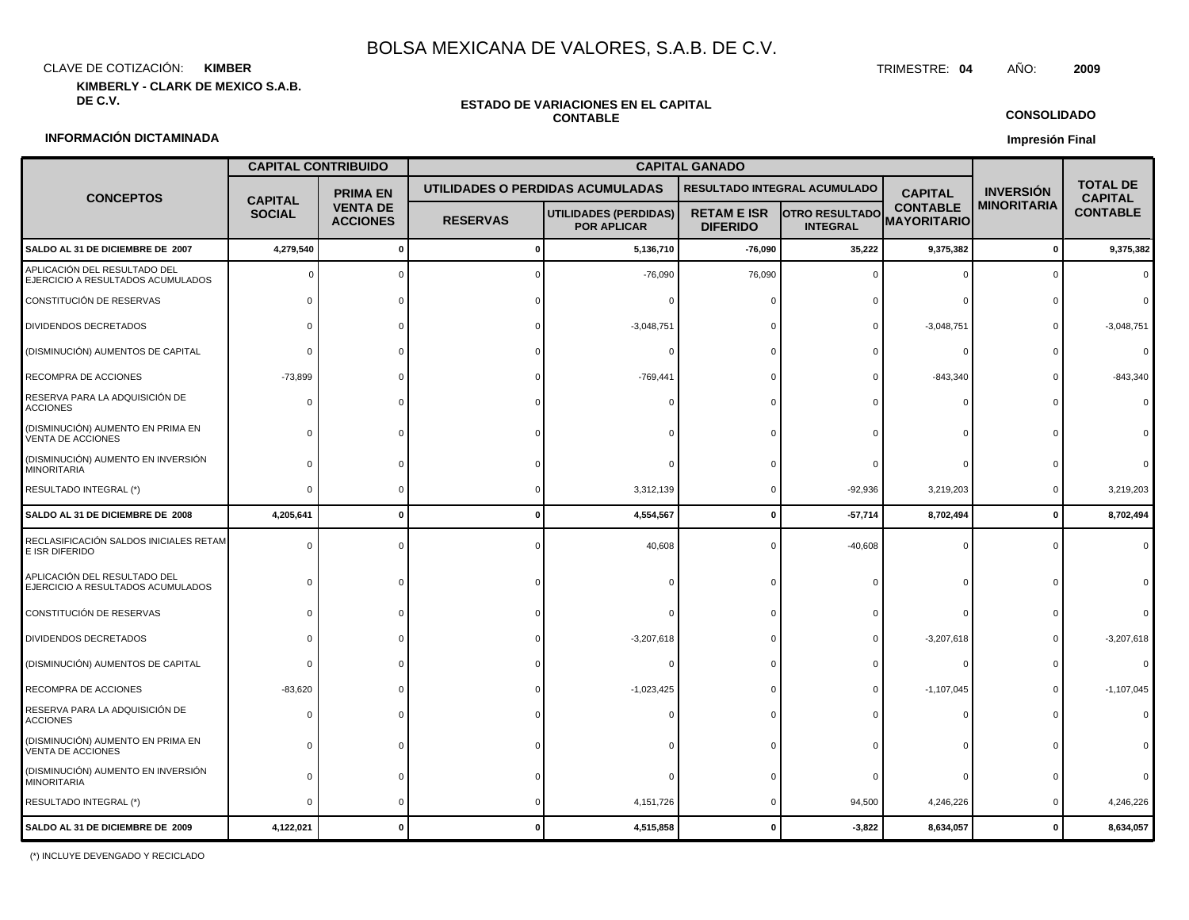# BOLSA MEXICANA DE VALORES, S.A.B. DE C.V.

CLAVE DE COTIZACIÓN: **KIMBER**

TRIMESTRE: **04** AÑO: **2009**

**KIMBERLY - CLARK DE MEXICO S.A.B. DE C.V.**

**ESTADO DE VARIACIONES EN EL CAPITAL CONTABLE**

**CONSOLIDADO**

**INFORMACIÓN DICTAMINADA**

**Impresión Final**

| CONCEPTOS | CAPITAL CONTRIBUIDO | | CAPITAL GANADO | | | | | INVERSIÓN MINORITARIA | TOTAL DE CAPITAL CONTABLE |
|---|---|---|---|---|---|---|---|---|---|
| | CAPITAL SOCIAL | PRIMA EN VENTA DE ACCIONES | UTILIDADES O PERDIDAS ACUMULADAS | | RESULTADO INTEGRAL ACUMULADO | | CAPITAL CONTABLE MAYORITARIO | | |
| | | | RESERVAS | UTILIDADES (PERDIDAS) POR APLICAR | RETAM E ISR DIFERIDO | OTRO RESULTADO INTEGRAL | | | |
| **SALDO AL 31 DE DICIEMBRE DE 2007** | **4,279,540** | **0** | **0** | **5,136,710** | **-76,090** | **35,222** | **9,375,382** | **0** | **9,375,382** |
| APLICACIÓN DEL RESULTADO DEL EJERCICIO A RESULTADOS ACUMULADOS | 0 | 0 | 0 | -76,090 | 76,090 | 0 | 0 | 0 | 0 |
| CONSTITUCIÓN DE RESERVAS | 0 | 0 | 0 | 0 | 0 | 0 | 0 | 0 | 0 |
| DIVIDENDOS DECRETADOS | 0 | 0 | 0 | -3,048,751 | 0 | 0 | -3,048,751 | 0 | -3,048,751 |
| (DISMINUCIÓN) AUMENTOS DE CAPITAL | 0 | 0 | 0 | 0 | 0 | 0 | 0 | 0 | 0 |
| RECOMPRA DE ACCIONES | -73,899 | 0 | 0 | -769,441 | 0 | 0 | -843,340 | 0 | -843,340 |
| RESERVA PARA LA ADQUISICIÓN DE ACCIONES | 0 | 0 | 0 | 0 | 0 | 0 | 0 | 0 | 0 |
| (DISMINUCIÓN) AUMENTO EN PRIMA EN VENTA DE ACCIONES | 0 | 0 | 0 | 0 | 0 | 0 | 0 | 0 | 0 |
| (DISMINUCIÓN) AUMENTO EN INVERSIÓN MINORITARIA | 0 | 0 | 0 | 0 | 0 | 0 | 0 | 0 | 0 |
| RESULTADO INTEGRAL (*) | 0 | 0 | 0 | 3,312,139 | 0 | -92,936 | 3,219,203 | 0 | 3,219,203 |
| **SALDO AL 31 DE DICIEMBRE DE 2008** | **4,205,641** | **0** | **0** | **4,554,567** | **0** | **-57,714** | **8,702,494** | **0** | **8,702,494** |
| RECLASIFICACIÓN SALDOS INICIALES RETAM E ISR DIFERIDO | 0 | 0 | 0 | 40,608 | 0 | -40,608 | 0 | 0 | 0 |
| APLICACIÓN DEL RESULTADO DEL EJERCICIO A RESULTADOS ACUMULADOS | 0 | 0 | 0 | 0 | 0 | 0 | 0 | 0 | 0 |
| CONSTITUCIÓN DE RESERVAS | 0 | 0 | 0 | 0 | 0 | 0 | 0 | 0 | 0 |
| DIVIDENDOS DECRETADOS | 0 | 0 | 0 | -3,207,618 | 0 | 0 | -3,207,618 | 0 | -3,207,618 |
| (DISMINUCIÓN) AUMENTOS DE CAPITAL | 0 | 0 | 0 | 0 | 0 | 0 | 0 | 0 | 0 |
| RECOMPRA DE ACCIONES | -83,620 | 0 | 0 | -1,023,425 | 0 | 0 | -1,107,045 | 0 | -1,107,045 |
| RESERVA PARA LA ADQUISICIÓN DE ACCIONES | 0 | 0 | 0 | 0 | 0 | 0 | 0 | 0 | 0 |
| (DISMINUCIÓN) AUMENTO EN PRIMA EN VENTA DE ACCIONES | 0 | 0 | 0 | 0 | 0 | 0 | 0 | 0 | 0 |
| (DISMINUCIÓN) AUMENTO EN INVERSIÓN MINORITARIA | 0 | 0 | 0 | 0 | 0 | 0 | 0 | 0 | 0 |
| RESULTADO INTEGRAL (*) | 0 | 0 | 0 | 4,151,726 | 0 | 94,500 | 4,246,226 | 0 | 4,246,226 |
| **SALDO AL 31 DE DICIEMBRE DE 2009** | **4,122,021** | **0** | **0** | **4,515,858** | **0** | **-3,822** | **8,634,057** | **0** | **8,634,057** |

(*) INCLUYE DEVENGADO Y RECICLADO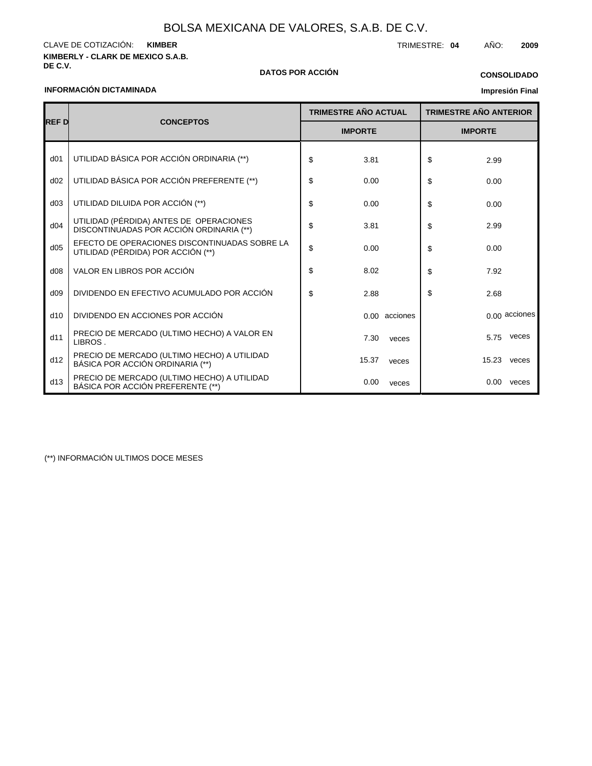# BOLSA MEXICANA DE VALORES, S.A.B. DE C.V.

CLAVE DE COTIZACIÓN: **KIMBER**

TRIMESTRE: **04** AÑO: **2009**

**KIMBERLY - CLARK DE MEXICO S.A.B. DE C.V.**

**DATOS POR ACCIÓN**

**CONSOLIDADO**

**INFORMACIÓN DICTAMINADA**

**Impresión Final**

| REF D | CONCEPTOS | TRIMESTRE AÑO ACTUAL | TRIMESTRE AÑO ANTERIOR |
|---|---|---|---|
| | | IMPORTE | IMPORTE |
| d01 | UTILIDAD BÁSICA POR ACCIÓN ORDINARIA (**) | $ 3.81 | $ 2.99 |
| d02 | UTILIDAD BÁSICA POR ACCIÓN PREFERENTE (**) | $ 0.00 | $ 0.00 |
| d03 | UTILIDAD DILUIDA POR ACCIÓN (**) | $ 0.00 | $ 0.00 |
| d04 | UTILIDAD (PÉRDIDA) ANTES DE OPERACIONES DISCONTINUADAS POR ACCIÓN ORDINARIA (**) | $ 3.81 | $ 2.99 |
| d05 | EFECTO DE OPERACIONES DISCONTINUADAS SOBRE LA UTILIDAD (PÉRDIDA) POR ACCIÓN (**) | $ 0.00 | $ 0.00 |
| d08 | VALOR EN LIBROS POR ACCIÓN | $ 8.02 | $ 7.92 |
| d09 | DIVIDENDO EN EFECTIVO ACUMULADO POR ACCIÓN | $ 2.88 | $ 2.68 |
| d10 | DIVIDENDO EN ACCIONES POR ACCIÓN | 0.00 acciones | 0.00 acciones |
| d11 | PRECIO DE MERCADO (ULTIMO HECHO) A VALOR EN LIBROS . | 7.30 veces | 5.75 veces |
| d12 | PRECIO DE MERCADO (ULTIMO HECHO) A UTILIDAD BÁSICA POR ACCIÓN ORDINARIA (**) | 15.37 veces | 15.23 veces |
| d13 | PRECIO DE MERCADO (ULTIMO HECHO) A UTILIDAD BÁSICA POR ACCIÓN PREFERENTE (**) | 0.00 veces | 0.00 veces |

(**) INFORMACIÓN ULTIMOS DOCE MESES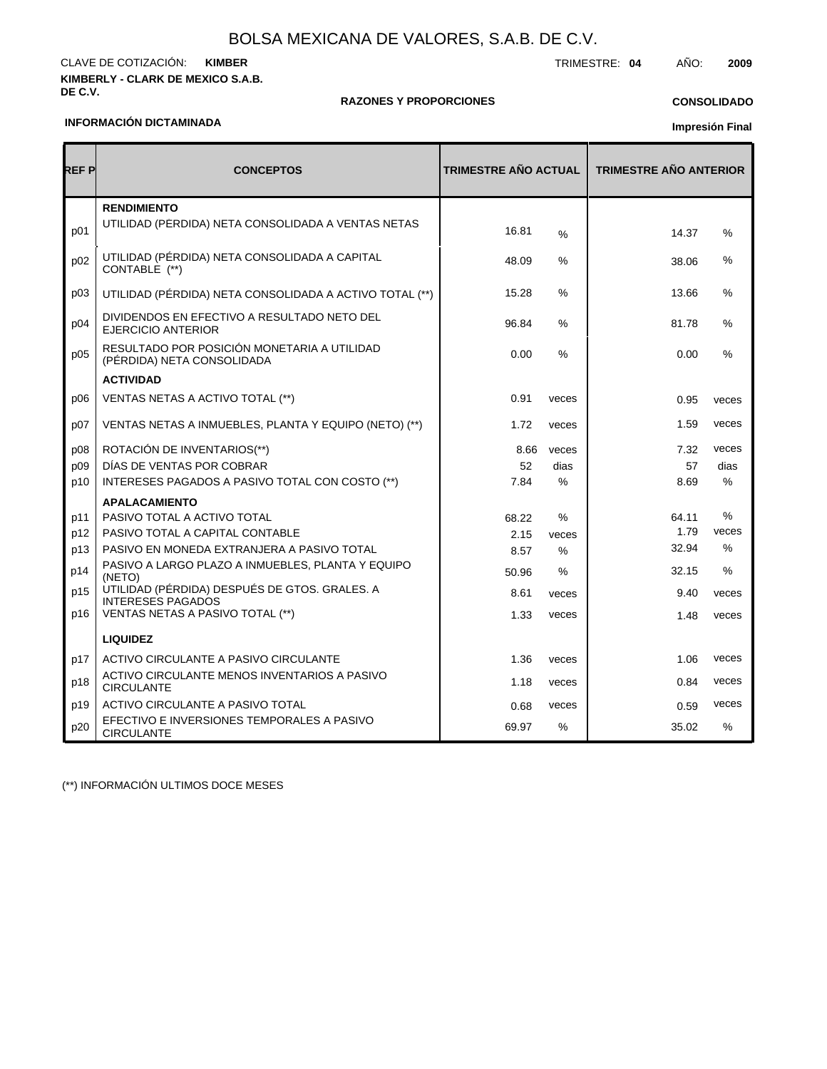# BOLSA MEXICANA DE VALORES, S.A.B. DE C.V.

CLAVE DE COTIZACIÓN: **KIMBER**

TRIMESTRE: **04** AÑO: **2009**

**KIMBERLY - CLARK DE MEXICO S.A.B. DE C.V.**

**RAZONES Y PROPORCIONES**

**CONSOLIDADO**

**INFORMACIÓN DICTAMINADA**

**Impresión Final**

| REF P | CONCEPTOS | TRIMESTRE AÑO ACTUAL | | TRIMESTRE AÑO ANTERIOR | |
|---|---|---|---|---|---|
| | **RENDIMIENTO** | | | | |
| p01 | UTILIDAD (PÉRDIDA) NETA CONSOLIDADA A VENTAS NETAS | 16.81 | % | 14.37 | % |
| p02 | UTILIDAD (PÉRDIDA) NETA CONSOLIDADA A CAPITAL CONTABLE (**) | 48.09 | % | 38.06 | % |
| p03 | UTILIDAD (PÉRDIDA) NETA CONSOLIDADA A ACTIVO TOTAL (**) | 15.28 | % | 13.66 | % |
| p04 | DIVIDENDOS EN EFECTIVO A RESULTADO NETO DEL EJERCICIO ANTERIOR | 96.84 | % | 81.78 | % |
| p05 | RESULTADO POR POSICIÓN MONETARIA A UTILIDAD (PÉRDIDA) NETA CONSOLIDADA | 0.00 | % | 0.00 | % |
| | **ACTIVIDAD** | | | | |
| p06 | VENTAS NETAS A ACTIVO TOTAL (**) | 0.91 | veces | 0.95 | veces |
| p07 | VENTAS NETAS A INMUEBLES, PLANTA Y EQUIPO (NETO) (**) | 1.72 | veces | 1.59 | veces |
| p08 | ROTACIÓN DE INVENTARIOS(**) | 8.66 | veces | 7.32 | veces |
| p09 | DÍAS DE VENTAS POR COBRAR | 52 | dias | 57 | dias |
| p10 | INTERESES PAGADOS A PASIVO TOTAL CON COSTO (**) | 7.84 | % | 8.69 | % |
| | **APALACAMIENTO** | | | | |
| p11 | PASIVO TOTAL A ACTIVO TOTAL | 68.22 | % | 64.11 | % |
| p12 | PASIVO TOTAL A CAPITAL CONTABLE | 2.15 | veces | 1.79 | veces |
| p13 | PASIVO EN MONEDA EXTRANJERA A PASIVO TOTAL | 8.57 | % | 32.94 | % |
| p14 | PASIVO A LARGO PLAZO A INMUEBLES, PLANTA Y EQUIPO (NETO) | 50.96 | % | 32.15 | % |
| p15 | UTILIDAD (PÉRDIDA) DESPUÉS DE GTOS. GRALES. A INTERESES PAGADOS | 8.61 | veces | 9.40 | veces |
| p16 | VENTAS NETAS A PASIVO TOTAL (**) | 1.33 | veces | 1.48 | veces |
| | **LIQUIDEZ** | | | | |
| p17 | ACTIVO CIRCULANTE A PASIVO CIRCULANTE | 1.36 | veces | 1.06 | veces |
| p18 | ACTIVO CIRCULANTE MENOS INVENTARIOS A PASIVO CIRCULANTE | 1.18 | veces | 0.84 | veces |
| p19 | ACTIVO CIRCULANTE A PASIVO TOTAL | 0.68 | veces | 0.59 | veces |
| p20 | EFECTIVO E INVERSIONES TEMPORALES A PASIVO CIRCULANTE | 69.97 | % | 35.02 | % |

(**) INFORMACIÓN ULTIMOS DOCE MESES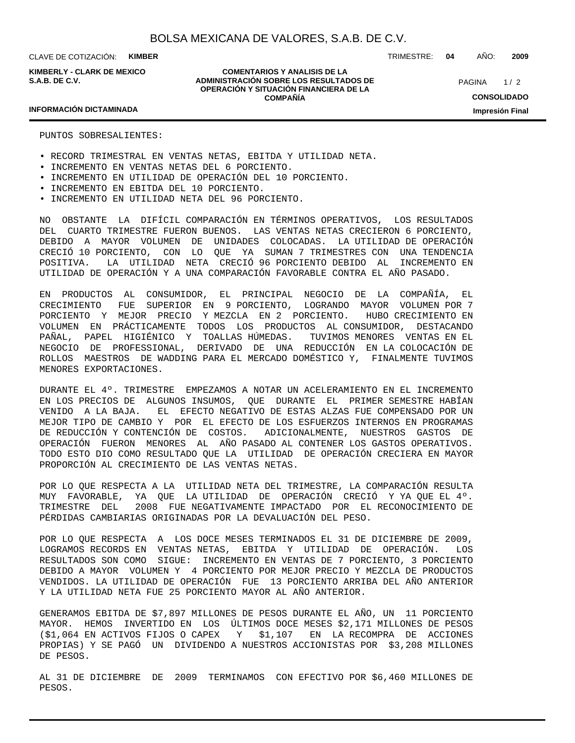PUNTOS SOBRESALIENTES:

- RECORD TRIMESTRAL EN VENTAS NETAS, EBITDA Y UTILIDAD NETA.
- INCREMENTO EN VENTAS NETAS DEL 6 PORCIENTO.
- INCREMENTO EN UTILIDAD DE OPERACIÓN DEL 10 PORCIENTO.
- INCREMENTO EN EBITDA DEL 10 PORCIENTO.
- INCREMENTO EN UTILIDAD NETA DEL 96 PORCIENTO.

NO OBSTANTE LA DIFÍCIL COMPARACIÓN EN TÉRMINOS OPERATIVOS, LOS RESULTADOS DEL CUARTO TRIMESTRE FUERON BUENOS. LAS VENTAS NETAS CRECIERON 6 PORCIENTO, DEBIDO A MAYOR VOLUMEN DE UNIDADES COLOCADAS. LA UTILIDAD DE OPERACIÓN CRECIÓ 10 PORCIENTO, CON LO QUE YA SUMAN 7 TRIMESTRES CON UNA TENDENCIA POSITIVA. LA UTILIDAD NETA CRECIÓ 96 PORCIENTO DEBIDO AL INCREMENTO EN UTILIDAD DE OPERACIÓN Y A UNA COMPARACIÓN FAVORABLE CONTRA EL AÑO PASADO.

EN PRODUCTOS AL CONSUMIDOR, EL PRINCIPAL NEGOCIO DE LA COMPAÑÍA, EL CRECIMIENTO FUE SUPERIOR EN 9 PORCIENTO, LOGRANDO MAYOR VOLUMEN POR 7 PORCIENTO Y MEJOR PRECIO Y MEZCLA EN 2 PORCIENTO. HUBO CRECIMIENTO EN VOLUMEN EN PRÁCTICAMENTE TODOS LOS PRODUCTOS AL CONSUMIDOR, DESTACANDO PAÑAL, PAPEL HIGIÉNICO Y TOALLAS HÚMEDAS. TUVIMOS MENORES VENTAS EN EL NEGOCIO DE PROFESSIONAL, DERIVADO DE UNA REDUCCIÓN EN LA COLOCACIÓN DE ROLLOS MAESTROS DE WADDING PARA EL MERCADO DOMÉSTICO Y, FINALMENTE TUVIMOS MENORES EXPORTACIONES.

DURANTE EL 4º. TRIMESTRE EMPEZAMOS A NOTAR UN ACELERAMIENTO EN EL INCREMENTO EN LOS PRECIOS DE ALGUNOS INSUMOS, QUE DURANTE EL PRIMER SEMESTRE HABÍAN VENIDO A LA BAJA. EL EFECTO NEGATIVO DE ESTAS ALZAS FUE COMPENSADO POR UN MEJOR TIPO DE CAMBIO Y POR EL EFECTO DE LOS ESFUERZOS INTERNOS EN PROGRAMAS DE REDUCCIÓN Y CONTENCIÓN DE COSTOS. ADICIONALMENTE, NUESTROS GASTOS DE OPERACIÓN FUERON MENORES AL AÑO PASADO AL CONTENER LOS GASTOS OPERATIVOS. TODO ESTO DIO COMO RESULTADO QUE LA UTILIDAD DE OPERACIÓN CRECIERA EN MAYOR PROPORCIÓN AL CRECIMIENTO DE LAS VENTAS NETAS.

POR LO QUE RESPECTA A LA UTILIDAD NETA DEL TRIMESTRE, LA COMPARACIÓN RESULTA MUY FAVORABLE, YA QUE LA UTILIDAD DE OPERACIÓN CRECIÓ Y YA QUE EL 4º. TRIMESTRE DEL 2008 FUE NEGATIVAMENTE IMPACTADO POR EL RECONOCIMIENTO DE PÉRDIDAS CAMBIARIAS ORIGINADAS POR LA DEVALUACIÓN DEL PESO.

POR LO QUE RESPECTA A LOS DOCE MESES TERMINADOS EL 31 DE DICIEMBRE DE 2009, LOGRAMOS RECORDS EN VENTAS NETAS, EBITDA Y UTILIDAD DE OPERACIÓN. LOS RESULTADOS SON COMO SIGUE: INCREMENTO EN VENTAS DE 7 PORCIENTO, 3 PORCIENTO DEBIDO A MAYOR VOLUMEN Y 4 PORCIENTO POR MEJOR PRECIO Y MEZCLA DE PRODUCTOS VENDIDOS. LA UTILIDAD DE OPERACIÓN FUE 13 PORCIENTO ARRIBA DEL AÑO ANTERIOR Y LA UTILIDAD NETA FUE 25 PORCIENTO MAYOR AL AÑO ANTERIOR.

GENERAMOS EBITDA DE $7,897 MILLONES DE PESOS DURANTE EL AÑO, UN 11 PORCIENTO MAYOR. HEMOS INVERTIDO EN LOS ÚLTIMOS DOCE MESES $2,171 MILLONES DE PESOS ($1,064 EN ACTIVOS FIJOS O CAPEX Y $1,107 EN LA RECOMPRA DE ACCIONES PROPIAS) Y SE PAGÓ UN DIVIDENDO A NUESTROS ACCIONISTAS POR $3,208 MILLONES DE PESOS.

AL 31 DE DICIEMBRE DE 2009 TERMINAMOS CON EFECTIVO POR $6,460 MILLONES DE PESOS.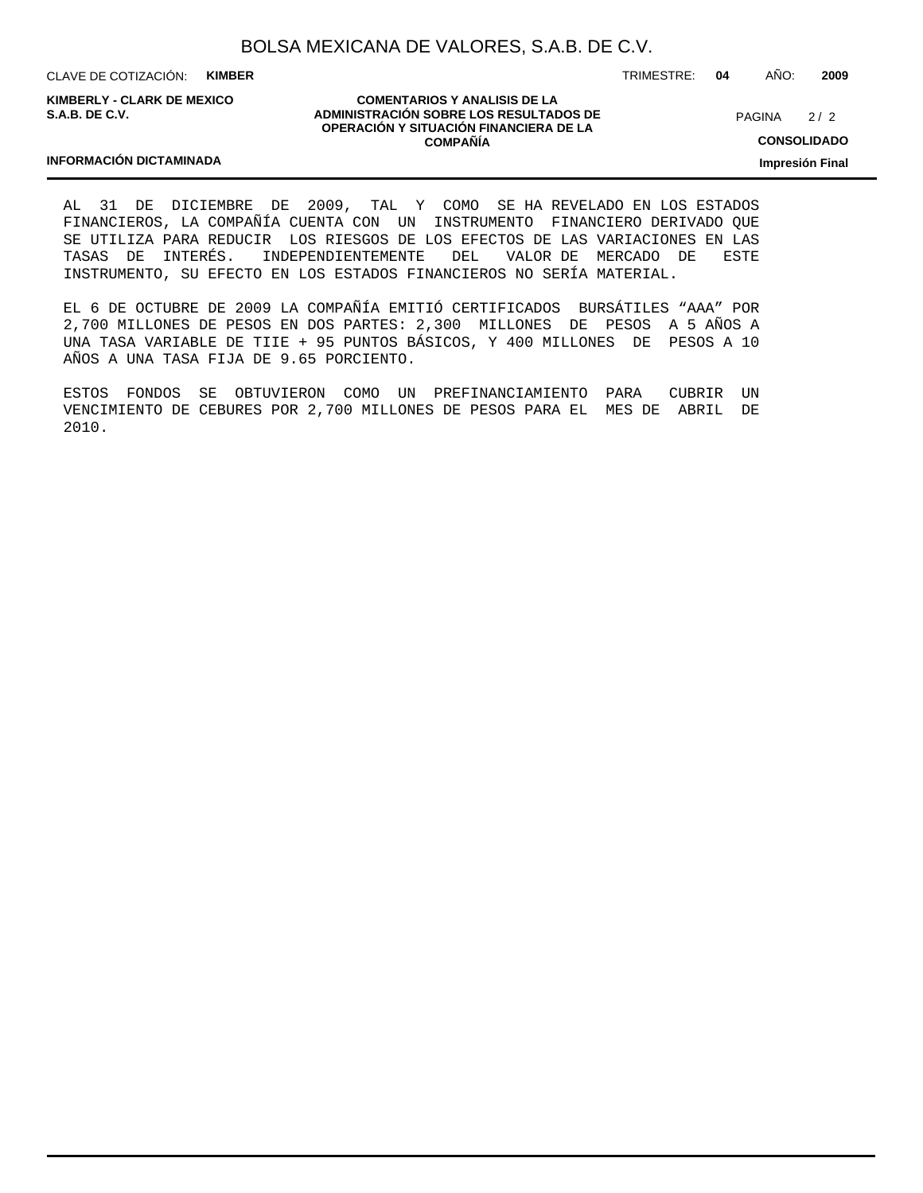AL 31 DE DICIEMBRE DE 2009, TAL Y COMO SE HA REVELADO EN LOS ESTADOS FINANCIEROS, LA COMPAÑÍA CUENTA CON UN INSTRUMENTO FINANCIERO DERIVADO QUE SE UTILIZA PARA REDUCIR LOS RIESGOS DE LOS EFECTOS DE LAS VARIACIONES EN LAS TASAS DE INTERÉS. INDEPENDIENTEMENTE DEL VALOR DE MERCADO DE ESTE INSTRUMENTO, SU EFECTO EN LOS ESTADOS FINANCIEROS NO SERÍA MATERIAL.

EL 6 DE OCTUBRE DE 2009 LA COMPAÑÍA EMITIÓ CERTIFICADOS BURSÁTILES “AAA” POR 2,700 MILLONES DE PESOS EN DOS PARTES: 2,300 MILLONES DE PESOS A 5 AÑOS A UNA TASA VARIABLE DE TIIE + 95 PUNTOS BÁSICOS, Y 400 MILLONES DE PESOS A 10 AÑOS A UNA TASA FIJA DE 9.65 PORCIENTO.

ESTOS FONDOS SE OBTUVIERON COMO UN PREFINANCIAMIENTO PARA CUBRIR UN VENCIMIENTO DE CEBURES POR 2,700 MILLONES DE PESOS PARA EL MES DE ABRIL DE 2010.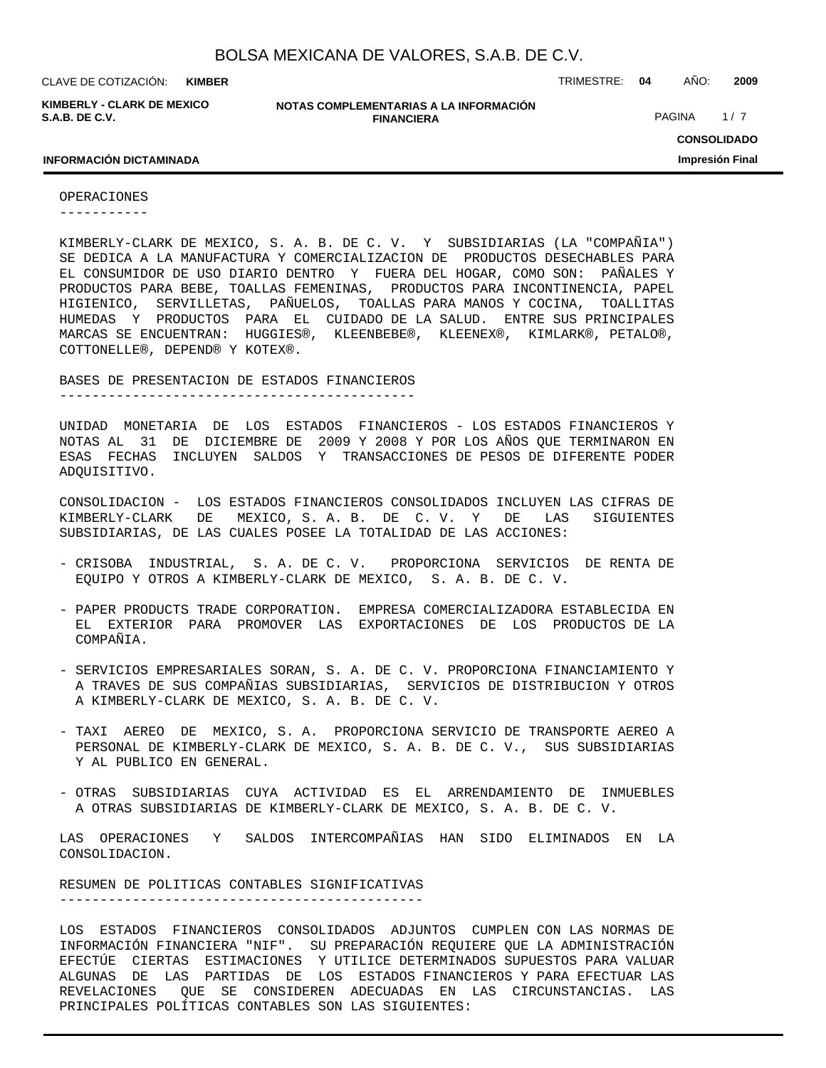## OPERACIONES

KIMBERLY-CLARK DE MEXICO, S. A. B. DE C. V. Y SUBSIDIARIAS (LA "COMPAÑIA") SE DEDICA A LA MANUFACTURA Y COMERCIALIZACION DE PRODUCTOS DESECHABLES PARA EL CONSUMIDOR DE USO DIARIO DENTRO Y FUERA DEL HOGAR, COMO SON: PAÑALES Y PRODUCTOS PARA BEBE, TOALLAS FEMENINAS, PRODUCTOS PARA INCONTINENCIA, PAPEL HIGIENICO, SERVILLETAS, PAÑUELOS, TOALLAS PARA MANOS Y COCINA, TOALLITAS HUMEDAS Y PRODUCTOS PARA EL CUIDADO DE LA SALUD. ENTRE SUS PRINCIPALES MARCAS SE ENCUENTRAN: HUGGIES®, KLEENBEBE®, KLEENEX®, KIMLARK®, PETALO®, COTTONELLE®, DEPEND® Y KOTEX®.

## BASES DE PRESENTACION DE ESTADOS FINANCIEROS

UNIDAD MONETARIA DE LOS ESTADOS FINANCIEROS - LOS ESTADOS FINANCIEROS Y NOTAS AL 31 DE DICIEMBRE DE 2009 Y 2008 Y POR LOS AÑOS QUE TERMINARON EN ESAS FECHAS INCLUYEN SALDOS Y TRANSACCIONES DE PESOS DE DIFERENTE PODER ADQUISITIVO.

CONSOLIDACION - LOS ESTADOS FINANCIEROS CONSOLIDADOS INCLUYEN LAS CIFRAS DE KIMBERLY-CLARK DE MEXICO, S. A. B. DE C. V. Y DE LAS SIGUIENTES SUBSIDIARIAS, DE LAS CUALES POSEE LA TOTALIDAD DE LAS ACCIONES:

- CRISOBA INDUSTRIAL, S. A. DE C. V. PROPORCIONA SERVICIOS DE RENTA DE EQUIPO Y OTROS A KIMBERLY-CLARK DE MEXICO, S. A. B. DE C. V.

- PAPER PRODUCTS TRADE CORPORATION. EMPRESA COMERCIALIZADORA ESTABLECIDA EN EL EXTERIOR PARA PROMOVER LAS EXPORTACIONES DE LOS PRODUCTOS DE LA COMPAÑIA.

- SERVICIOS EMPRESARIALES SORAN, S. A. DE C. V. PROPORCIONA FINANCIAMIENTO Y A TRAVES DE SUS COMPAÑIAS SUBSIDIARIAS, SERVICIOS DE DISTRIBUCION Y OTROS A KIMBERLY-CLARK DE MEXICO, S. A. B. DE C. V.

- TAXI AEREO DE MEXICO, S. A. PROPORCIONA SERVICIO DE TRANSPORTE AEREO A PERSONAL DE KIMBERLY-CLARK DE MEXICO, S. A. B. DE C. V., SUS SUBSIDIARIAS Y AL PUBLICO EN GENERAL.

- OTRAS SUBSIDIARIAS CUYA ACTIVIDAD ES EL ARRENDAMIENTO DE INMUEBLES A OTRAS SUBSIDIARIAS DE KIMBERLY-CLARK DE MEXICO, S. A. B. DE C. V.

LAS OPERACIONES Y SALDOS INTERCOMPAÑIAS HAN SIDO ELIMINADOS EN LA CONSOLIDACION.

## RESUMEN DE POLITICAS CONTABLES SIGNIFICATIVAS

LOS ESTADOS FINANCIEROS CONSOLIDADOS ADJUNTOS CUMPLEN CON LAS NORMAS DE INFORMACIÓN FINANCIERA "NIF". SU PREPARACIÓN REQUIERE QUE LA ADMINISTRACIÓN EFECTÚE CIERTAS ESTIMACIONES Y UTILICE DETERMINADOS SUPUESTOS PARA VALUAR ALGUNAS DE LAS PARTIDAS DE LOS ESTADOS FINANCIEROS Y PARA EFECTUAR LAS REVELACIONES QUE SE CONSIDEREN ADECUADAS EN LAS CIRCUNSTANCIAS. LAS PRINCIPALES POLÍTICAS CONTABLES SON LAS SIGUIENTES: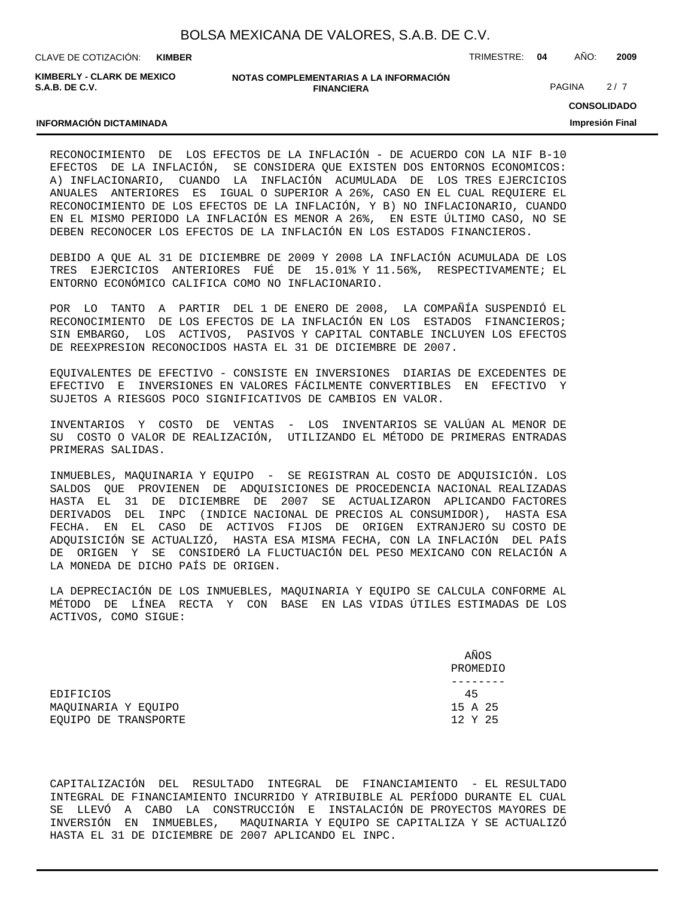RECONOCIMIENTO DE LOS EFECTOS DE LA INFLACIÓN - DE ACUERDO CON LA NIF B-10 EFECTOS DE LA INFLACIÓN, SE CONSIDERA QUE EXISTEN DOS ENTORNOS ECONOMICOS: A) INFLACIONARIO, CUANDO LA INFLACIÓN ACUMULADA DE LOS TRES EJERCICIOS ANUALES ANTERIORES ES IGUAL O SUPERIOR A 26%, CASO EN EL CUAL REQUIERE EL RECONOCIMIENTO DE LOS EFECTOS DE LA INFLACIÓN, Y B) NO INFLACIONARIO, CUANDO EN EL MISMO PERIODO LA INFLACIÓN ES MENOR A 26%, EN ESTE ÚLTIMO CASO, NO SE DEBEN RECONOCER LOS EFECTOS DE LA INFLACIÓN EN LOS ESTADOS FINANCIEROS.

DEBIDO A QUE AL 31 DE DICIEMBRE DE 2009 Y 2008 LA INFLACIÓN ACUMULADA DE LOS TRES EJERCICIOS ANTERIORES FUÉ DE 15.01% Y 11.56%, RESPECTIVAMENTE; EL ENTORNO ECONÓMICO CALIFICA COMO NO INFLACIONARIO.

POR LO TANTO A PARTIR DEL 1 DE ENERO DE 2008, LA COMPAÑÍA SUSPENDIÓ EL RECONOCIMIENTO DE LOS EFECTOS DE LA INFLACIÓN EN LOS ESTADOS FINANCIEROS; SIN EMBARGO, LOS ACTIVOS, PASIVOS Y CAPITAL CONTABLE INCLUYEN LOS EFECTOS DE REEXPRESION RECONOCIDOS HASTA EL 31 DE DICIEMBRE DE 2007.

EQUIVALENTES DE EFECTIVO - CONSISTE EN INVERSIONES DIARIAS DE EXCEDENTES DE EFECTIVO E INVERSIONES EN VALORES FÁCILMENTE CONVERTIBLES EN EFECTIVO Y SUJETOS A RIESGOS POCO SIGNIFICATIVOS DE CAMBIOS EN VALOR.

INVENTARIOS Y COSTO DE VENTAS - LOS INVENTARIOS SE VALÚAN AL MENOR DE SU COSTO O VALOR DE REALIZACIÓN, UTILIZANDO EL MÉTODO DE PRIMERAS ENTRADAS PRIMERAS SALIDAS.

INMUEBLES, MAQUINARIA Y EQUIPO - SE REGISTRAN AL COSTO DE ADQUISICIÓN. LOS SALDOS QUE PROVIENEN DE ADQUISICIONES DE PROCEDENCIA NACIONAL REALIZADAS HASTA EL 31 DE DICIEMBRE DE 2007 SE ACTUALIZARON APLICANDO FACTORES DERIVADOS DEL INPC (INDICE NACIONAL DE PRECIOS AL CONSUMIDOR), HASTA ESA FECHA. EN EL CASO DE ACTIVOS FIJOS DE ORIGEN EXTRANJERO SU COSTO DE ADQUISICIÓN SE ACTUALIZÓ, HASTA ESA MISMA FECHA, CON LA INFLACIÓN DEL PAÍS DE ORIGEN Y SE CONSIDERÓ LA FLUCTUACIÓN DEL PESO MEXICANO CON RELACIÓN A LA MONEDA DE DICHO PAÍS DE ORIGEN.

LA DEPRECIACIÓN DE LOS INMUEBLES, MAQUINARIA Y EQUIPO SE CALCULA CONFORME AL MÉTODO DE LÍNEA RECTA Y CON BASE EN LAS VIDAS ÚTILES ESTIMADAS DE LOS ACTIVOS, COMO SIGUE:

| | AÑOS PROMEDIO |
|---|---|
| EDIFICIOS | 45 |
| MAQUINARIA Y EQUIPO | 15 A 25 |
| EQUIPO DE TRANSPORTE | 12 Y 25 |

CAPITALIZACIÓN DEL RESULTADO INTEGRAL DE FINANCIAMIENTO - EL RESULTADO INTEGRAL DE FINANCIAMIENTO INCURRIDO Y ATRIBUIBLE AL PERÍODO DURANTE EL CUAL SE LLEVÓ A CABO LA CONSTRUCCIÓN E INSTALACIÓN DE PROYECTOS MAYORES DE INVERSIÓN EN INMUEBLES, MAQUINARIA Y EQUIPO SE CAPITALIZA Y SE ACTUALIZÓ HASTA EL 31 DE DICIEMBRE DE 2007 APLICANDO EL INPC.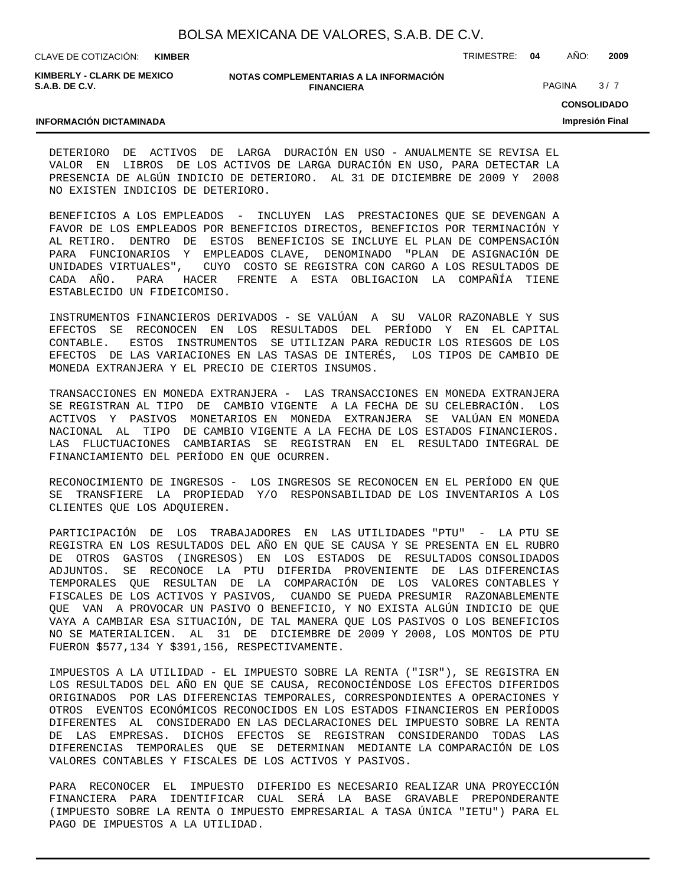DETERIORO DE ACTIVOS DE LARGA DURACIÓN EN USO - ANUALMENTE SE REVISA EL VALOR EN LIBROS DE LOS ACTIVOS DE LARGA DURACIÓN EN USO, PARA DETECTAR LA PRESENCIA DE ALGÚN INDICIO DE DETERIORO. AL 31 DE DICIEMBRE DE 2009 Y 2008 NO EXISTEN INDICIOS DE DETERIORO.

BENEFICIOS A LOS EMPLEADOS - INCLUYEN LAS PRESTACIONES QUE SE DEVENGAN A FAVOR DE LOS EMPLEADOS POR BENEFICIOS DIRECTOS, BENEFICIOS POR TERMINACIÓN Y AL RETIRO. DENTRO DE ESTOS BENEFICIOS SE INCLUYE EL PLAN DE COMPENSACIÓN PARA FUNCIONARIOS Y EMPLEADOS CLAVE, DENOMINADO "PLAN DE ASIGNACIÓN DE UNIDADES VIRTUALES", CUYO COSTO SE REGISTRA CON CARGO A LOS RESULTADOS DE CADA AÑO. PARA HACER FRENTE A ESTA OBLIGACION LA COMPAÑÍA TIENE ESTABLECIDO UN FIDEICOMISO.

INSTRUMENTOS FINANCIEROS DERIVADOS - SE VALÚAN A SU VALOR RAZONABLE Y SUS EFECTOS SE RECONOCEN EN LOS RESULTADOS DEL PERÍODO Y EN EL CAPITAL CONTABLE. ESTOS INSTRUMENTOS SE UTILIZAN PARA REDUCIR LOS RIESGOS DE LOS EFECTOS DE LAS VARIACIONES EN LAS TASAS DE INTERÉS, LOS TIPOS DE CAMBIO DE MONEDA EXTRANJERA Y EL PRECIO DE CIERTOS INSUMOS.

TRANSACCIONES EN MONEDA EXTRANJERA - LAS TRANSACCIONES EN MONEDA EXTRANJERA SE REGISTRAN AL TIPO DE CAMBIO VIGENTE A LA FECHA DE SU CELEBRACIÓN. LOS ACTIVOS Y PASIVOS MONETARIOS EN MONEDA EXTRANJERA SE VALÚAN EN MONEDA NACIONAL AL TIPO DE CAMBIO VIGENTE A LA FECHA DE LOS ESTADOS FINANCIEROS. LAS FLUCTUACIONES CAMBIARIAS SE REGISTRAN EN EL RESULTADO INTEGRAL DE FINANCIAMIENTO DEL PERÍODO EN QUE OCURREN.

RECONOCIMIENTO DE INGRESOS - LOS INGRESOS SE RECONOCEN EN EL PERÍODO EN QUE SE TRANSFIERE LA PROPIEDAD Y/O RESPONSABILIDAD DE LOS INVENTARIOS A LOS CLIENTES QUE LOS ADQUIEREN.

PARTICIPACIÓN DE LOS TRABAJADORES EN LAS UTILIDADES "PTU" - LA PTU SE REGISTRA EN LOS RESULTADOS DEL AÑO EN QUE SE CAUSA Y SE PRESENTA EN EL RUBRO DE OTROS GASTOS (INGRESOS) EN LOS ESTADOS DE RESULTADOS CONSOLIDADOS ADJUNTOS. SE RECONOCE LA PTU DIFERIDA PROVENIENTE DE LAS DIFERENCIAS TEMPORALES QUE RESULTAN DE LA COMPARACIÓN DE LOS VALORES CONTABLES Y FISCALES DE LOS ACTIVOS Y PASIVOS, CUANDO SE PUEDA PRESUMIR RAZONABLEMENTE QUE VAN A PROVOCAR UN PASIVO O BENEFICIO, Y NO EXISTA ALGÚN INDICIO DE QUE VAYA A CAMBIAR ESA SITUACIÓN, DE TAL MANERA QUE LOS PASIVOS O LOS BENEFICIOS NO SE MATERIALICEN. AL 31 DE DICIEMBRE DE 2009 Y 2008, LOS MONTOS DE PTU FUERON $577,134 Y $391,156, RESPECTIVAMENTE.

IMPUESTOS A LA UTILIDAD - EL IMPUESTO SOBRE LA RENTA ("ISR"), SE REGISTRA EN LOS RESULTADOS DEL AÑO EN QUE SE CAUSA, RECONOCIÉNDOSE LOS EFECTOS DIFERIDOS ORIGINADOS POR LAS DIFERENCIAS TEMPORALES, CORRESPONDIENTES A OPERACIONES Y OTROS EVENTOS ECONÓMICOS RECONOCIDOS EN LOS ESTADOS FINANCIEROS EN PERÍODOS DIFERENTES AL CONSIDERADO EN LAS DECLARACIONES DEL IMPUESTO SOBRE LA RENTA DE LAS EMPRESAS. DICHOS EFECTOS SE REGISTRAN CONSIDERANDO TODAS LAS DIFERENCIAS TEMPORALES QUE SE DETERMINAN MEDIANTE LA COMPARACIÓN DE LOS VALORES CONTABLES Y FISCALES DE LOS ACTIVOS Y PASIVOS.

PARA RECONOCER EL IMPUESTO DIFERIDO ES NECESARIO REALIZAR UNA PROYECCIÓN FINANCIERA PARA IDENTIFICAR CUAL SERÁ LA BASE GRAVABLE PREPONDERANTE (IMPUESTO SOBRE LA RENTA O IMPUESTO EMPRESARIAL A TASA ÚNICA "IETU") PARA EL PAGO DE IMPUESTOS A LA UTILIDAD.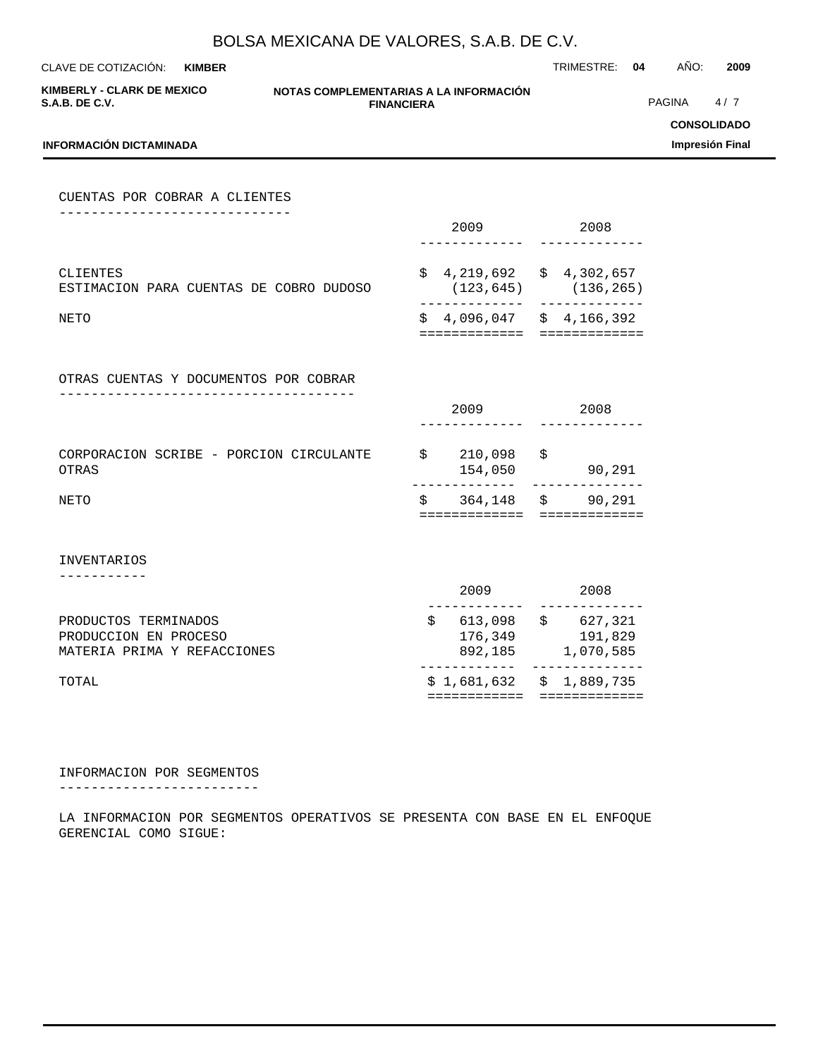## CUENTAS POR COBRAR A CLIENTES

| | 2009 | 2008 |
|---|---|---|
| CLIENTES | $ 4,219,692 | $ 4,302,657 |
| ESTIMACION PARA CUENTAS DE COBRO DUDOSO | (123,645) | (136,265) |
| NETO | $ 4,096,047 | $ 4,166,392 |

## OTRAS CUENTAS Y DOCUMENTOS POR COBRAR

| | 2009 | 2008 |
|---|---|---|
| CORPORACION SCRIBE - PORCION CIRCULANTE | $ 210,098 | $ |
| OTRAS | 154,050 | 90,291 |
| NETO | $ 364,148 | $ 90,291 |

## INVENTARIOS

| | 2009 | 2008 |
|---|---|---|
| PRODUCTOS TERMINADOS | $ 613,098 | $ 627,321 |
| PRODUCCION EN PROCESO | 176,349 | 191,829 |
| MATERIA PRIMA Y REFACCIONES | 892,185 | 1,070,585 |
| TOTAL | $ 1,681,632 | $ 1,889,735 |

## INFORMACION POR SEGMENTOS

LA INFORMACION POR SEGMENTOS OPERATIVOS SE PRESENTA CON BASE EN EL ENFOQUE GERENCIAL COMO SIGUE: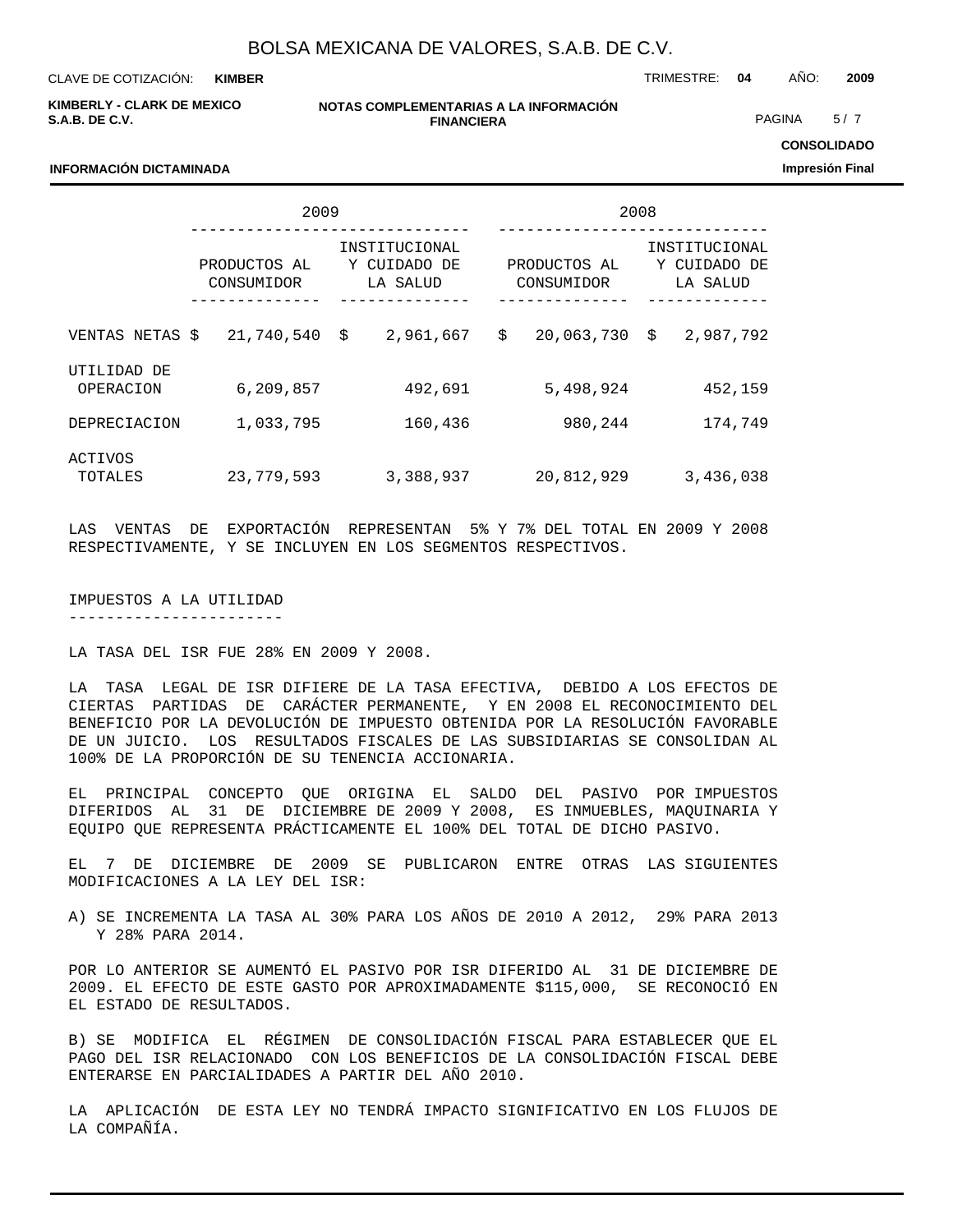| | 2009 | | 2008 | |
|---|---|---|---|---|
| | PRODUCTOS AL CONSUMIDOR | INSTITUCIONAL Y CUIDADO DE LA SALUD | PRODUCTOS AL CONSUMIDOR | INSTITUCIONAL Y CUIDADO DE LA SALUD |
| VENTAS NETAS | $ 21,740,540 | $ 2,961,667 | $ 20,063,730 | $ 2,987,792 |
| UTILIDAD DE OPERACION | 6,209,857 | 492,691 | 5,498,924 | 452,159 |
| DEPRECIACION | 1,033,795 | 160,436 | 980,244 | 174,749 |
| ACTIVOS TOTALES | 23,779,593 | 3,388,937 | 20,812,929 | 3,436,038 |

LAS VENTAS DE EXPORTACIÓN REPRESENTAN 5% Y 7% DEL TOTAL EN 2009 Y 2008 RESPECTIVAMENTE, Y SE INCLUYEN EN LOS SEGMENTOS RESPECTIVOS.

## IMPUESTOS A LA UTILIDAD

LA TASA DEL ISR FUE 28% EN 2009 Y 2008.

LA TASA LEGAL DE ISR DIFIERE DE LA TASA EFECTIVA, DEBIDO A LOS EFECTOS DE CIERTAS PARTIDAS DE CARÁCTER PERMANENTE, Y EN 2008 EL RECONOCIMIENTO DEL BENEFICIO POR LA DEVOLUCIÓN DE IMPUESTO OBTENIDA POR LA RESOLUCIÓN FAVORABLE DE UN JUICIO. LOS RESULTADOS FISCALES DE LAS SUBSIDIARIAS SE CONSOLIDAN AL 100% DE LA PROPORCIÓN DE SU TENENCIA ACCIONARIA.

EL PRINCIPAL CONCEPTO QUE ORIGINA EL SALDO DEL PASIVO POR IMPUESTOS DIFERIDOS AL 31 DE DICIEMBRE DE 2009 Y 2008, ES INMUEBLES, MAQUINARIA Y EQUIPO QUE REPRESENTA PRÁCTICAMENTE EL 100% DEL TOTAL DE DICHO PASIVO.

EL 7 DE DICIEMBRE DE 2009 SE PUBLICARON ENTRE OTRAS LAS SIGUIENTES MODIFICACIONES A LA LEY DEL ISR:

A) SE INCREMENTA LA TASA AL 30% PARA LOS AÑOS DE 2010 A 2012, 29% PARA 2013 Y 28% PARA 2014.

POR LO ANTERIOR SE AUMENTÓ EL PASIVO POR ISR DIFERIDO AL 31 DE DICIEMBRE DE 2009. EL EFECTO DE ESTE GASTO POR APROXIMADAMENTE $115,000, SE RECONOCIÓ EN EL ESTADO DE RESULTADOS.

B) SE MODIFICA EL RÉGIMEN DE CONSOLIDACIÓN FISCAL PARA ESTABLECER QUE EL PAGO DEL ISR RELACIONADO CON LOS BENEFICIOS DE LA CONSOLIDACIÓN FISCAL DEBE ENTERARSE EN PARCIALIDADES A PARTIR DEL AÑO 2010.

LA APLICACIÓN DE ESTA LEY NO TENDRÁ IMPACTO SIGNIFICATIVO EN LOS FLUJOS DE LA COMPAÑÍA.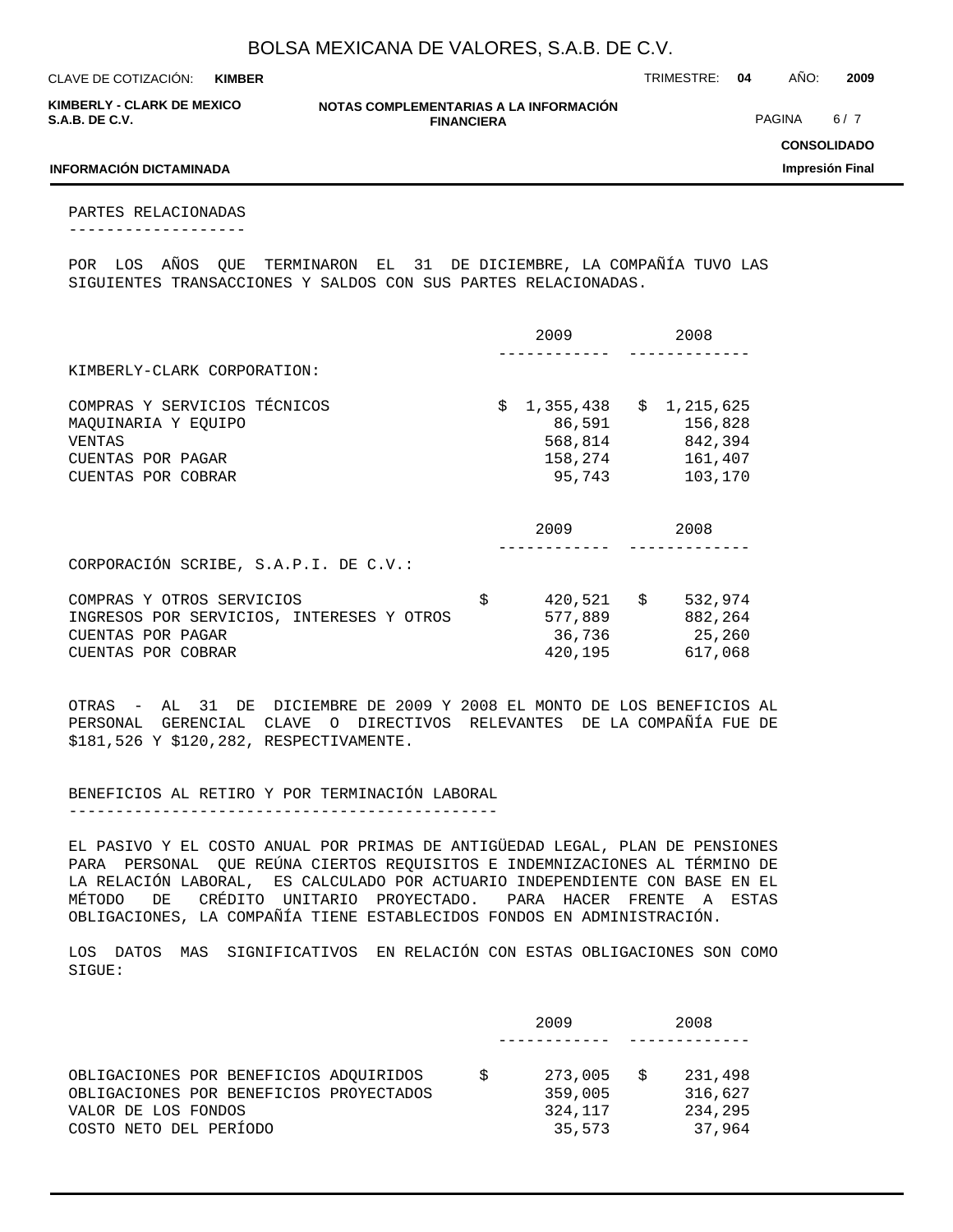## PARTES RELACIONADAS

POR LOS AÑOS QUE TERMINARON EL 31 DE DICIEMBRE, LA COMPAÑÍA TUVO LAS SIGUIENTES TRANSACCIONES Y SALDOS CON SUS PARTES RELACIONADAS.

| | 2009 | 2008 |
|---|---|---|
| KIMBERLY-CLARK CORPORATION: | | |
| COMPRAS Y SERVICIOS TÉCNICOS | $ 1,355,438 | $ 1,215,625 |
| MAQUINARIA Y EQUIPO | 86,591 | 156,828 |
| VENTAS | 568,814 | 842,394 |
| CUENTAS POR PAGAR | 158,274 | 161,407 |
| CUENTAS POR COBRAR | 95,743 | 103,170 |

| | 2009 | 2008 |
|---|---|---|
| CORPORACIÓN SCRIBE, S.A.P.I. DE C.V.: | | |
| COMPRAS Y OTROS SERVICIOS | $ 420,521 | $ 532,974 |
| INGRESOS POR SERVICIOS, INTERESES Y OTROS | 577,889 | 882,264 |
| CUENTAS POR PAGAR | 36,736 | 25,260 |
| CUENTAS POR COBRAR | 420,195 | 617,068 |

OTRAS - AL 31 DE DICIEMBRE DE 2009 Y 2008 EL MONTO DE LOS BENEFICIOS AL PERSONAL GERENCIAL CLAVE O DIRECTIVOS RELEVANTES DE LA COMPAÑÍA FUE DE $181,526 Y $120,282, RESPECTIVAMENTE.

## BENEFICIOS AL RETIRO Y POR TERMINACIÓN LABORAL

EL PASIVO Y EL COSTO ANUAL POR PRIMAS DE ANTIGÜEDAD LEGAL, PLAN DE PENSIONES PARA PERSONAL QUE REÚNA CIERTOS REQUISITOS E INDEMNIZACIONES AL TÉRMINO DE LA RELACIÓN LABORAL, ES CALCULADO POR ACTUARIO INDEPENDIENTE CON BASE EN EL MÉTODO DE CRÉDITO UNITARIO PROYECTADO. PARA HACER FRENTE A ESTAS OBLIGACIONES, LA COMPAÑÍA TIENE ESTABLECIDOS FONDOS EN ADMINISTRACIÓN.

LOS DATOS MAS SIGNIFICATIVOS EN RELACIÓN CON ESTAS OBLIGACIONES SON COMO SIGUE:

| | 2009 | 2008 |
|---|---|---|
| OBLIGACIONES POR BENEFICIOS ADQUIRIDOS | $ 273,005 | $ 231,498 |
| OBLIGACIONES POR BENEFICIOS PROYECTADOS | 359,005 | 316,627 |
| VALOR DE LOS FONDOS | 324,117 | 234,295 |
| COSTO NETO DEL PERÍODO | 35,573 | 37,964 |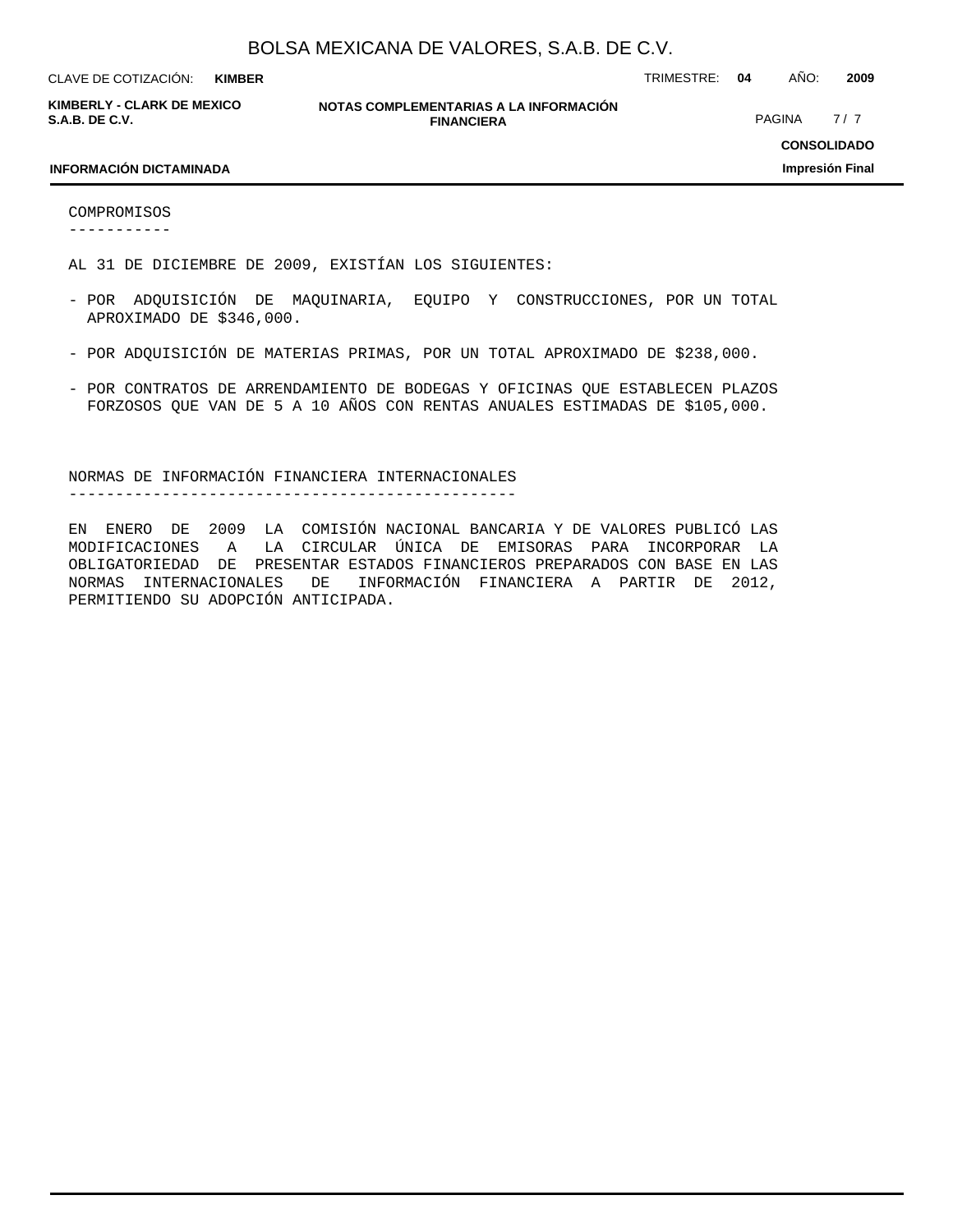## COMPROMISOS

AL 31 DE DICIEMBRE DE 2009, EXISTÍAN LOS SIGUIENTES:

- POR ADQUISICIÓN DE MAQUINARIA, EQUIPO Y CONSTRUCCIONES, POR UN TOTAL APROXIMADO DE $346,000.
- POR ADQUISICIÓN DE MATERIAS PRIMAS, POR UN TOTAL APROXIMADO DE $238,000.
- POR CONTRATOS DE ARRENDAMIENTO DE BODEGAS Y OFICINAS QUE ESTABLECEN PLAZOS FORZOSOS QUE VAN DE 5 A 10 AÑOS CON RENTAS ANUALES ESTIMADAS DE $105,000.

## NORMAS DE INFORMACIÓN FINANCIERA INTERNACIONALES

EN ENERO DE 2009 LA COMISIÓN NACIONAL BANCARIA Y DE VALORES PUBLICÓ LAS MODIFICACIONES A LA CIRCULAR ÚNICA DE EMISORAS PARA INCORPORAR LA OBLIGATORIEDAD DE PRESENTAR ESTADOS FINANCIEROS PREPARADOS CON BASE EN LAS NORMAS INTERNACIONALES DE INFORMACIÓN FINANCIERA A PARTIR DE 2012, PERMITIENDO SU ADOPCIÓN ANTICIPADA.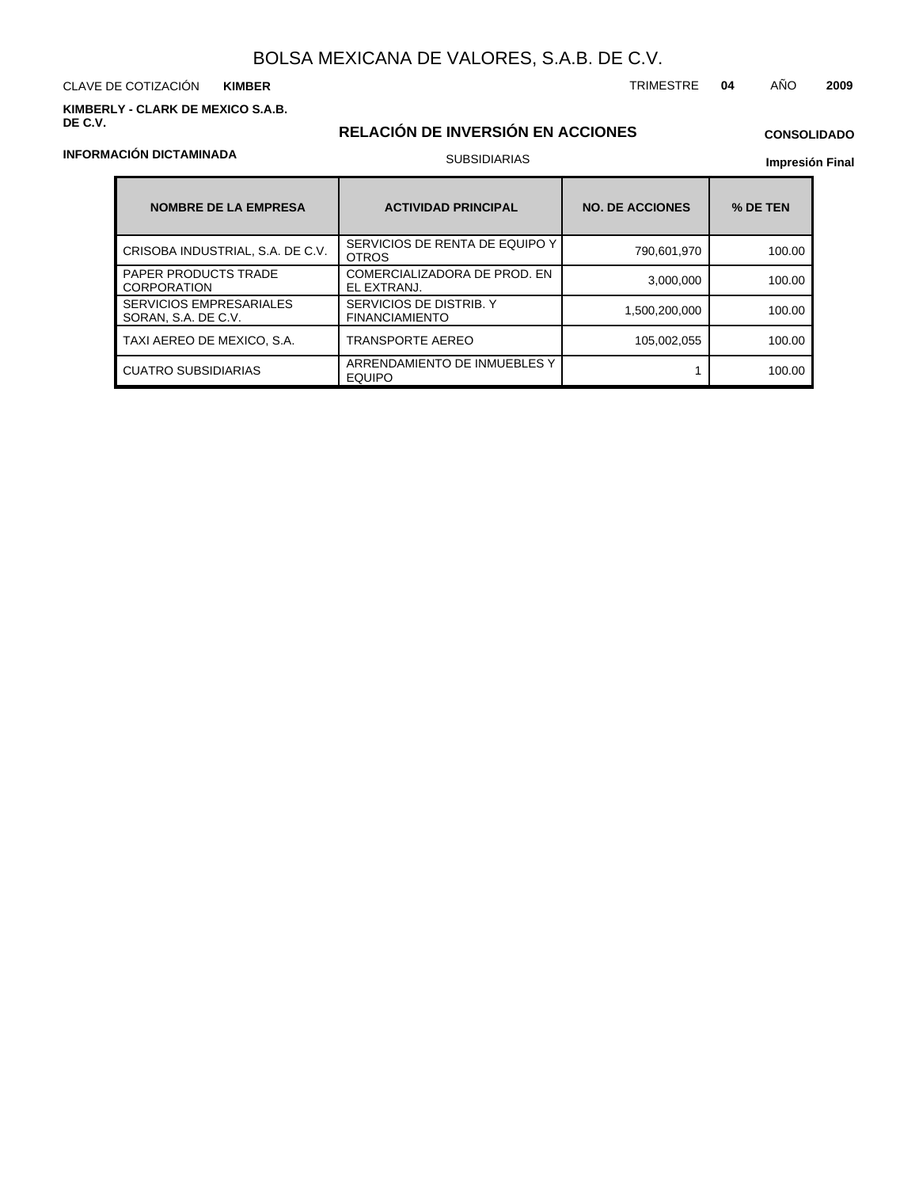# BOLSA MEXICANA DE VALORES, S.A.B. DE C.V.

CLAVE DE COTIZACIÓN **KIMBER**

TRIMESTRE **04** AÑO **2009**

**KIMBERLY - CLARK DE MEXICO S.A.B. DE C.V.**

## RELACIÓN DE INVERSIÓN EN ACCIONES

**CONSOLIDADO**

**INFORMACIÓN DICTAMINADA**

SUBSIDIARIAS

**Impresión Final**

| NOMBRE DE LA EMPRESA | ACTIVIDAD PRINCIPAL | NO. DE ACCIONES | % DE TEN |
|---|---|---|---|
| CRISOBA INDUSTRIAL, S.A. DE C.V. | SERVICIOS DE RENTA DE EQUIPO Y OTROS | 790,601,970 | 100.00 |
| PAPER PRODUCTS TRADE CORPORATION | COMERCIALIZADORA DE PROD. EN EL EXTRANJ. | 3,000,000 | 100.00 |
| SERVICIOS EMPRESARIALES SORAN, S.A. DE C.V. | SERVICIOS DE DISTRIB. Y FINANCIAMIENTO | 1,500,200,000 | 100.00 |
| TAXI AEREO DE MEXICO, S.A. | TRANSPORTE AEREO | 105,002,055 | 100.00 |
| CUATRO SUBSIDIARIAS | ARRENDAMIENTO DE INMUEBLES Y EQUIPO | 1 | 100.00 |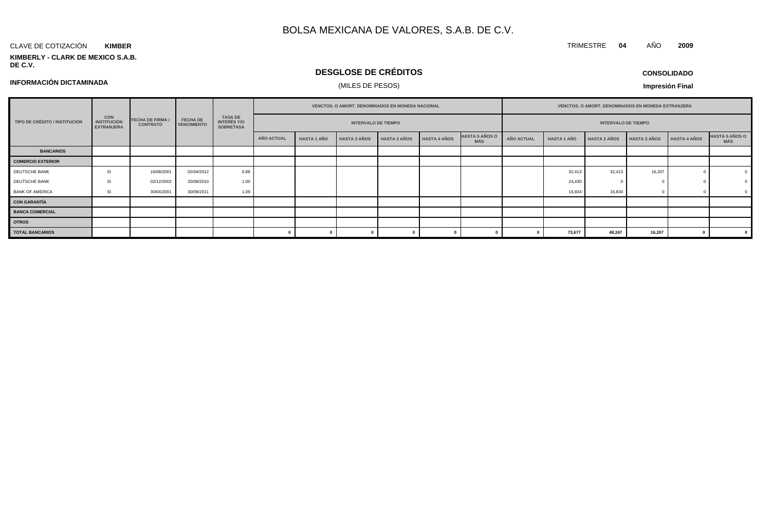# BOLSA MEXICANA DE VALORES, S.A.B. DE C.V.

CLAVE DE COTIZACIÓN **KIMBER**

TRIMESTRE **04** AÑO **2009**

**KIMBERLY - CLARK DE MEXICO S.A.B. DE C.V.**

## DESGLOSE DE CRÉDITOS

(MILES DE PESOS)

**INFORMACIÓN DICTAMINADA**

**CONSOLIDADO**

**Impresión Final**

| TIPO DE CRÉDITO / INSTITUCIÓN | CON INSTITUCIÓN EXTRANJERA | FECHA DE FIRMA / CONTRATO | FECHA DE VENCIMIENTO | TASA DE INTERÉS Y/O SOBRETASA | VENCTOS. O AMORT. DENOMINADOS EN MONEDA NACIONAL | | | | | | VENCTOS. O AMORT. DENOMINADOS EN MONEDA EXTRANJERA | | | | | |
|---|---|---|---|---|---|---|---|---|---|---|---|---|---|---|---|---|
| | | | | | INTERVALO DE TIEMPO | | | | | | INTERVALO DE TIEMPO | | | | | |
| | | | | | AÑO ACTUAL | HASTA 1 AÑO | HASTA 2 AÑOS | HASTA 3 AÑOS | HASTA 4 AÑOS | HASTA 5 AÑOS O MÁS | AÑO ACTUAL | HASTA 1 AÑO | HASTA 2 AÑOS | HASTA 3 AÑOS | HASTA 4 AÑOS | HASTA 5 AÑOS O MÁS |
| **BANCARIOS** | | | | | | | | | | | | | | | | |
| **COMERCIO EXTERIOR** | | | | | | | | | | | | | | | | |
| DEUTSCHE BANK | SI | 16/08/2001 | 02/04/2012 | 0.88 | | | | | | | | 32,413 | 32,413 | 16,207 | 0 | 0 |
| DEUTSCHE BANK | SI | 02/12/2002 | 20/08/2010 | 1.00 | | | | | | | | 24,430 | 0 | 0 | 0 | 0 |
| BANK OF AMERICA | SI | 30/04/2001 | 30/09/2011 | 1.09 | | | | | | | | 16,834 | 16,834 | 0 | 0 | 0 |
| **CON GARANTÍA** | | | | | | | | | | | | | | | | |
| **BANCA COMERCIAL** | | | | | | | | | | | | | | | | |
| **OTROS** | | | | | | | | | | | | | | | | |
| **TOTAL BANCARIOS** | | | | | **0** | **0** | **0** | **0** | **0** | **0** | **0** | **73,677** | **49,247** | **16,207** | **0** | **0** |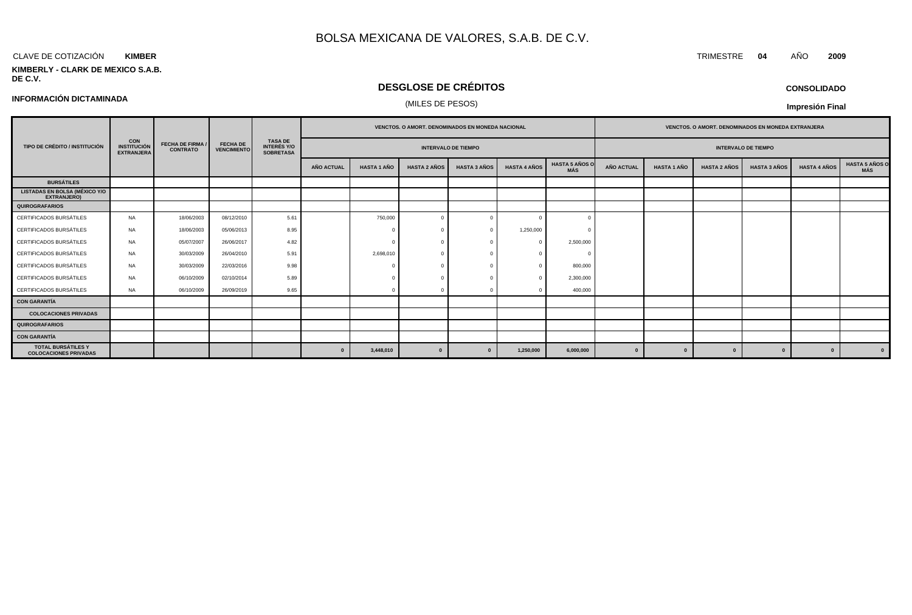# BOLSA MEXICANA DE VALORES, S.A.B. DE C.V.

CLAVE DE COTIZACIÓN **KIMBER**

TRIMESTRE **04** AÑO **2009**

**KIMBERLY - CLARK DE MEXICO S.A.B. DE C.V.**

## DESGLOSE DE CRÉDITOS

(MILES DE PESOS)

**CONSOLIDADO**

**INFORMACIÓN DICTAMINADA**

**Impresión Final**

| TIPO DE CRÉDITO / INSTITUCIÓN | CON INSTITUCIÓN EXTRANJERA | FECHA DE FIRMA / CONTRATO | FECHA DE VENCIMIENTO | TASA DE INTERÉS Y/O SOBRETASA | VENCTOS. O AMORT. DENOMINADOS EN MONEDA NACIONAL | | | | | | VENCTOS. O AMORT. DENOMINADOS EN MONEDA EXTRANJERA | | | | | |
|---|---|---|---|---|---|---|---|---|---|---|---|---|---|---|---|---|
| | | | | | INTERVALO DE TIEMPO | | | | | | INTERVALO DE TIEMPO | | | | | |
| | | | | | AÑO ACTUAL | HASTA 1 AÑO | HASTA 2 AÑOS | HASTA 3 AÑOS | HASTA 4 AÑOS | HASTA 5 AÑOS O MÁS | AÑO ACTUAL | HASTA 1 AÑO | HASTA 2 AÑOS | HASTA 3 AÑOS | HASTA 4 AÑOS | HASTA 5 AÑOS O MÁS |
| **BURSÁTILES** | | | | | | | | | | | | | | | | |
| **LISTADAS EN BOLSA (MÉXICO Y/O EXTRANJERO)** | | | | | | | | | | | | | | | | |
| **QUIROGRAFARIOS** | | | | | | | | | | | | | | | | |
| CERTIFICADOS BURSÁTILES | NA | 18/06/2003 | 08/12/2010 | 5.61 | | 750,000 | 0 | 0 | 0 | 0 | | | | | | |
| CERTIFICADOS BURSÁTILES | NA | 18/06/2003 | 05/06/2013 | 8.95 | | 0 | 0 | 0 | 1,250,000 | 0 | | | | | | |
| CERTIFICADOS BURSÁTILES | NA | 05/07/2007 | 26/06/2017 | 4.82 | | 0 | 0 | 0 | 0 | 2,500,000 | | | | | | |
| CERTIFICADOS BURSÁTILES | NA | 30/03/2009 | 26/04/2010 | 5.91 | | 2,698,010 | 0 | 0 | 0 | 0 | | | | | | |
| CERTIFICADOS BURSÁTILES | NA | 30/03/2009 | 22/03/2016 | 9.98 | | 0 | 0 | 0 | 0 | 800,000 | | | | | | |
| CERTIFICADOS BURSÁTILES | NA | 06/10/2009 | 02/10/2014 | 5.89 | | 0 | 0 | 0 | 0 | 2,300,000 | | | | | | |
| CERTIFICADOS BURSÁTILES | NA | 06/10/2009 | 26/09/2019 | 9.65 | | 0 | 0 | 0 | 0 | 400,000 | | | | | | |
| **CON GARANTÍA** | | | | | | | | | | | | | | | | |
| **COLOCACIONES PRIVADAS** | | | | | | | | | | | | | | | | |
| **QUIROGRAFARIOS** | | | | | | | | | | | | | | | | |
| **CON GARANTÍA** | | | | | | | | | | | | | | | | |
| **TOTAL BURSÁTILES Y COLOCACIONES PRIVADAS** | | | | | **0** | **3,448,010** | **0** | **0** | **1,250,000** | **6,000,000** | **0** | **0** | **0** | **0** | **0** | **0** |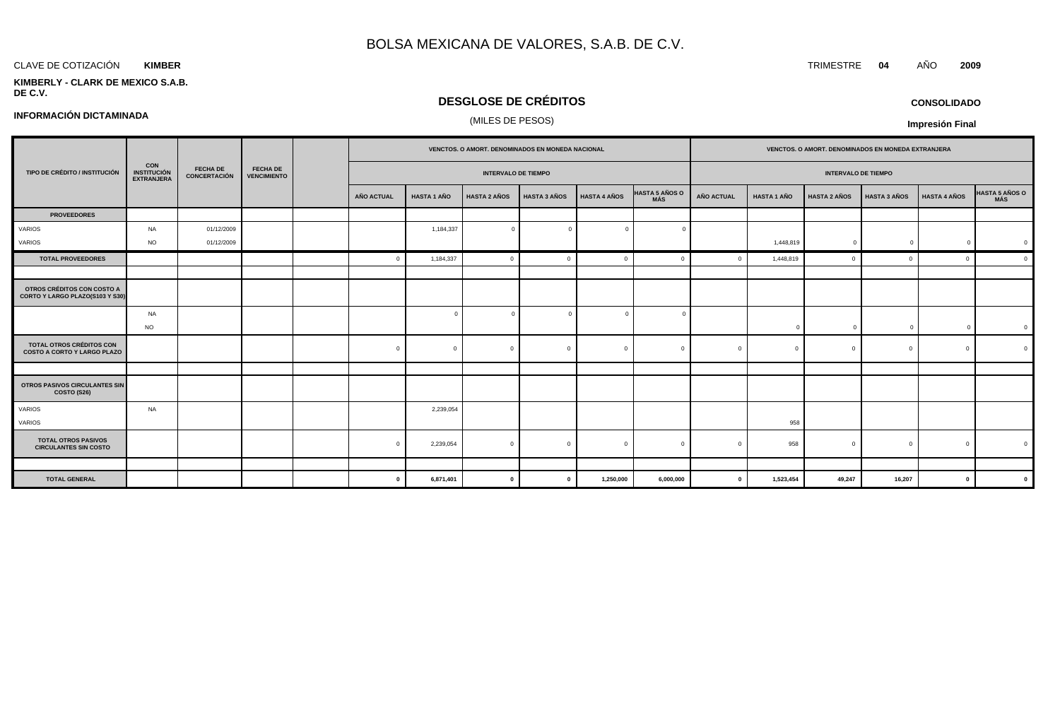# BOLSA MEXICANA DE VALORES, S.A.B. DE C.V.

CLAVE DE COTIZACIÓN **KIMBER**

TRIMESTRE **04** AÑO **2009**

**KIMBERLY - CLARK DE MEXICO S.A.B. DE C.V.**

**INFORMACIÓN DICTAMINADA**

## DESGLOSE DE CRÉDITOS

(MILES DE PESOS)

**CONSOLIDADO**

**Impresión Final**

| TIPO DE CRÉDITO / INSTITUCIÓN | CON INSTITUCIÓN EXTRANJERA | FECHA DE CONCERTACIÓN | FECHA DE VENCIMIENTO | | VENCTOS. O AMORT. DENOMINADOS EN MONEDA NACIONAL | | | | | | VENCTOS. O AMORT. DENOMINADOS EN MONEDA EXTRANJERA | | | | | |
|---|---|---|---|---|---|---|---|---|---|---|---|---|---|---|---|---|
| | | | | | INTERVALO DE TIEMPO | | | | | | INTERVALO DE TIEMPO | | | | | |
| | | | | | AÑO ACTUAL | HASTA 1 AÑO | HASTA 2 AÑOS | HASTA 3 AÑOS | HASTA 4 AÑOS | HASTA 5 AÑOS O MÁS | AÑO ACTUAL | HASTA 1 AÑO | HASTA 2 AÑOS | HASTA 3 AÑOS | HASTA 4 AÑOS | HASTA 5 AÑOS O MÁS |
| **PROVEEDORES** | | | | | | | | | | | | | | | | |
| VARIOS | NA | 01/12/2009 | | | | 1,184,337 | 0 | 0 | 0 | 0 | | | | | | |
| VARIOS | NO | 01/12/2009 | | | | | | | | | | 1,448,819 | 0 | 0 | 0 | 0 |
| **TOTAL PROVEEDORES** | | | | | 0 | 1,184,337 | 0 | 0 | 0 | 0 | 0 | 1,448,819 | 0 | 0 | 0 | 0 |
| | | | | | | | | | | | | | | | | |
| **OTROS CRÉDITOS CON COSTO A CORTO Y LARGO PLAZO(S103 Y S30)** | | | | | | | | | | | | | | | | |
| | NA | | | | | 0 | 0 | 0 | 0 | 0 | | | | | | |
| | NO | | | | | | | | | | | 0 | 0 | 0 | 0 | 0 |
| **TOTAL OTROS CRÉDITOS CON COSTO A CORTO Y LARGO PLAZO** | | | | | 0 | 0 | 0 | 0 | 0 | 0 | 0 | 0 | 0 | 0 | 0 | 0 |
| | | | | | | | | | | | | | | | | |
| **OTROS PASIVOS CIRCULANTES SIN COSTO (S26)** | | | | | | | | | | | | | | | | |
| VARIOS | NA | | | | | 2,239,054 | | | | | | | | | | |
| VARIOS | | | | | | | | | | | | 958 | | | | |
| **TOTAL OTROS PASIVOS CIRCULANTES SIN COSTO** | | | | | 0 | 2,239,054 | 0 | 0 | 0 | 0 | 0 | 958 | 0 | 0 | 0 | 0 |
| | | | | | | | | | | | | | | | | |
| **TOTAL GENERAL** | | | | | **0** | **6,871,401** | **0** | **0** | **1,250,000** | **6,000,000** | **0** | **1,523,454** | **49,247** | **16,207** | **0** | **0** |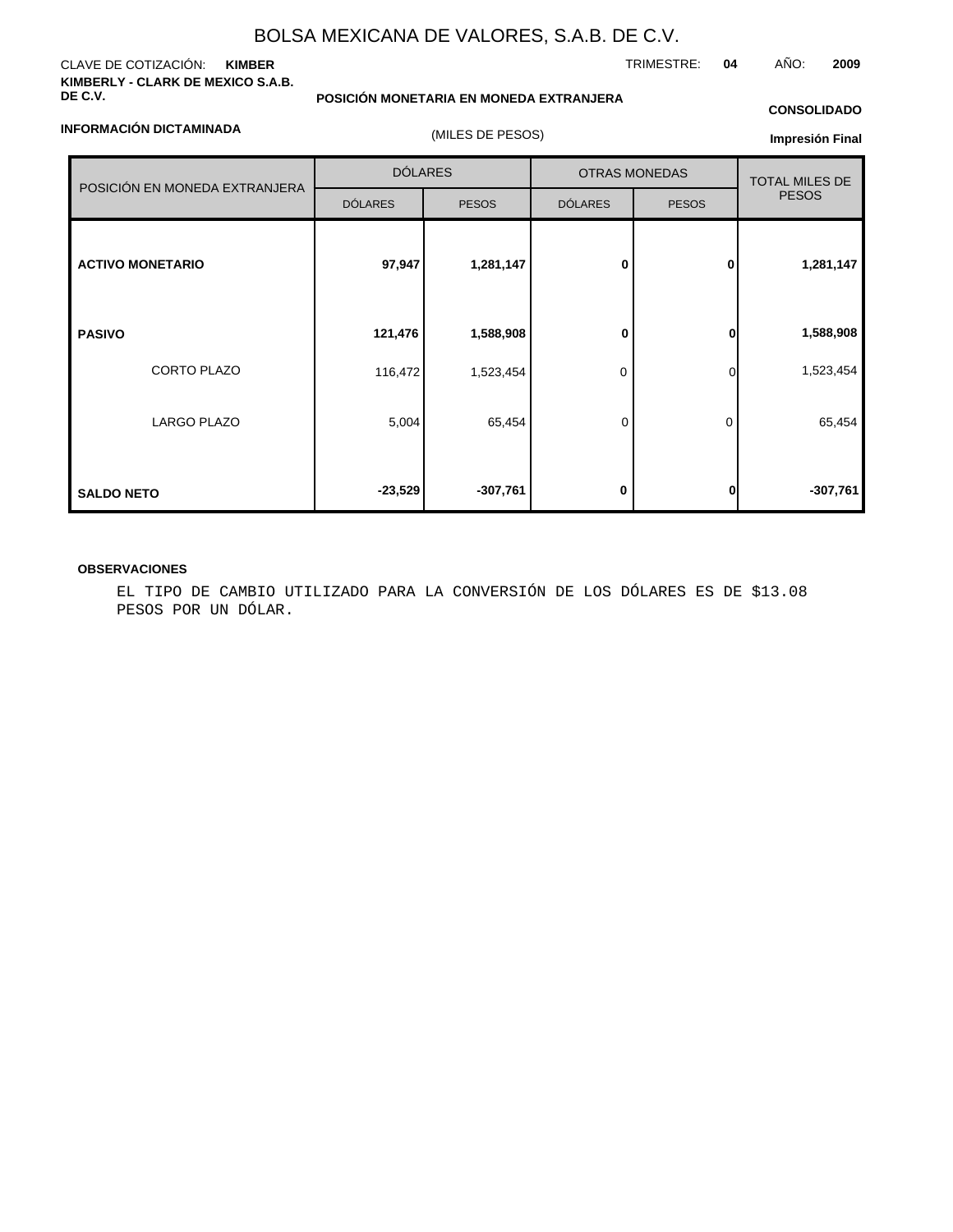BOLSA MEXICANA DE VALORES, S.A.B. DE C.V.

CLAVE DE COTIZACIÓN: **KIMBER**

TRIMESTRE: **04** AÑO: **2009**

**KIMBERLY - CLARK DE MEXICO S.A.B. DE C.V.**

**POSICIÓN MONETARIA EN MONEDA EXTRANJERA**

**CONSOLIDADO**

**INFORMACIÓN DICTAMINADA**

(MILES DE PESOS)

**Impresión Final**

| POSICIÓN EN MONEDA EXTRANJERA | DÓLARES | | OTRAS MONEDAS | | TOTAL MILES DE PESOS |
|---|---|---|---|---|---|
| | DÓLARES | PESOS | DÓLARES | PESOS | |
| **ACTIVO MONETARIO** | **97,947** | **1,281,147** | **0** | **0** | **1,281,147** |
| **PASIVO** | **121,476** | **1,588,908** | **0** | **0** | **1,588,908** |
| CORTO PLAZO | 116,472 | 1,523,454 | 0 | 0 | 1,523,454 |
| LARGO PLAZO | 5,004 | 65,454 | 0 | 0 | 65,454 |
| **SALDO NETO** | **-23,529** | **-307,761** | **0** | **0** | **-307,761** |

**OBSERVACIONES**

EL TIPO DE CAMBIO UTILIZADO PARA LA CONVERSIÓN DE LOS DÓLARES ES DE $13.08 PESOS POR UN DÓLAR.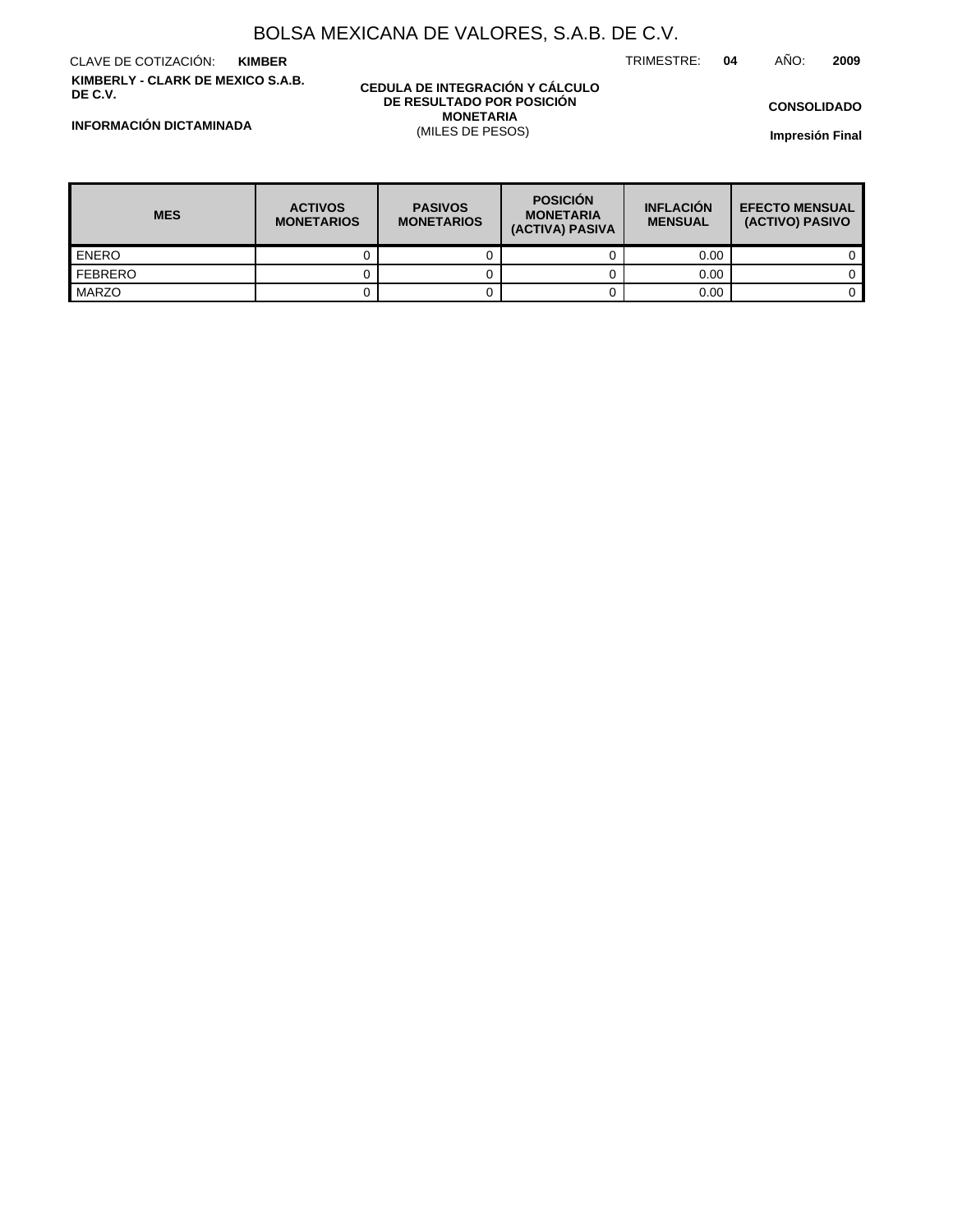# BOLSA MEXICANA DE VALORES, S.A.B. DE C.V.

CLAVE DE COTIZACIÓN: **KIMBER**

TRIMESTRE: **04** AÑO: **2009**

**KIMBERLY - CLARK DE MEXICO S.A.B. DE C.V.**

**CEDULA DE INTEGRACIÓN Y CÁLCULO DE RESULTADO POR POSICIÓN MONETARIA**
(MILES DE PESOS)

**CONSOLIDADO**

**INFORMACIÓN DICTAMINADA**

**Impresión Final**

| MES | ACTIVOS MONETARIOS | PASIVOS MONETARIOS | POSICIÓN MONETARIA (ACTIVA) PASIVA | INFLACIÓN MENSUAL | EFECTO MENSUAL (ACTIVO) PASIVO |
|---|---|---|---|---|---|
| ENERO | 0 | 0 | 0 | 0.00 | 0 |
| FEBRERO | 0 | 0 | 0 | 0.00 | 0 |
| MARZO | 0 | 0 | 0 | 0.00 | 0 |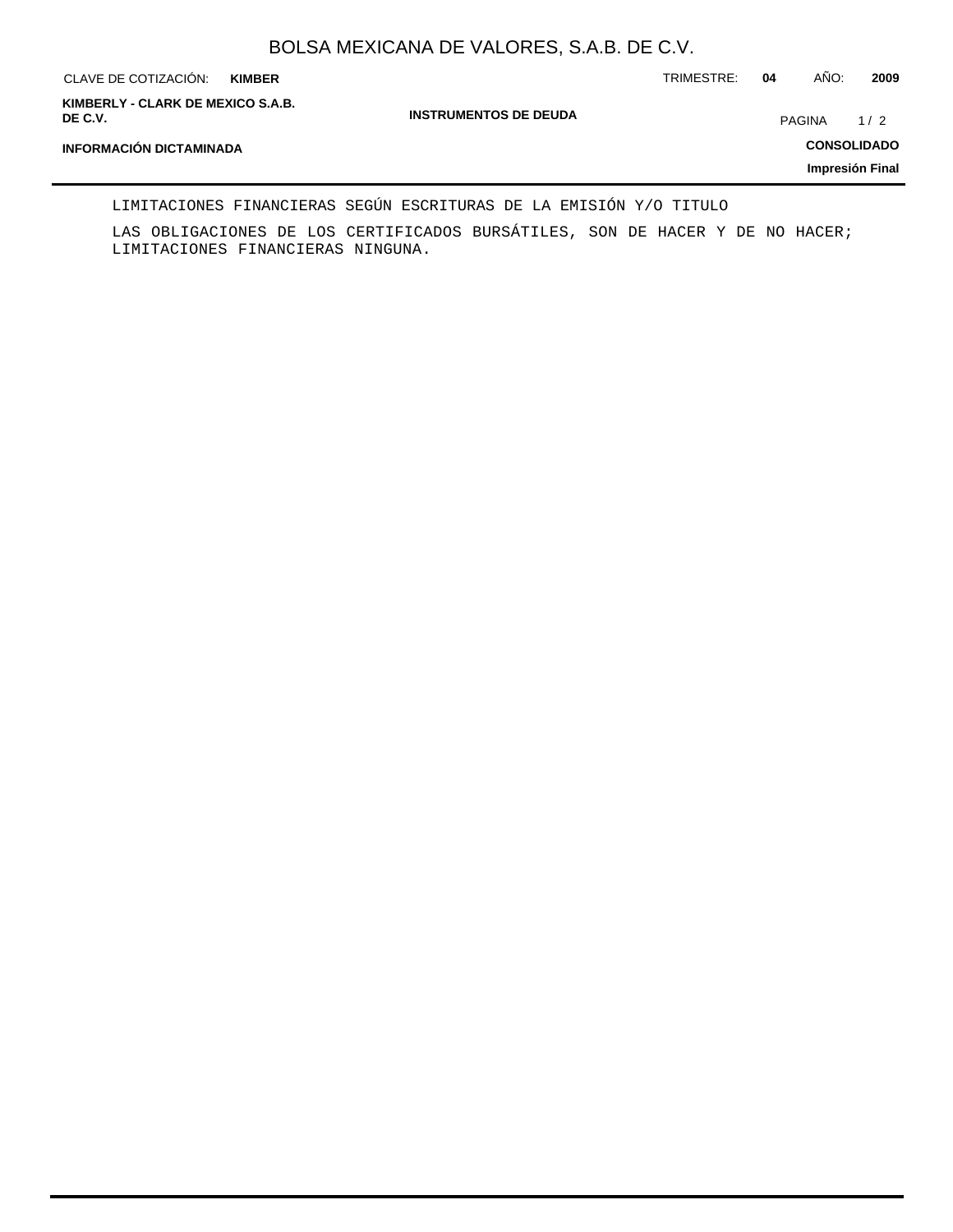LIMITACIONES FINANCIERAS SEGÚN ESCRITURAS DE LA EMISIÓN Y/O TITULO

LAS OBLIGACIONES DE LOS CERTIFICADOS BURSÁTILES, SON DE HACER Y DE NO HACER; LIMITACIONES FINANCIERAS NINGUNA.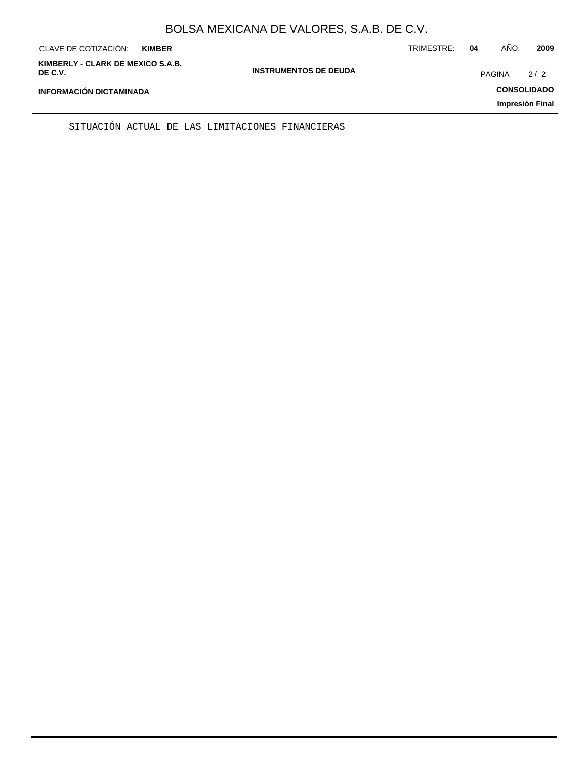SITUACIÓN ACTUAL DE LAS LIMITACIONES FINANCIERAS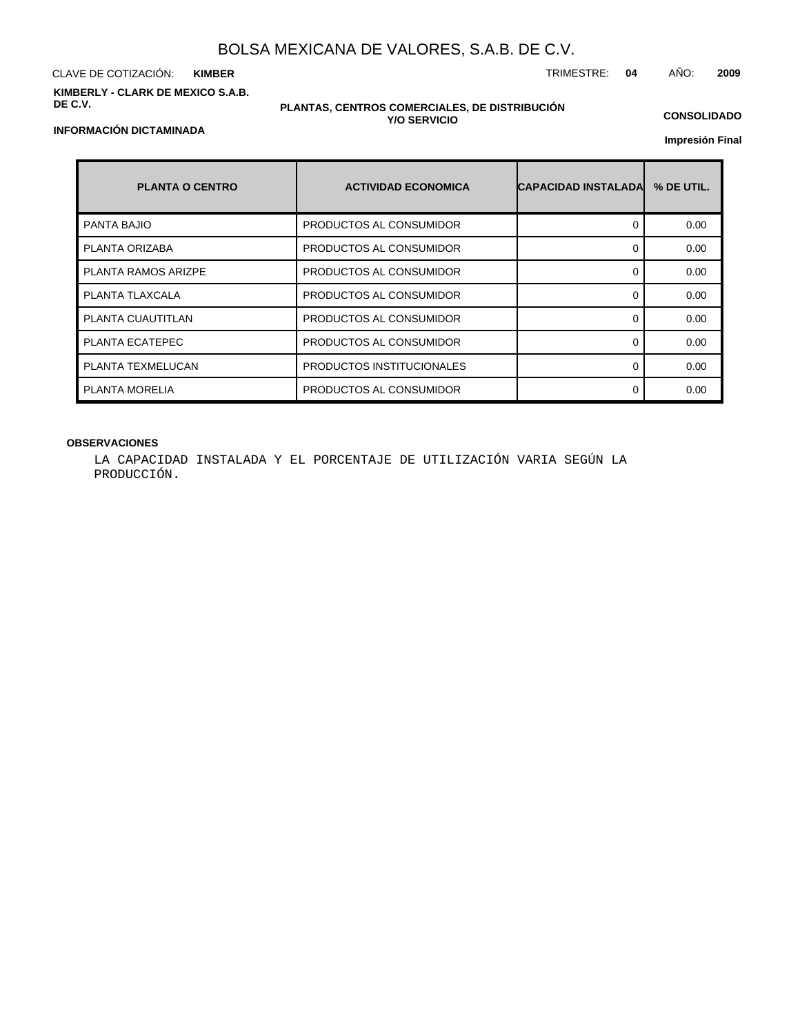# BOLSA MEXICANA DE VALORES, S.A.B. DE C.V.

CLAVE DE COTIZACIÓN: **KIMBER**

TRIMESTRE: **04** AÑO: **2009**

**KIMBERLY - CLARK DE MEXICO S.A.B. DE C.V.**

**PLANTAS, CENTROS COMERCIALES, DE DISTRIBUCIÓN Y/O SERVICIO**

**CONSOLIDADO**

**INFORMACIÓN DICTAMINADA**

**Impresión Final**

| PLANTA O CENTRO | ACTIVIDAD ECONOMICA | CAPACIDAD INSTALADA | % DE UTIL. |
|---|---|---|---|
| PANTA BAJIO | PRODUCTOS AL CONSUMIDOR | 0 | 0.00 |
| PLANTA ORIZABA | PRODUCTOS AL CONSUMIDOR | 0 | 0.00 |
| PLANTA RAMOS ARIZPE | PRODUCTOS AL CONSUMIDOR | 0 | 0.00 |
| PLANTA TLAXCALA | PRODUCTOS AL CONSUMIDOR | 0 | 0.00 |
| PLANTA CUAUTITLAN | PRODUCTOS AL CONSUMIDOR | 0 | 0.00 |
| PLANTA ECATEPEC | PRODUCTOS AL CONSUMIDOR | 0 | 0.00 |
| PLANTA TEXMELUCAN | PRODUCTOS INSTITUCIONALES | 0 | 0.00 |
| PLANTA MORELIA | PRODUCTOS AL CONSUMIDOR | 0 | 0.00 |

**OBSERVACIONES**

LA CAPACIDAD INSTALADA Y EL PORCENTAJE DE UTILIZACIÓN VARIA SEGÚN LA PRODUCCIÓN.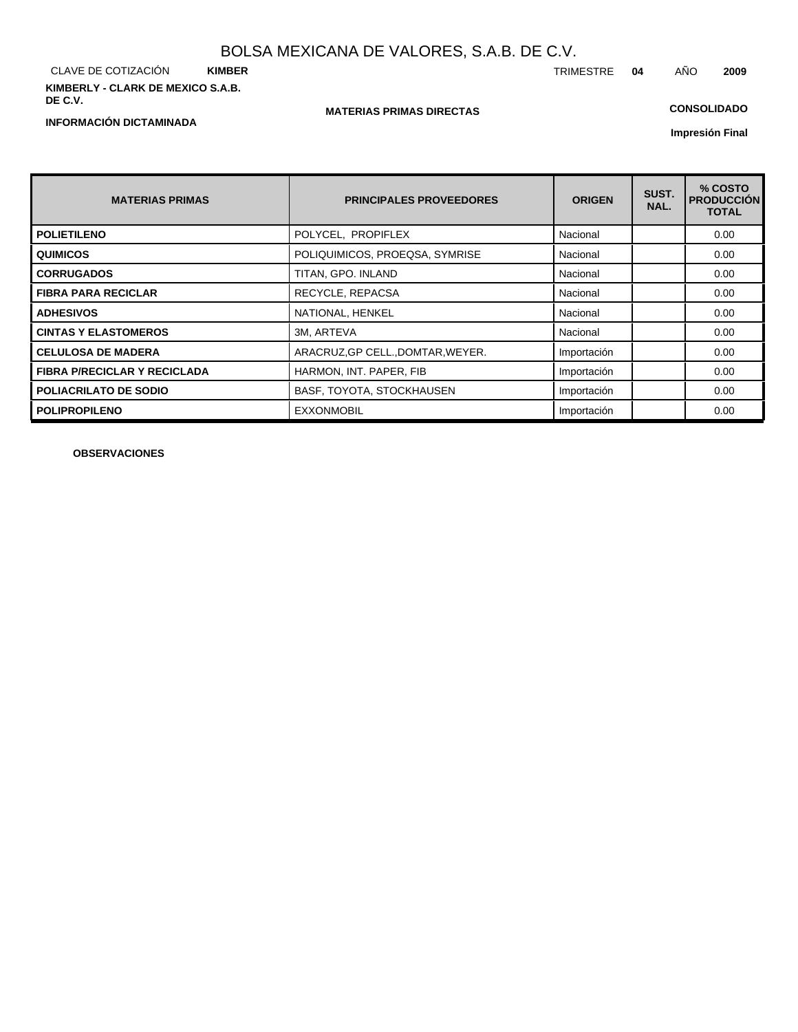# BOLSA MEXICANA DE VALORES, S.A.B. DE C.V.

CLAVE DE COTIZACIÓN **KIMBER** TRIMESTRE **04** AÑO **2009**

**KIMBERLY - CLARK DE MEXICO S.A.B. DE C.V.**

**MATERIAS PRIMAS DIRECTAS**

**CONSOLIDADO**

**INFORMACIÓN DICTAMINADA**

**Impresión Final**

| MATERIAS PRIMAS | PRINCIPALES PROVEEDORES | ORIGEN | SUST. NAL. | % COSTO PRODUCCIÓN TOTAL |
|---|---|---|---|---|
| **POLIETILENO** | POLYCEL, PROPIFLEX | Nacional | | 0.00 |
| **QUIMICOS** | POLIQUIMICOS, PROEQSA, SYMRISE | Nacional | | 0.00 |
| **CORRUGADOS** | TITAN, GPO. INLAND | Nacional | | 0.00 |
| **FIBRA PARA RECICLAR** | RECYCLE, REPACSA | Nacional | | 0.00 |
| **ADHESIVOS** | NATIONAL, HENKEL | Nacional | | 0.00 |
| **CINTAS Y ELASTOMEROS** | 3M, ARTEVA | Nacional | | 0.00 |
| **CELULOSA DE MADERA** | ARACRUZ,GP CELL.,DOMTAR,WEYER. | Importación | | 0.00 |
| **FIBRA P/RECICLAR Y RECICLADA** | HARMON, INT. PAPER, FIB | Importación | | 0.00 |
| **POLIACRILATO DE SODIO** | BASF, TOYOTA, STOCKHAUSEN | Importación | | 0.00 |
| **POLIPROPILENO** | EXXONMOBIL | Importación | | 0.00 |

**OBSERVACIONES**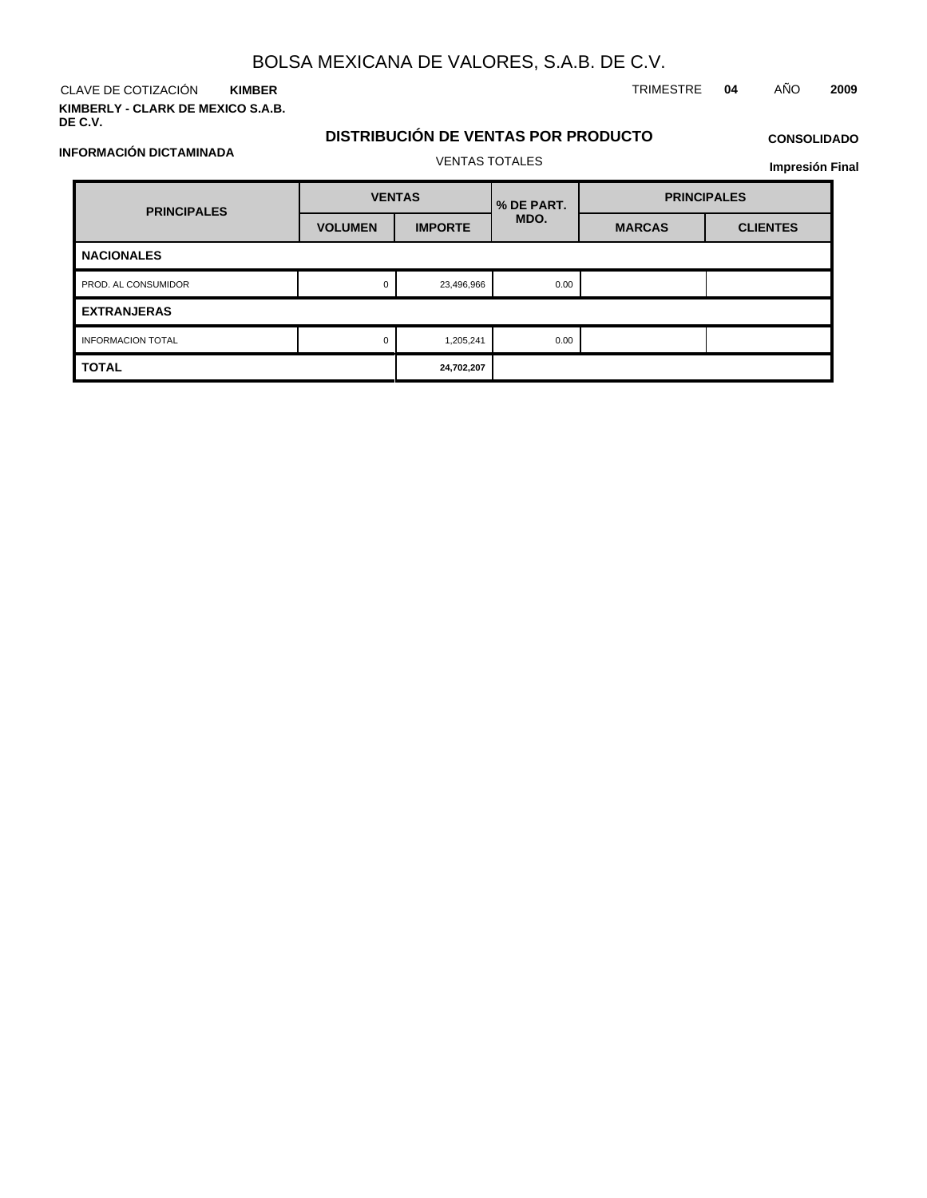# BOLSA MEXICANA DE VALORES, S.A.B. DE C.V.

CLAVE DE COTIZACIÓN **KIMBER**

TRIMESTRE **04** AÑO **2009**

**KIMBERLY - CLARK DE MEXICO S.A.B. DE C.V.**

## DISTRIBUCIÓN DE VENTAS POR PRODUCTO

**CONSOLIDADO**

**INFORMACIÓN DICTAMINADA**

VENTAS TOTALES

**Impresión Final**

| PRINCIPALES | VENTAS | | % DE PART. MDO. | PRINCIPALES | |
|---|---|---|---|---|---|
| | VOLUMEN | IMPORTE | | MARCAS | CLIENTES |
| **NACIONALES** | | | | | |
| PROD. AL CONSUMIDOR | 0 | 23,496,966 | 0.00 | | |
| **EXTRANJERAS** | | | | | |
| INFORMACION TOTAL | 0 | 1,205,241 | 0.00 | | |
| **TOTAL** | | **24,702,207** | | | |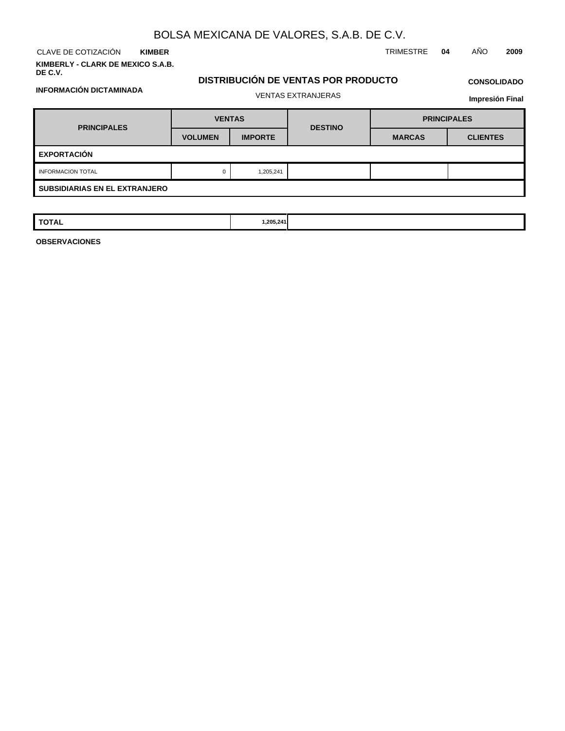# BOLSA MEXICANA DE VALORES, S.A.B. DE C.V.

CLAVE DE COTIZACIÓN **KIMBER** TRIMESTRE **04** AÑO **2009**

**KIMBERLY - CLARK DE MEXICO S.A.B. DE C.V.**

**INFORMACIÓN DICTAMINADA**

## DISTRIBUCIÓN DE VENTAS POR PRODUCTO

VENTAS EXTRANJERAS

**CONSOLIDADO**

**Impresión Final**

| PRINCIPALES | VENTAS | | DESTINO | PRINCIPALES | |
|---|---|---|---|---|---|
| | VOLUMEN | IMPORTE | | MARCAS | CLIENTES |
| **EXPORTACIÓN** | | | | | |
| INFORMACION TOTAL | 0 | 1,205,241 | | | |
| **SUBSIDIARIAS EN EL EXTRANJERO** | | | | | |
| **TOTAL** | | **1,205,241** | | | |

**OBSERVACIONES**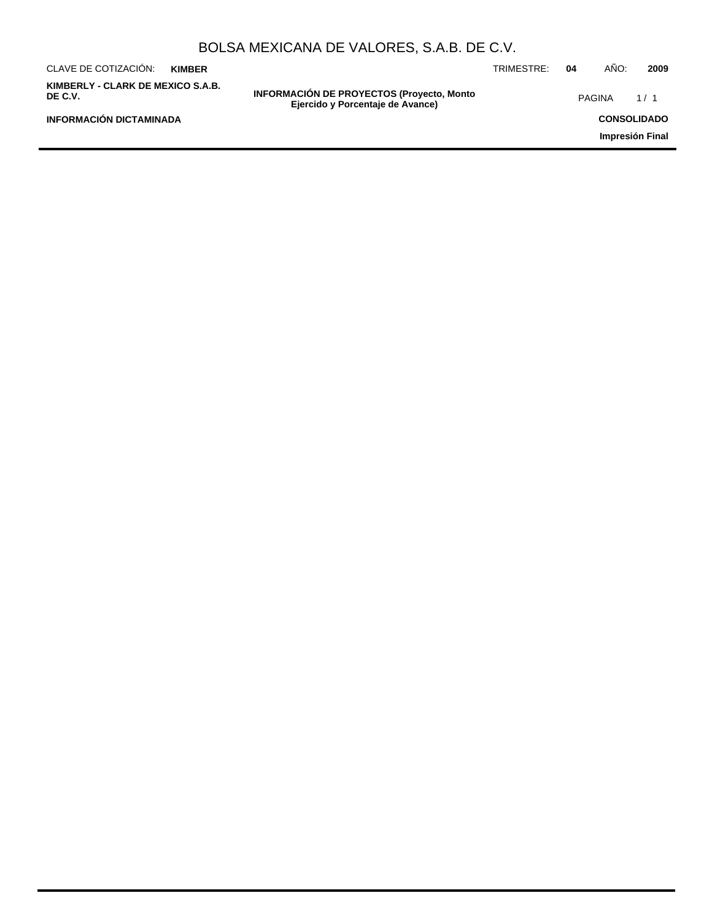## INFORMACIÓN DE PROYECTOS (Proyecto, Monto Ejercido y Porcentaje de Avance)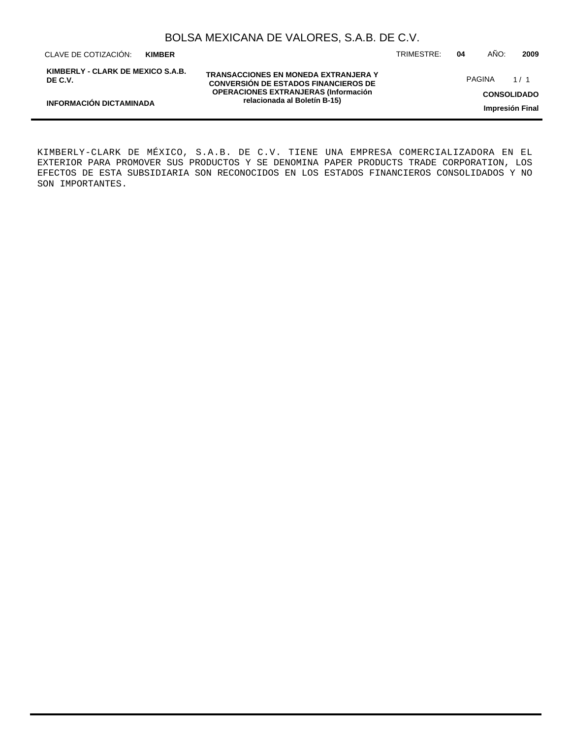## TRANSACCIONES EN MONEDA EXTRANJERA Y CONVERSIÓN DE ESTADOS FINANCIEROS DE OPERACIONES EXTRANJERAS (Información relacionada al Boletín B-15)

KIMBERLY-CLARK DE MÉXICO, S.A.B. DE C.V. TIENE UNA EMPRESA COMERCIALIZADORA EN EL EXTERIOR PARA PROMOVER SUS PRODUCTOS Y SE DENOMINA PAPER PRODUCTS TRADE CORPORATION, LOS EFECTOS DE ESTA SUBSIDIARIA SON RECONOCIDOS EN LOS ESTADOS FINANCIEROS CONSOLIDADOS Y NO SON IMPORTANTES.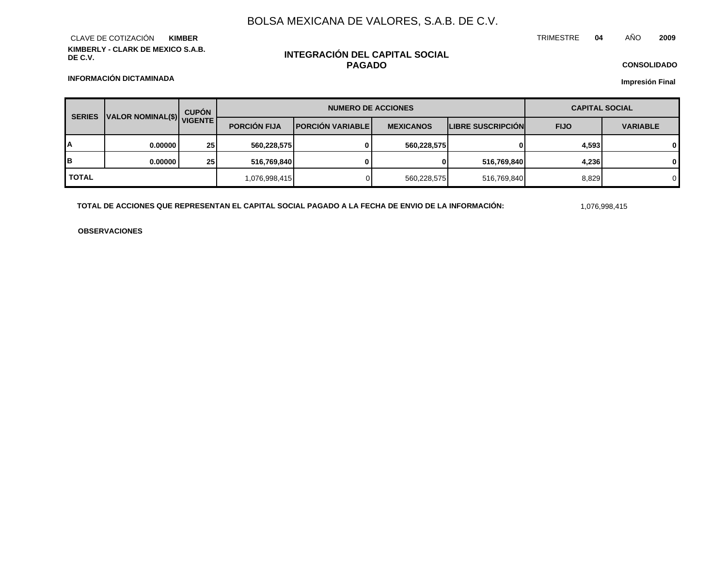# BOLSA MEXICANA DE VALORES, S.A.B. DE C.V.

CLAVE DE COTIZACIÓN **KIMBER**

TRIMESTRE **04** AÑO **2009**

**KIMBERLY - CLARK DE MEXICO S.A.B. DE C.V.**

## INTEGRACIÓN DEL CAPITAL SOCIAL PAGADO

**CONSOLIDADO**

**INFORMACIÓN DICTAMINADA**

**Impresión Final**

| SERIES | VALOR NOMINAL($) | CUPÓN VIGENTE | NUMERO DE ACCIONES | | | | CAPITAL SOCIAL | |
|---|---|---|---|---|---|---|---|---|
| | | | PORCIÓN FIJA | PORCIÓN VARIABLE | MEXICANOS | LIBRE SUSCRIPCIÓN | FIJO | VARIABLE |
| A | 0.00000 | 25 | 560,228,575 | 0 | 560,228,575 | 0 | 4,593 | 0 |
| B | 0.00000 | 25 | 516,769,840 | 0 | 0 | 516,769,840 | 4,236 | 0 |
| TOTAL | | | 1,076,998,415 | 0 | 560,228,575 | 516,769,840 | 8,829 | 0 |

**TOTAL DE ACCIONES QUE REPRESENTAN EL CAPITAL SOCIAL PAGADO A LA FECHA DE ENVIO DE LA INFORMACIÓN:** 1,076,998,415

**OBSERVACIONES**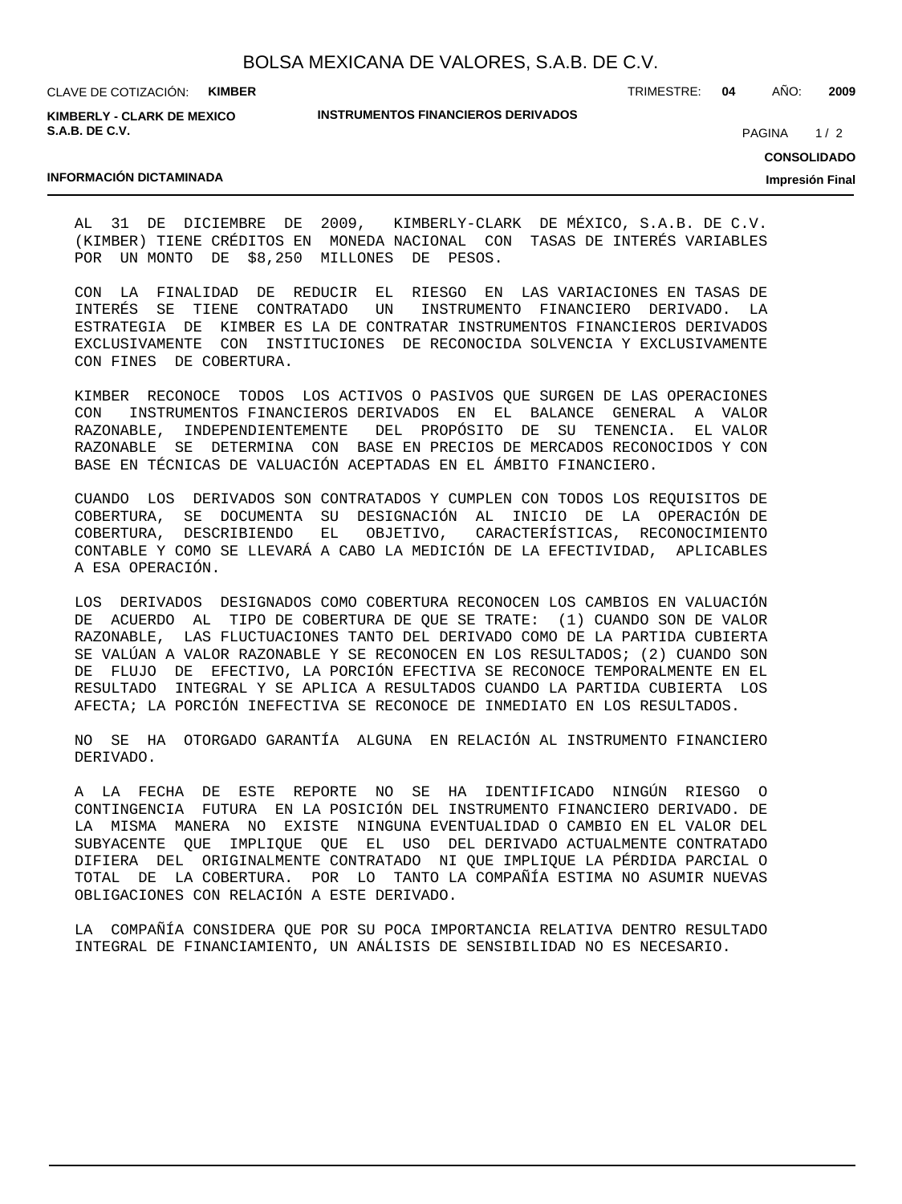# INSTRUMENTOS FINANCIEROS DERIVADOS

AL 31 DE DICIEMBRE DE 2009, KIMBERLY-CLARK DE MÉXICO, S.A.B. DE C.V. (KIMBER) TIENE CRÉDITOS EN MONEDA NACIONAL CON TASAS DE INTERÉS VARIABLES POR UN MONTO DE $8,250 MILLONES DE PESOS.

CON LA FINALIDAD DE REDUCIR EL RIESGO EN LAS VARIACIONES EN TASAS DE INTERÉS SE TIENE CONTRATADO UN INSTRUMENTO FINANCIERO DERIVADO. LA ESTRATEGIA DE KIMBER ES LA DE CONTRATAR INSTRUMENTOS FINANCIEROS DERIVADOS EXCLUSIVAMENTE CON INSTITUCIONES DE RECONOCIDA SOLVENCIA Y EXCLUSIVAMENTE CON FINES DE COBERTURA.

KIMBER RECONOCE TODOS LOS ACTIVOS O PASIVOS QUE SURGEN DE LAS OPERACIONES CON INSTRUMENTOS FINANCIEROS DERIVADOS EN EL BALANCE GENERAL A VALOR RAZONABLE, INDEPENDIENTEMENTE DEL PROPÓSITO DE SU TENENCIA. EL VALOR RAZONABLE SE DETERMINA CON BASE EN PRECIOS DE MERCADOS RECONOCIDOS Y CON BASE EN TÉCNICAS DE VALUACIÓN ACEPTADAS EN EL ÁMBITO FINANCIERO.

CUANDO LOS DERIVADOS SON CONTRATADOS Y CUMPLEN CON TODOS LOS REQUISITOS DE COBERTURA, SE DOCUMENTA SU DESIGNACIÓN AL INICIO DE LA OPERACIÓN DE COBERTURA, DESCRIBIENDO EL OBJETIVO, CARACTERÍSTICAS, RECONOCIMIENTO CONTABLE Y COMO SE LLEVARÁ A CABO LA MEDICIÓN DE LA EFECTIVIDAD, APLICABLES A ESA OPERACIÓN.

LOS DERIVADOS DESIGNADOS COMO COBERTURA RECONOCEN LOS CAMBIOS EN VALUACIÓN DE ACUERDO AL TIPO DE COBERTURA DE QUE SE TRATE: (1) CUANDO SON DE VALOR RAZONABLE, LAS FLUCTUACIONES TANTO DEL DERIVADO COMO DE LA PARTIDA CUBIERTA SE VALÚAN A VALOR RAZONABLE Y SE RECONOCEN EN LOS RESULTADOS; (2) CUANDO SON DE FLUJO DE EFECTIVO, LA PORCIÓN EFECTIVA SE RECONOCE TEMPORALMENTE EN EL RESULTADO INTEGRAL Y SE APLICA A RESULTADOS CUANDO LA PARTIDA CUBIERTA LOS AFECTA; LA PORCIÓN INEFECTIVA SE RECONOCE DE INMEDIATO EN LOS RESULTADOS.

NO SE HA OTORGADO GARANTÍA ALGUNA EN RELACIÓN AL INSTRUMENTO FINANCIERO DERIVADO.

A LA FECHA DE ESTE REPORTE NO SE HA IDENTIFICADO NINGÚN RIESGO O CONTINGENCIA FUTURA EN LA POSICIÓN DEL INSTRUMENTO FINANCIERO DERIVADO. DE LA MISMA MANERA NO EXISTE NINGUNA EVENTUALIDAD O CAMBIO EN EL VALOR DEL SUBYACENTE QUE IMPLIQUE QUE EL USO DEL DERIVADO ACTUALMENTE CONTRATADO DIFIERA DEL ORIGINALMENTE CONTRATADO NI QUE IMPLIQUE LA PÉRDIDA PARCIAL O TOTAL DE LA COBERTURA. POR LO TANTO LA COMPAÑÍA ESTIMA NO ASUMIR NUEVAS OBLIGACIONES CON RELACIÓN A ESTE DERIVADO.

LA COMPAÑÍA CONSIDERA QUE POR SU POCA IMPORTANCIA RELATIVA DENTRO RESULTADO INTEGRAL DE FINANCIAMIENTO, UN ANÁLISIS DE SENSIBILIDAD NO ES NECESARIO.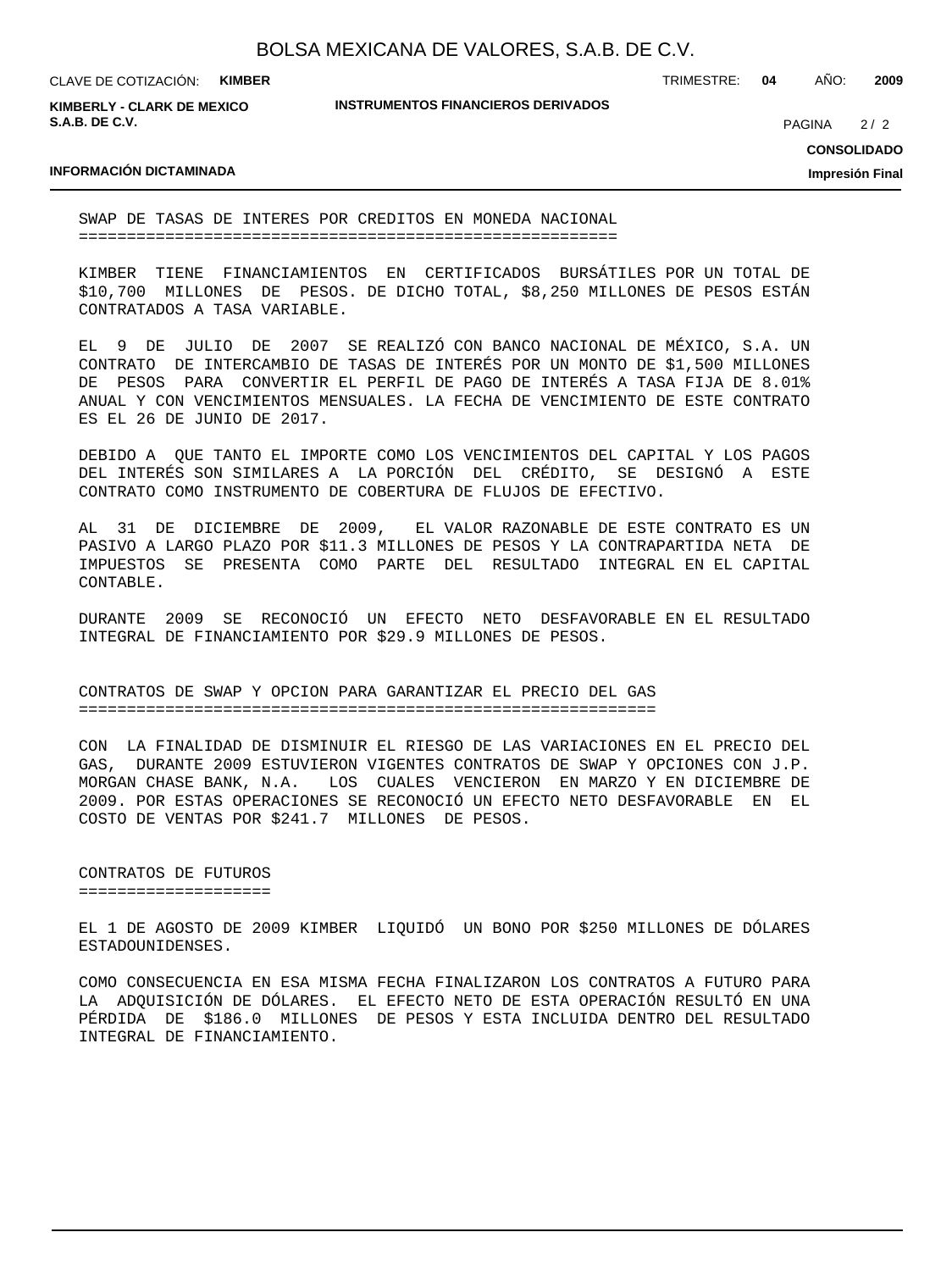## SWAP DE TASAS DE INTERES POR CREDITOS EN MONEDA NACIONAL

KIMBER TIENE FINANCIAMIENTOS EN CERTIFICADOS BURSÁTILES POR UN TOTAL DE $10,700 MILLONES DE PESOS. DE DICHO TOTAL, $8,250 MILLONES DE PESOS ESTÁN CONTRATADOS A TASA VARIABLE.

EL 9 DE JULIO DE 2007 SE REALIZÓ CON BANCO NACIONAL DE MÉXICO, S.A. UN CONTRATO DE INTERCAMBIO DE TASAS DE INTERÉS POR UN MONTO DE $1,500 MILLONES DE PESOS PARA CONVERTIR EL PERFIL DE PAGO DE INTERÉS A TASA FIJA DE 8.01% ANUAL Y CON VENCIMIENTOS MENSUALES. LA FECHA DE VENCIMIENTO DE ESTE CONTRATO ES EL 26 DE JUNIO DE 2017.

DEBIDO A QUE TANTO EL IMPORTE COMO LOS VENCIMIENTOS DEL CAPITAL Y LOS PAGOS DEL INTERÉS SON SIMILARES A LA PORCIÓN DEL CRÉDITO, SE DESIGNÓ A ESTE CONTRATO COMO INSTRUMENTO DE COBERTURA DE FLUJOS DE EFECTIVO.

AL 31 DE DICIEMBRE DE 2009, EL VALOR RAZONABLE DE ESTE CONTRATO ES UN PASIVO A LARGO PLAZO POR $11.3 MILLONES DE PESOS Y LA CONTRAPARTIDA NETA DE IMPUESTOS SE PRESENTA COMO PARTE DEL RESULTADO INTEGRAL EN EL CAPITAL CONTABLE.

DURANTE 2009 SE RECONOCIÓ UN EFECTO NETO DESFAVORABLE EN EL RESULTADO INTEGRAL DE FINANCIAMIENTO POR $29.9 MILLONES DE PESOS.

## CONTRATOS DE SWAP Y OPCION PARA GARANTIZAR EL PRECIO DEL GAS

CON LA FINALIDAD DE DISMINUIR EL RIESGO DE LAS VARIACIONES EN EL PRECIO DEL GAS, DURANTE 2009 ESTUVIERON VIGENTES CONTRATOS DE SWAP Y OPCIONES CON J.P. MORGAN CHASE BANK, N.A. LOS CUALES VENCIERON EN MARZO Y EN DICIEMBRE DE 2009. POR ESTAS OPERACIONES SE RECONOCIÓ UN EFECTO NETO DESFAVORABLE EN EL COSTO DE VENTAS POR $241.7 MILLONES DE PESOS.

## CONTRATOS DE FUTUROS

EL 1 DE AGOSTO DE 2009 KIMBER LIQUIDÓ UN BONO POR $250 MILLONES DE DÓLARES ESTADOUNIDENSES.

COMO CONSECUENCIA EN ESA MISMA FECHA FINALIZARON LOS CONTRATOS A FUTURO PARA LA ADQUISICIÓN DE DÓLARES. EL EFECTO NETO DE ESTA OPERACIÓN RESULTÓ EN UNA PÉRDIDA DE $186.0 MILLONES DE PESOS Y ESTA INCLUIDA DENTRO DEL RESULTADO INTEGRAL DE FINANCIAMIENTO.